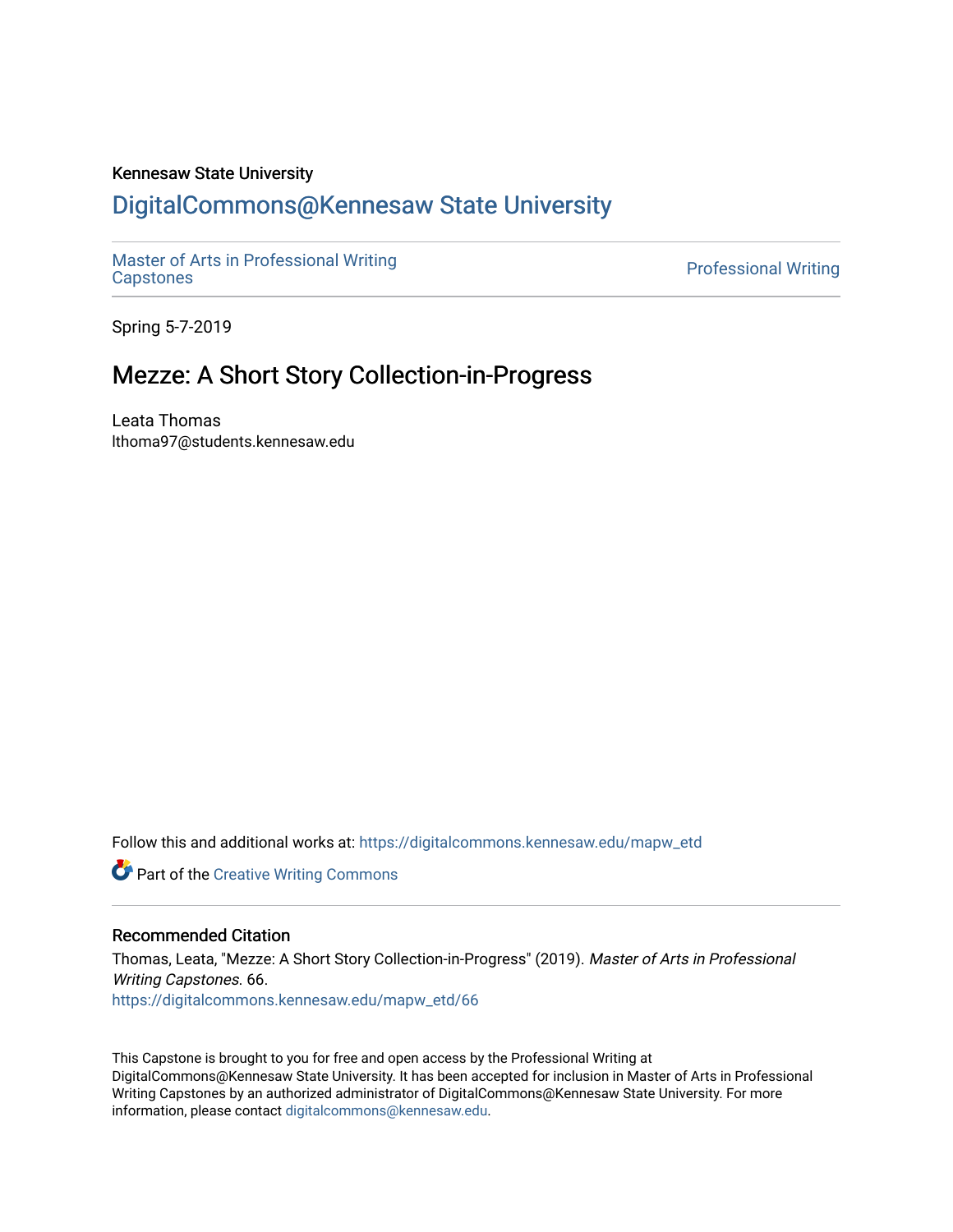Kennesaw State University

# DigitalCommons@Kennesaw State University

Master of Arts in Professional Writing Capstones

Professional Writing

Spring 5-7-2019

## Mezze: A Short Story Collection-in-Progress

Leata Thomas
lthoma97@students.kennesaw.edu

Follow this and additional works at: https://digitalcommons.kennesaw.edu/mapw_etd

Part of the Creative Writing Commons

### Recommended Citation

Thomas, Leata, "Mezze: A Short Story Collection-in-Progress" (2019). *Master of Arts in Professional Writing Capstones.* 66.
https://digitalcommons.kennesaw.edu/mapw_etd/66

This Capstone is brought to you for free and open access by the Professional Writing at DigitalCommons@Kennesaw State University. It has been accepted for inclusion in Master of Arts in Professional Writing Capstones by an authorized administrator of DigitalCommons@Kennesaw State University. For more information, please contact digitalcommons@kennesaw.edu.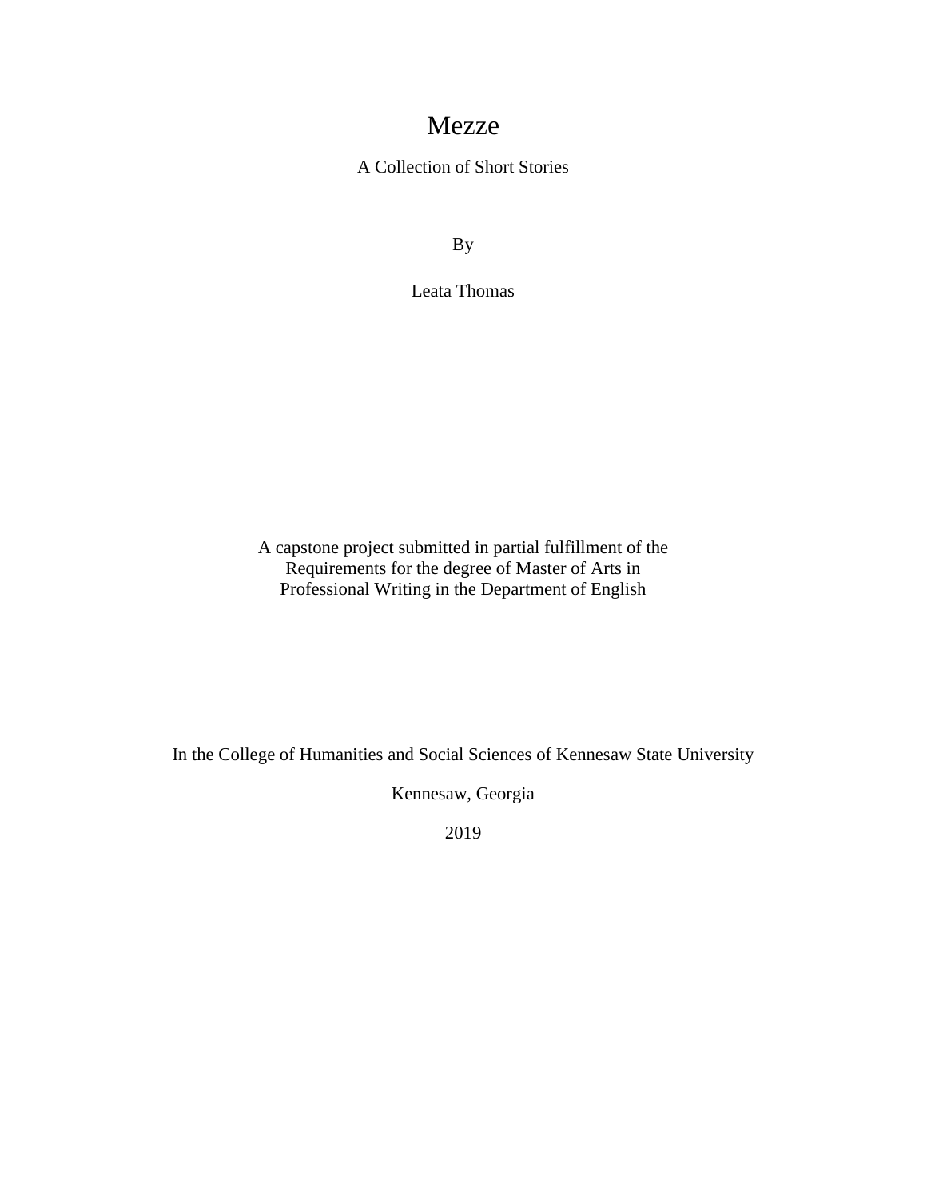# Mezze

A Collection of Short Stories

By

Leata Thomas

A capstone project submitted in partial fulfillment of the
Requirements for the degree of Master of Arts in
Professional Writing in the Department of English

In the College of Humanities and Social Sciences of Kennesaw State University

Kennesaw, Georgia

2019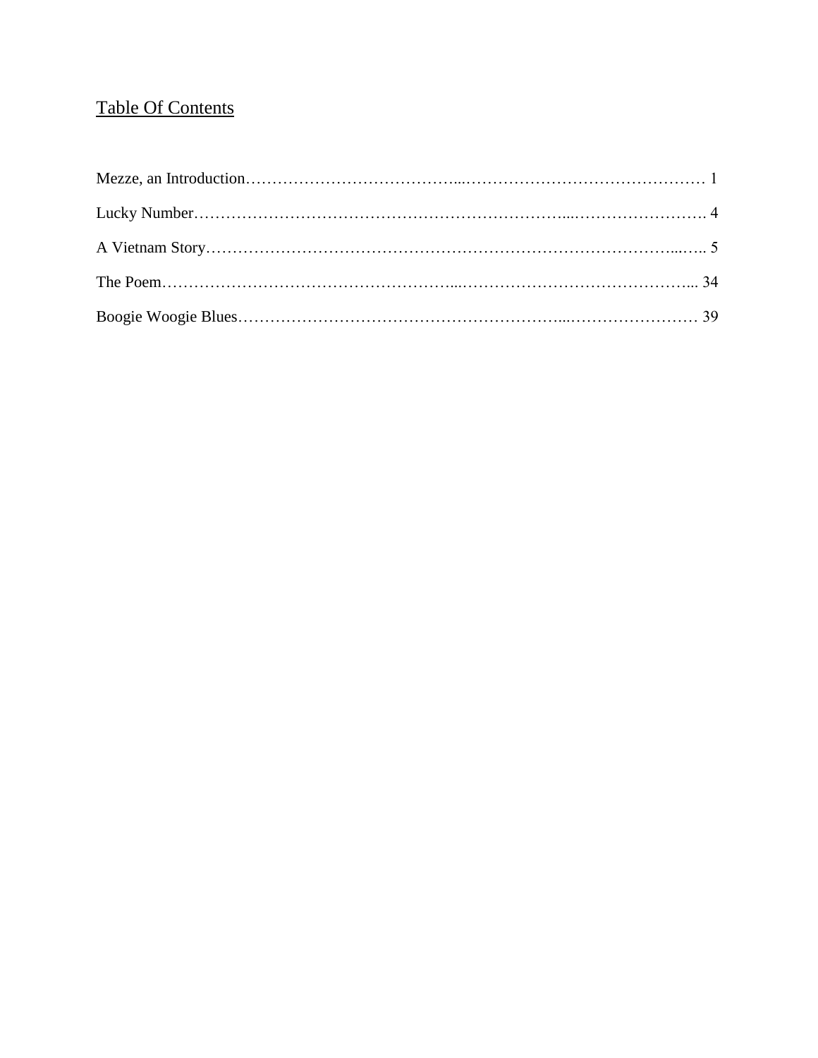# Table Of Contents

Mezze, an Introduction…………………………………...……………………………………… 1

Lucky Number…………………………………………………………...……………………. 4

A Vietnam Story………………………………………………………………………...….. 5

The Poem………………………………………………...……………………………………... 34

Boogie Woogie Blues…………………………………………………...…………………… 39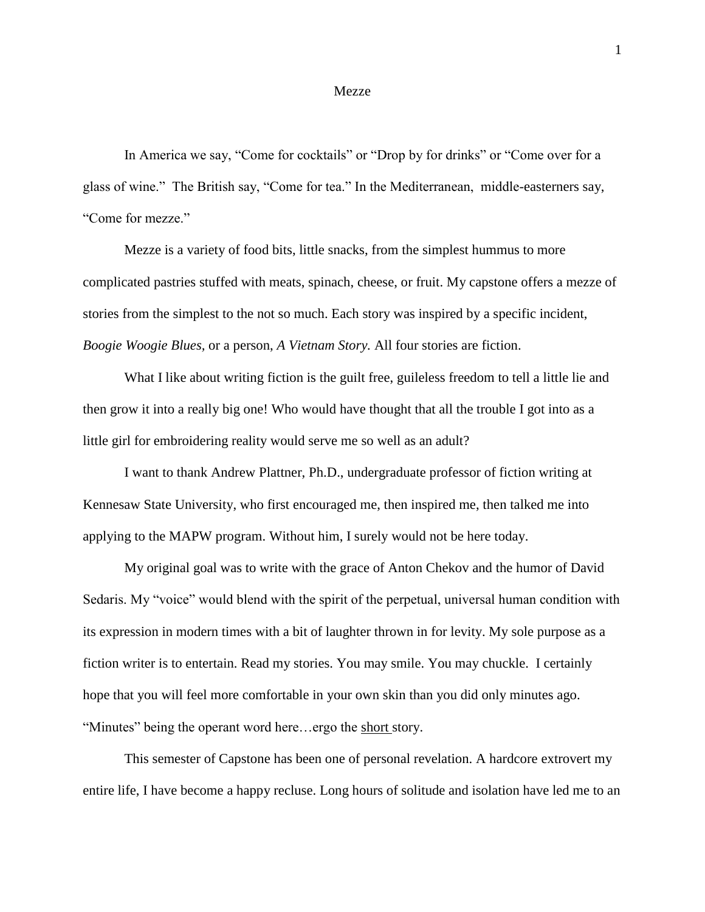# Mezze

In America we say, "Come for cocktails" or "Drop by for drinks" or "Come over for a glass of wine." The British say, "Come for tea." In the Mediterranean, middle-easterners say, "Come for mezze."

Mezze is a variety of food bits, little snacks, from the simplest hummus to more complicated pastries stuffed with meats, spinach, cheese, or fruit. My capstone offers a mezze of stories from the simplest to the not so much. Each story was inspired by a specific incident, *Boogie Woogie Blues,* or a person, *A Vietnam Story.* All four stories are fiction.

What I like about writing fiction is the guilt free, guileless freedom to tell a little lie and then grow it into a really big one! Who would have thought that all the trouble I got into as a little girl for embroidering reality would serve me so well as an adult?

I want to thank Andrew Plattner, Ph.D., undergraduate professor of fiction writing at Kennesaw State University, who first encouraged me, then inspired me, then talked me into applying to the MAPW program. Without him, I surely would not be here today.

My original goal was to write with the grace of Anton Chekov and the humor of David Sedaris. My "voice" would blend with the spirit of the perpetual, universal human condition with its expression in modern times with a bit of laughter thrown in for levity. My sole purpose as a fiction writer is to entertain. Read my stories. You may smile. You may chuckle. I certainly hope that you will feel more comfortable in your own skin than you did only minutes ago. "Minutes" being the operant word here…ergo the <u>short</u> story.

This semester of Capstone has been one of personal revelation. A hardcore extrovert my entire life, I have become a happy recluse. Long hours of solitude and isolation have led me to an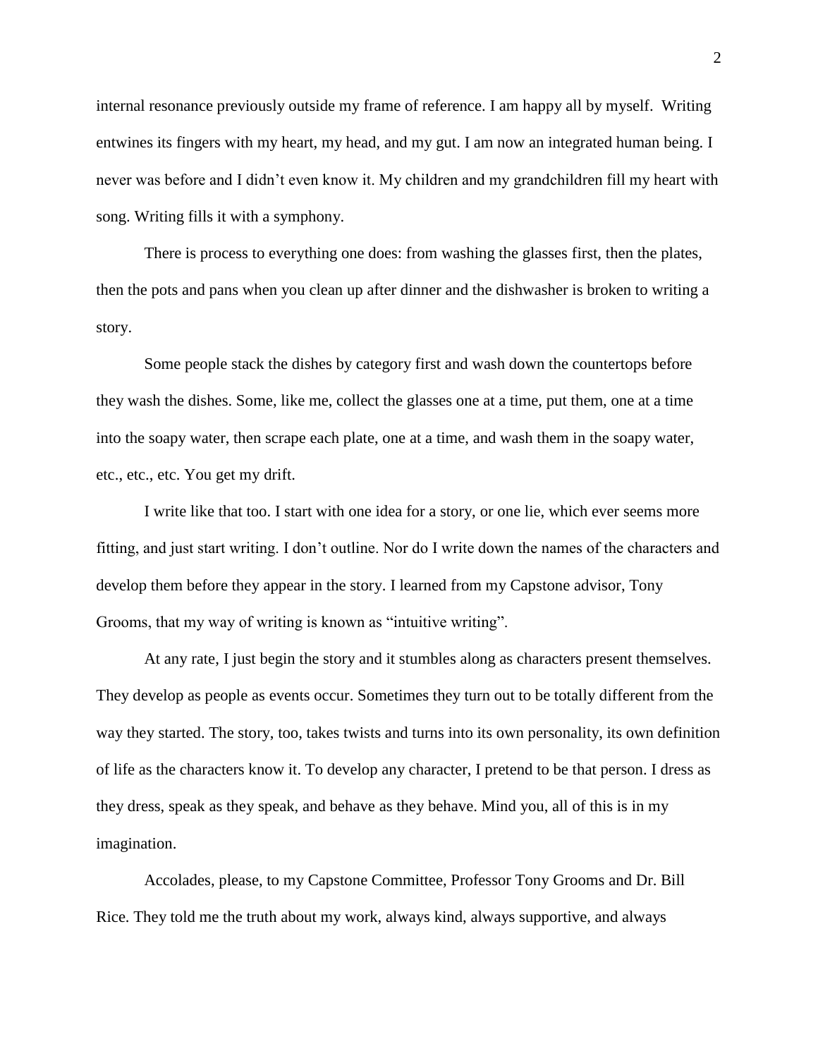internal resonance previously outside my frame of reference. I am happy all by myself. Writing entwines its fingers with my heart, my head, and my gut. I am now an integrated human being. I never was before and I didn't even know it. My children and my grandchildren fill my heart with song. Writing fills it with a symphony.

There is process to everything one does: from washing the glasses first, then the plates, then the pots and pans when you clean up after dinner and the dishwasher is broken to writing a story.

Some people stack the dishes by category first and wash down the countertops before they wash the dishes. Some, like me, collect the glasses one at a time, put them, one at a time into the soapy water, then scrape each plate, one at a time, and wash them in the soapy water, etc., etc., etc. You get my drift.

I write like that too. I start with one idea for a story, or one lie, which ever seems more fitting, and just start writing. I don't outline. Nor do I write down the names of the characters and develop them before they appear in the story. I learned from my Capstone advisor, Tony Grooms, that my way of writing is known as "intuitive writing".

At any rate, I just begin the story and it stumbles along as characters present themselves. They develop as people as events occur. Sometimes they turn out to be totally different from the way they started. The story, too, takes twists and turns into its own personality, its own definition of life as the characters know it. To develop any character, I pretend to be that person. I dress as they dress, speak as they speak, and behave as they behave. Mind you, all of this is in my imagination.

Accolades, please, to my Capstone Committee, Professor Tony Grooms and Dr. Bill Rice. They told me the truth about my work, always kind, always supportive, and always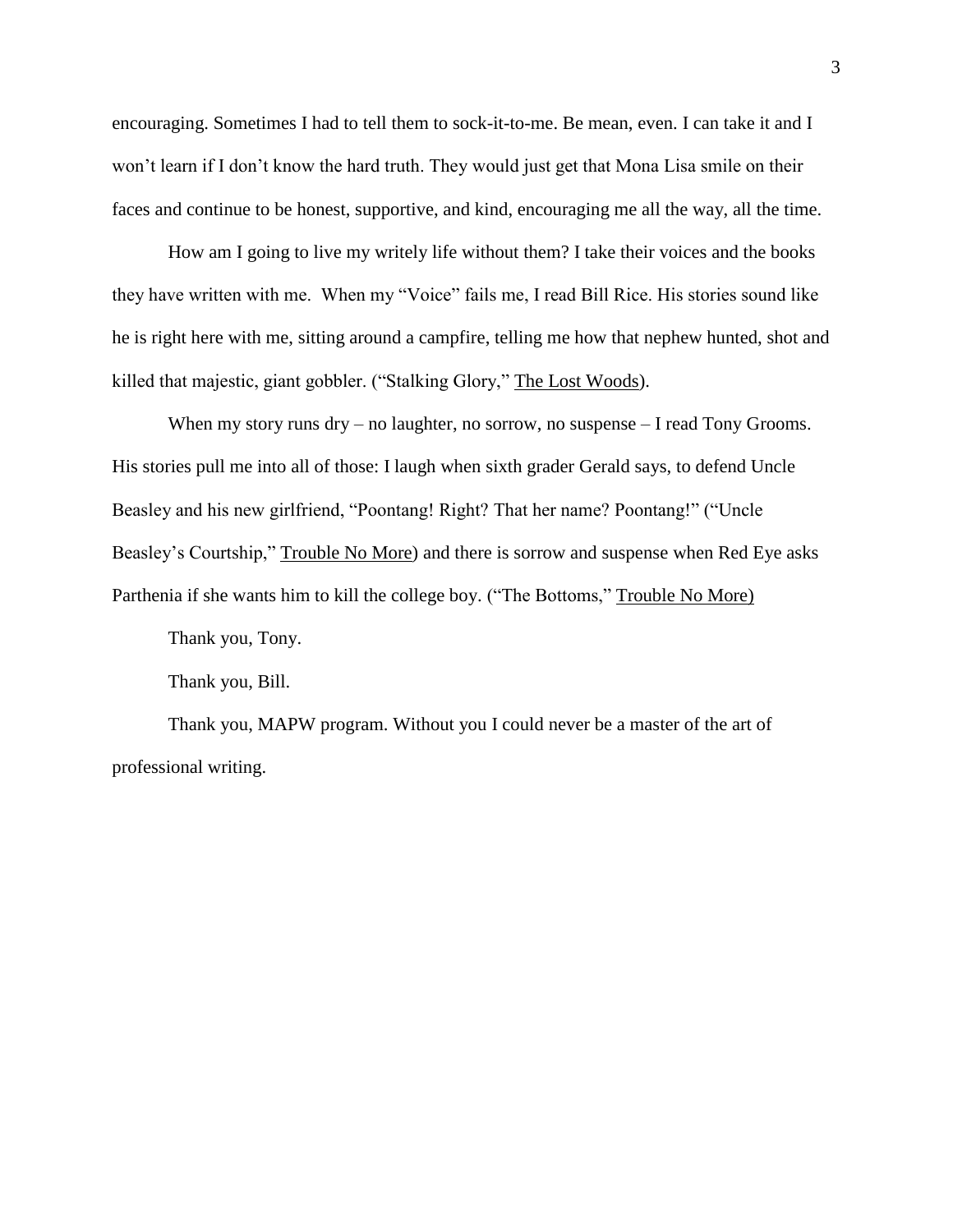encouraging. Sometimes I had to tell them to sock-it-to-me. Be mean, even. I can take it and I won't learn if I don't know the hard truth. They would just get that Mona Lisa smile on their faces and continue to be honest, supportive, and kind, encouraging me all the way, all the time.

How am I going to live my writely life without them? I take their voices and the books they have written with me. When my "Voice" fails me, I read Bill Rice. His stories sound like he is right here with me, sitting around a campfire, telling me how that nephew hunted, shot and killed that majestic, giant gobbler. ("Stalking Glory," The Lost Woods).

When my story runs dry – no laughter, no sorrow, no suspense – I read Tony Grooms. His stories pull me into all of those: I laugh when sixth grader Gerald says, to defend Uncle Beasley and his new girlfriend, "Poontang! Right? That her name? Poontang!" ("Uncle Beasley's Courtship," Trouble No More) and there is sorrow and suspense when Red Eye asks Parthenia if she wants him to kill the college boy. ("The Bottoms," Trouble No More)

Thank you, Tony.

Thank you, Bill.

Thank you, MAPW program. Without you I could never be a master of the art of professional writing.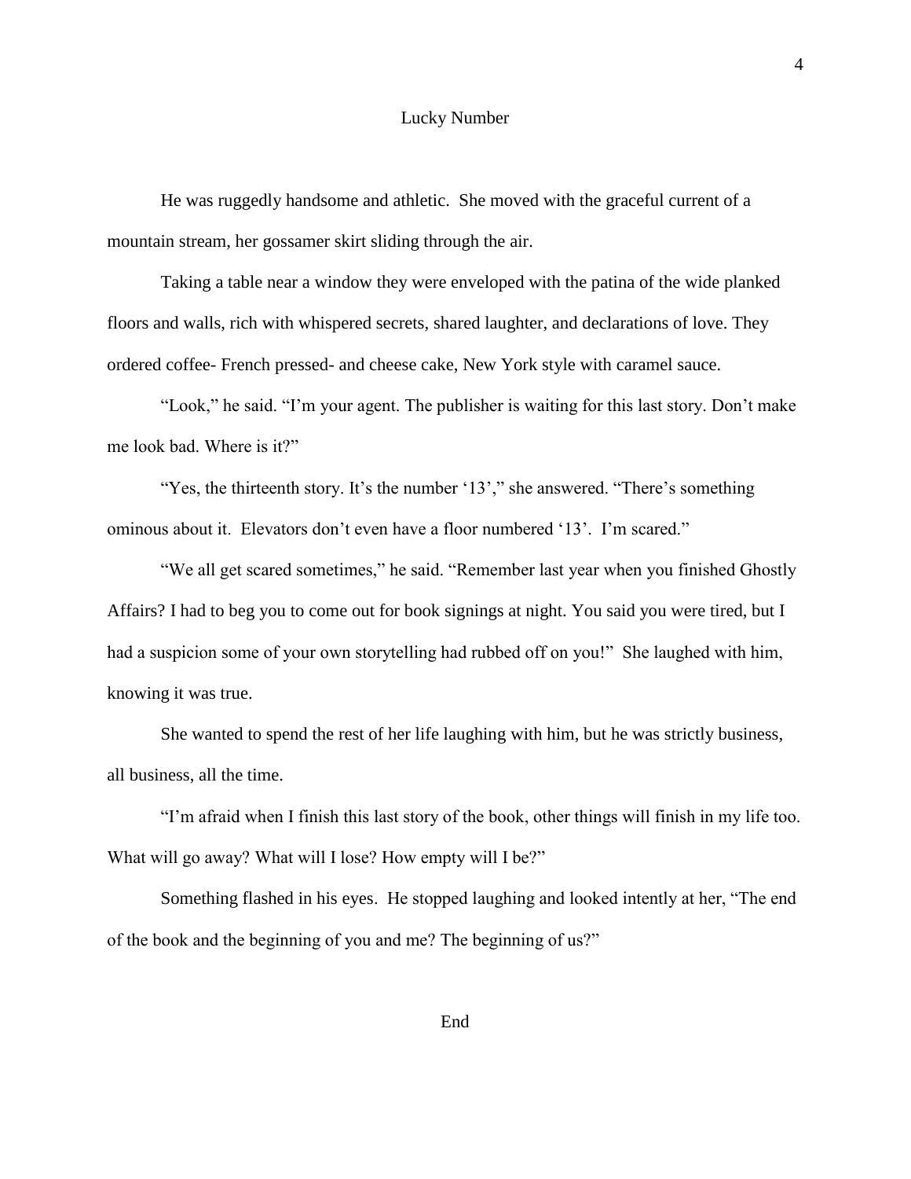# Lucky Number

He was ruggedly handsome and athletic. She moved with the graceful current of a mountain stream, her gossamer skirt sliding through the air.

Taking a table near a window they were enveloped with the patina of the wide planked floors and walls, rich with whispered secrets, shared laughter, and declarations of love. They ordered coffee- French pressed- and cheese cake, New York style with caramel sauce.

"Look," he said. "I'm your agent. The publisher is waiting for this last story. Don't make me look bad. Where is it?"

"Yes, the thirteenth story. It's the number '13'," she answered. "There's something ominous about it. Elevators don't even have a floor numbered '13'. I'm scared."

"We all get scared sometimes," he said. "Remember last year when you finished Ghostly Affairs? I had to beg you to come out for book signings at night. You said you were tired, but I had a suspicion some of your own storytelling had rubbed off on you!" She laughed with him, knowing it was true.

She wanted to spend the rest of her life laughing with him, but he was strictly business, all business, all the time.

"I'm afraid when I finish this last story of the book, other things will finish in my life too. What will go away? What will I lose? How empty will I be?"

Something flashed in his eyes. He stopped laughing and looked intently at her, "The end of the book and the beginning of you and me? The beginning of us?"

End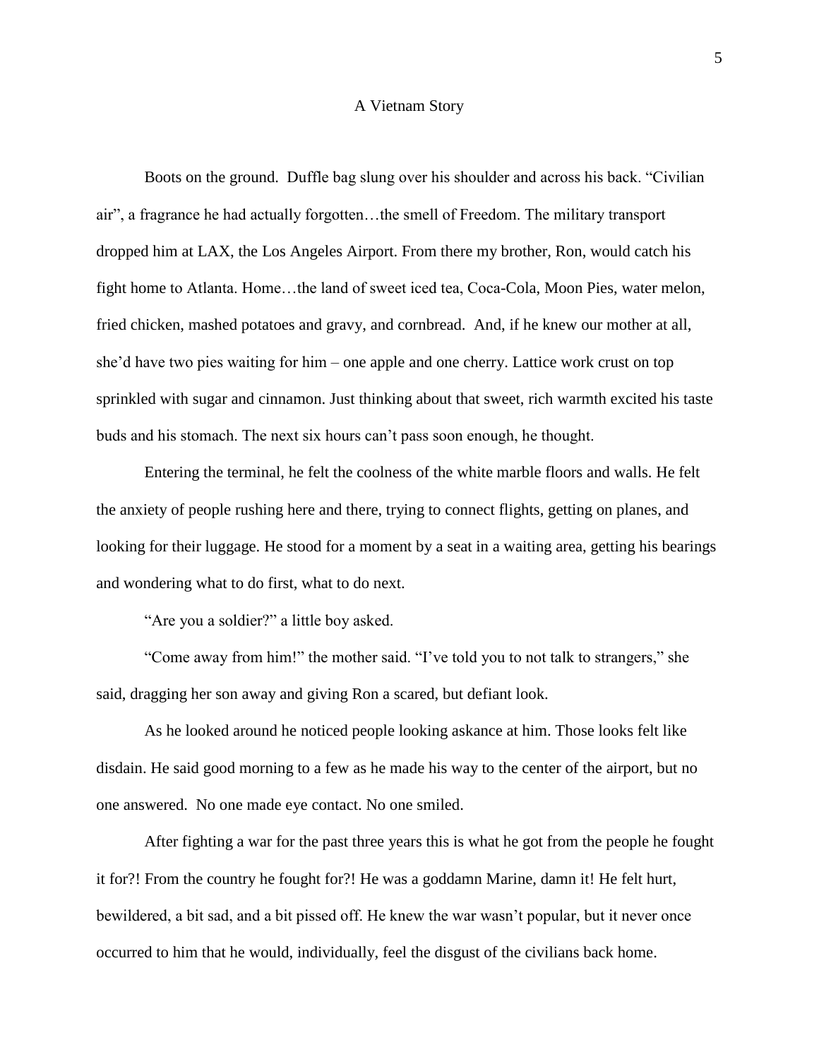# A Vietnam Story

Boots on the ground. Duffle bag slung over his shoulder and across his back. "Civilian air", a fragrance he had actually forgotten…the smell of Freedom. The military transport dropped him at LAX, the Los Angeles Airport. From there my brother, Ron, would catch his fight home to Atlanta. Home…the land of sweet iced tea, Coca-Cola, Moon Pies, water melon, fried chicken, mashed potatoes and gravy, and cornbread. And, if he knew our mother at all, she'd have two pies waiting for him – one apple and one cherry. Lattice work crust on top sprinkled with sugar and cinnamon. Just thinking about that sweet, rich warmth excited his taste buds and his stomach. The next six hours can't pass soon enough, he thought.

Entering the terminal, he felt the coolness of the white marble floors and walls. He felt the anxiety of people rushing here and there, trying to connect flights, getting on planes, and looking for their luggage. He stood for a moment by a seat in a waiting area, getting his bearings and wondering what to do first, what to do next.

"Are you a soldier?" a little boy asked.

"Come away from him!" the mother said. "I've told you to not talk to strangers," she said, dragging her son away and giving Ron a scared, but defiant look.

As he looked around he noticed people looking askance at him. Those looks felt like disdain. He said good morning to a few as he made his way to the center of the airport, but no one answered. No one made eye contact. No one smiled.

After fighting a war for the past three years this is what he got from the people he fought it for?! From the country he fought for?! He was a goddamn Marine, damn it! He felt hurt, bewildered, a bit sad, and a bit pissed off. He knew the war wasn't popular, but it never once occurred to him that he would, individually, feel the disgust of the civilians back home.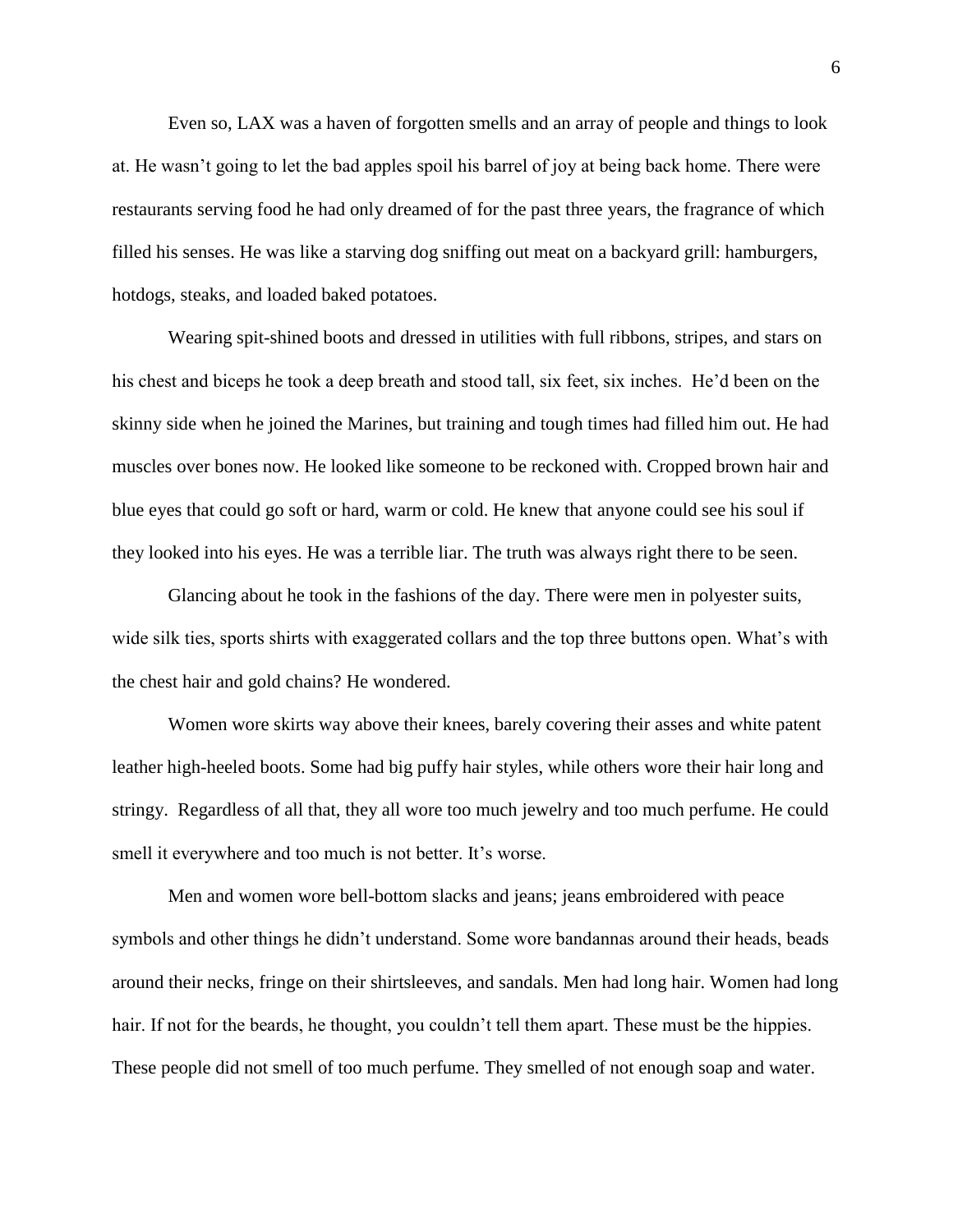Even so, LAX was a haven of forgotten smells and an array of people and things to look at. He wasn't going to let the bad apples spoil his barrel of joy at being back home. There were restaurants serving food he had only dreamed of for the past three years, the fragrance of which filled his senses. He was like a starving dog sniffing out meat on a backyard grill: hamburgers, hotdogs, steaks, and loaded baked potatoes.

Wearing spit-shined boots and dressed in utilities with full ribbons, stripes, and stars on his chest and biceps he took a deep breath and stood tall, six feet, six inches. He'd been on the skinny side when he joined the Marines, but training and tough times had filled him out. He had muscles over bones now. He looked like someone to be reckoned with. Cropped brown hair and blue eyes that could go soft or hard, warm or cold. He knew that anyone could see his soul if they looked into his eyes. He was a terrible liar. The truth was always right there to be seen.

Glancing about he took in the fashions of the day. There were men in polyester suits, wide silk ties, sports shirts with exaggerated collars and the top three buttons open. What's with the chest hair and gold chains? He wondered.

Women wore skirts way above their knees, barely covering their asses and white patent leather high-heeled boots. Some had big puffy hair styles, while others wore their hair long and stringy. Regardless of all that, they all wore too much jewelry and too much perfume. He could smell it everywhere and too much is not better. It's worse.

Men and women wore bell-bottom slacks and jeans; jeans embroidered with peace symbols and other things he didn't understand. Some wore bandannas around their heads, beads around their necks, fringe on their shirtsleeves, and sandals. Men had long hair. Women had long hair. If not for the beards, he thought, you couldn't tell them apart. These must be the hippies. These people did not smell of too much perfume. They smelled of not enough soap and water.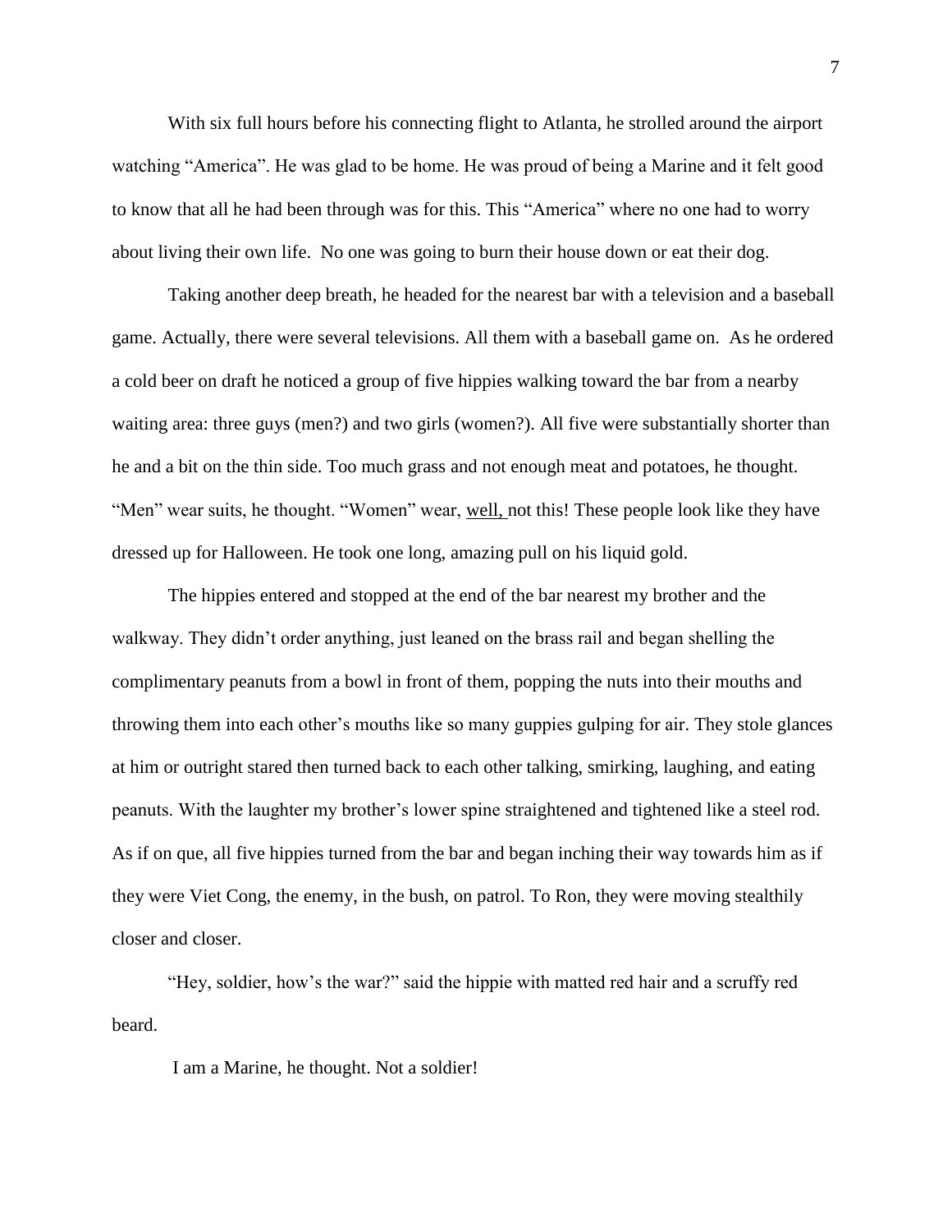With six full hours before his connecting flight to Atlanta, he strolled around the airport watching "America". He was glad to be home. He was proud of being a Marine and it felt good to know that all he had been through was for this. This "America" where no one had to worry about living their own life.  No one was going to burn their house down or eat their dog.

Taking another deep breath, he headed for the nearest bar with a television and a baseball game. Actually, there were several televisions. All them with a baseball game on.  As he ordered a cold beer on draft he noticed a group of five hippies walking toward the bar from a nearby waiting area: three guys (men?) and two girls (women?). All five were substantially shorter than he and a bit on the thin side. Too much grass and not enough meat and potatoes, he thought. "Men" wear suits, he thought. "Women" wear, well, not this! These people look like they have dressed up for Halloween. He took one long, amazing pull on his liquid gold.

The hippies entered and stopped at the end of the bar nearest my brother and the walkway. They didn't order anything, just leaned on the brass rail and began shelling the complimentary peanuts from a bowl in front of them, popping the nuts into their mouths and throwing them into each other's mouths like so many guppies gulping for air. They stole glances at him or outright stared then turned back to each other talking, smirking, laughing, and eating peanuts. With the laughter my brother's lower spine straightened and tightened like a steel rod. As if on que, all five hippies turned from the bar and began inching their way towards him as if they were Viet Cong, the enemy, in the bush, on patrol. To Ron, they were moving stealthily closer and closer.

"Hey, soldier, how's the war?" said the hippie with matted red hair and a scruffy red beard.

I am a Marine, he thought. Not a soldier!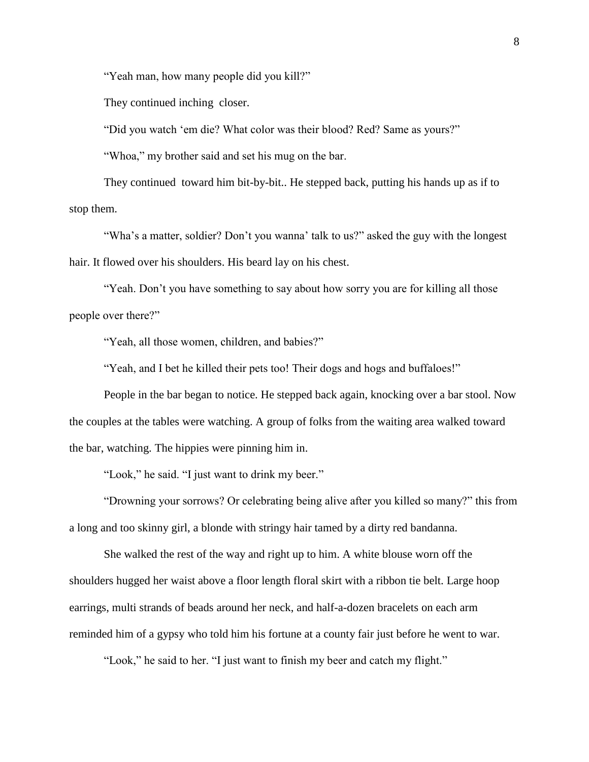"Yeah man, how many people did you kill?"

They continued inching closer.

"Did you watch 'em die? What color was their blood? Red? Same as yours?"

"Whoa," my brother said and set his mug on the bar.

They continued toward him bit-by-bit.. He stepped back, putting his hands up as if to stop them.

"Wha's a matter, soldier? Don't you wanna' talk to us?" asked the guy with the longest hair. It flowed over his shoulders. His beard lay on his chest.

"Yeah. Don't you have something to say about how sorry you are for killing all those people over there?"

"Yeah, all those women, children, and babies?"

"Yeah, and I bet he killed their pets too! Their dogs and hogs and buffaloes!"

People in the bar began to notice. He stepped back again, knocking over a bar stool. Now the couples at the tables were watching. A group of folks from the waiting area walked toward the bar, watching. The hippies were pinning him in.

"Look," he said. "I just want to drink my beer."

"Drowning your sorrows? Or celebrating being alive after you killed so many?" this from a long and too skinny girl, a blonde with stringy hair tamed by a dirty red bandanna.

She walked the rest of the way and right up to him. A white blouse worn off the shoulders hugged her waist above a floor length floral skirt with a ribbon tie belt. Large hoop earrings, multi strands of beads around her neck, and half-a-dozen bracelets on each arm reminded him of a gypsy who told him his fortune at a county fair just before he went to war.

"Look," he said to her. "I just want to finish my beer and catch my flight."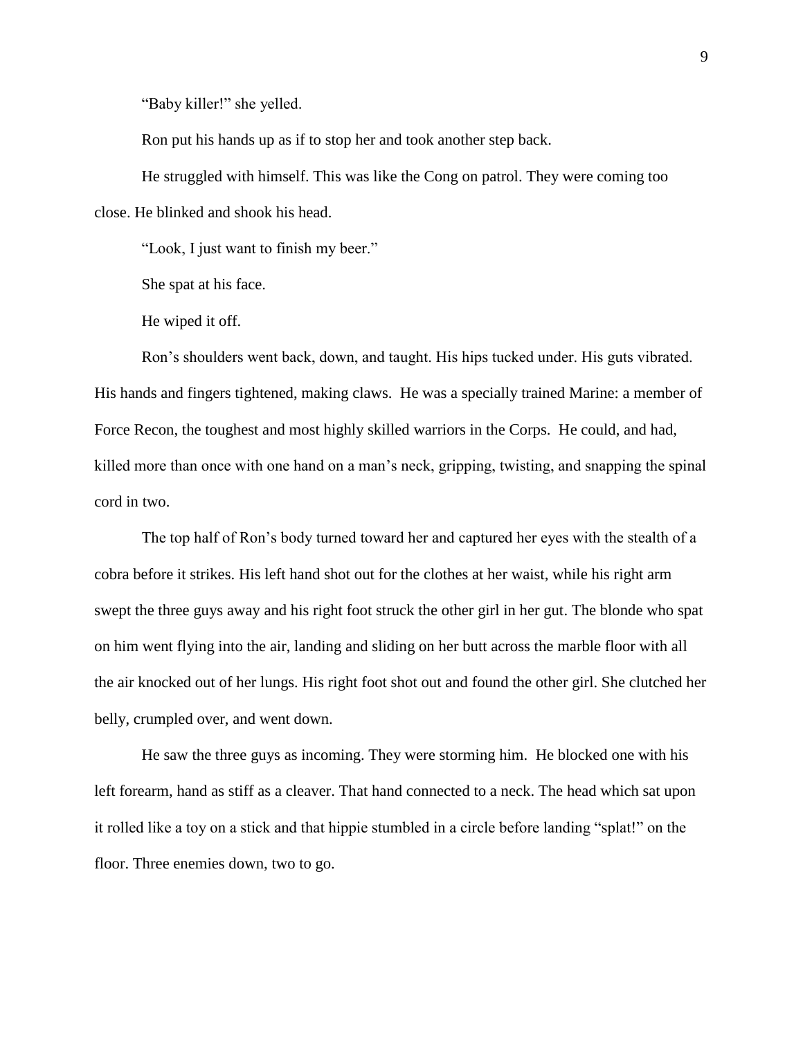"Baby killer!" she yelled.

Ron put his hands up as if to stop her and took another step back.

He struggled with himself. This was like the Cong on patrol. They were coming too close. He blinked and shook his head.

"Look, I just want to finish my beer."

She spat at his face.

He wiped it off.

Ron's shoulders went back, down, and taught. His hips tucked under. His guts vibrated. His hands and fingers tightened, making claws. He was a specially trained Marine: a member of Force Recon, the toughest and most highly skilled warriors in the Corps. He could, and had, killed more than once with one hand on a man's neck, gripping, twisting, and snapping the spinal cord in two.

The top half of Ron's body turned toward her and captured her eyes with the stealth of a cobra before it strikes. His left hand shot out for the clothes at her waist, while his right arm swept the three guys away and his right foot struck the other girl in her gut. The blonde who spat on him went flying into the air, landing and sliding on her butt across the marble floor with all the air knocked out of her lungs. His right foot shot out and found the other girl. She clutched her belly, crumpled over, and went down.

He saw the three guys as incoming. They were storming him. He blocked one with his left forearm, hand as stiff as a cleaver. That hand connected to a neck. The head which sat upon it rolled like a toy on a stick and that hippie stumbled in a circle before landing "splat!" on the floor. Three enemies down, two to go.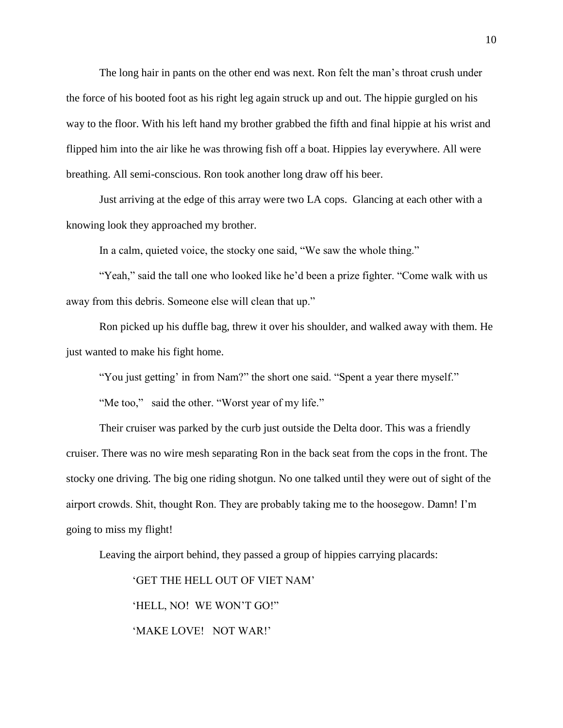The long hair in pants on the other end was next. Ron felt the man's throat crush under the force of his booted foot as his right leg again struck up and out. The hippie gurgled on his way to the floor. With his left hand my brother grabbed the fifth and final hippie at his wrist and flipped him into the air like he was throwing fish off a boat. Hippies lay everywhere. All were breathing. All semi-conscious. Ron took another long draw off his beer.

Just arriving at the edge of this array were two LA cops. Glancing at each other with a knowing look they approached my brother.

In a calm, quieted voice, the stocky one said, "We saw the whole thing."

"Yeah," said the tall one who looked like he'd been a prize fighter. "Come walk with us away from this debris. Someone else will clean that up."

Ron picked up his duffle bag, threw it over his shoulder, and walked away with them. He just wanted to make his fight home.

"You just getting' in from Nam?" the short one said. "Spent a year there myself."

"Me too," said the other. "Worst year of my life."

Their cruiser was parked by the curb just outside the Delta door. This was a friendly cruiser. There was no wire mesh separating Ron in the back seat from the cops in the front. The stocky one driving. The big one riding shotgun. No one talked until they were out of sight of the airport crowds. Shit, thought Ron. They are probably taking me to the hoosegow. Damn! I'm going to miss my flight!

Leaving the airport behind, they passed a group of hippies carrying placards:

> 'GET THE HELL OUT OF VIET NAM'
>
> 'HELL, NO! WE WON'T GO!"
>
> 'MAKE LOVE! NOT WAR!'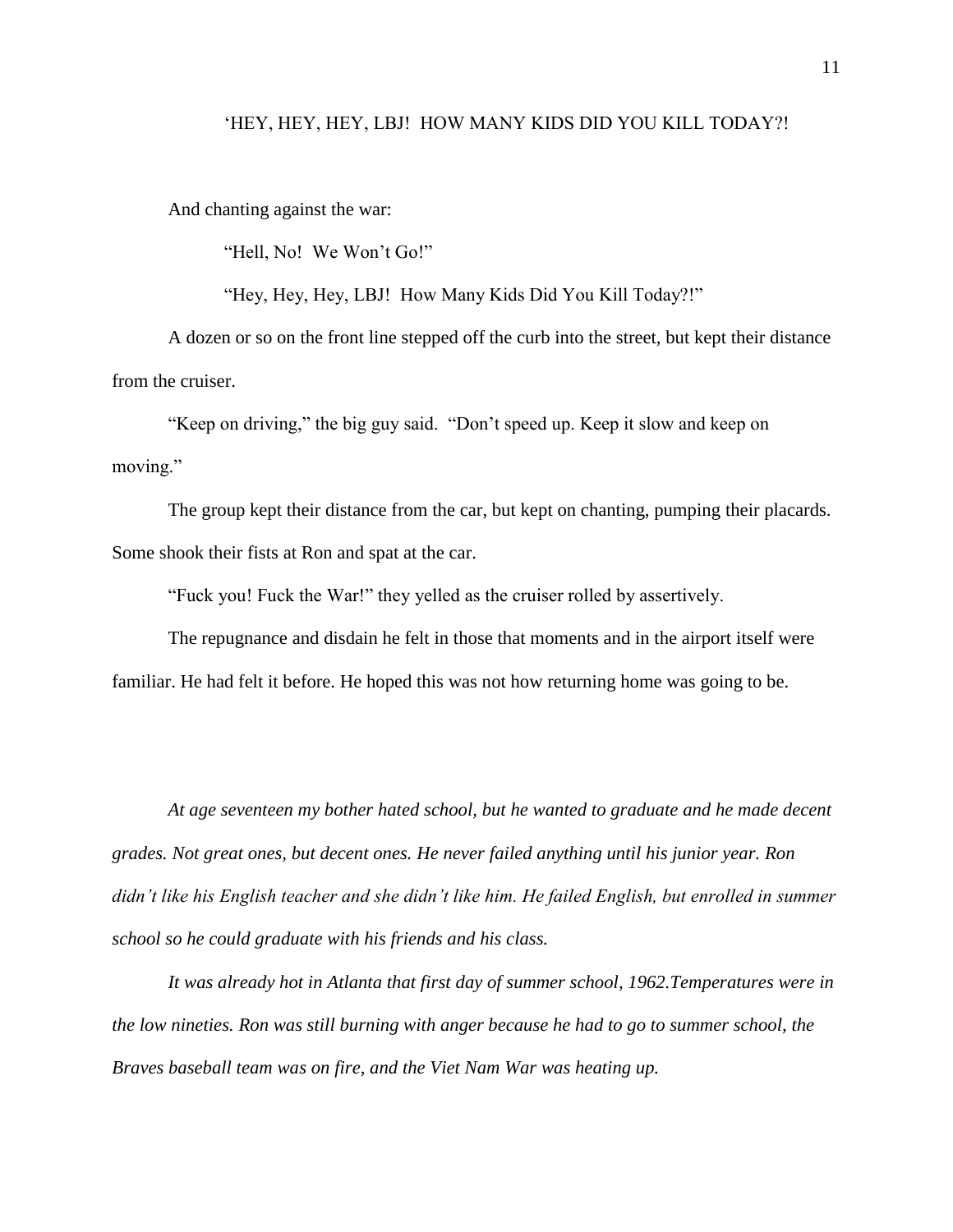'HEY, HEY, HEY, LBJ! HOW MANY KIDS DID YOU KILL TODAY?!

And chanting against the war:

"Hell, No! We Won't Go!"

"Hey, Hey, Hey, LBJ! How Many Kids Did You Kill Today?!"

A dozen or so on the front line stepped off the curb into the street, but kept their distance from the cruiser.

"Keep on driving," the big guy said. "Don't speed up. Keep it slow and keep on moving."

The group kept their distance from the car, but kept on chanting, pumping their placards. Some shook their fists at Ron and spat at the car.

"Fuck you! Fuck the War!" they yelled as the cruiser rolled by assertively.

The repugnance and disdain he felt in those that moments and in the airport itself were familiar. He had felt it before. He hoped this was not how returning home was going to be.

*At age seventeen my bother hated school, but he wanted to graduate and he made decent grades. Not great ones, but decent ones. He never failed anything until his junior year. Ron didn't like his English teacher and she didn't like him. He failed English, but enrolled in summer school so he could graduate with his friends and his class.*

*It was already hot in Atlanta that first day of summer school, 1962.Temperatures were in the low nineties. Ron was still burning with anger because he had to go to summer school, the Braves baseball team was on fire, and the Viet Nam War was heating up.*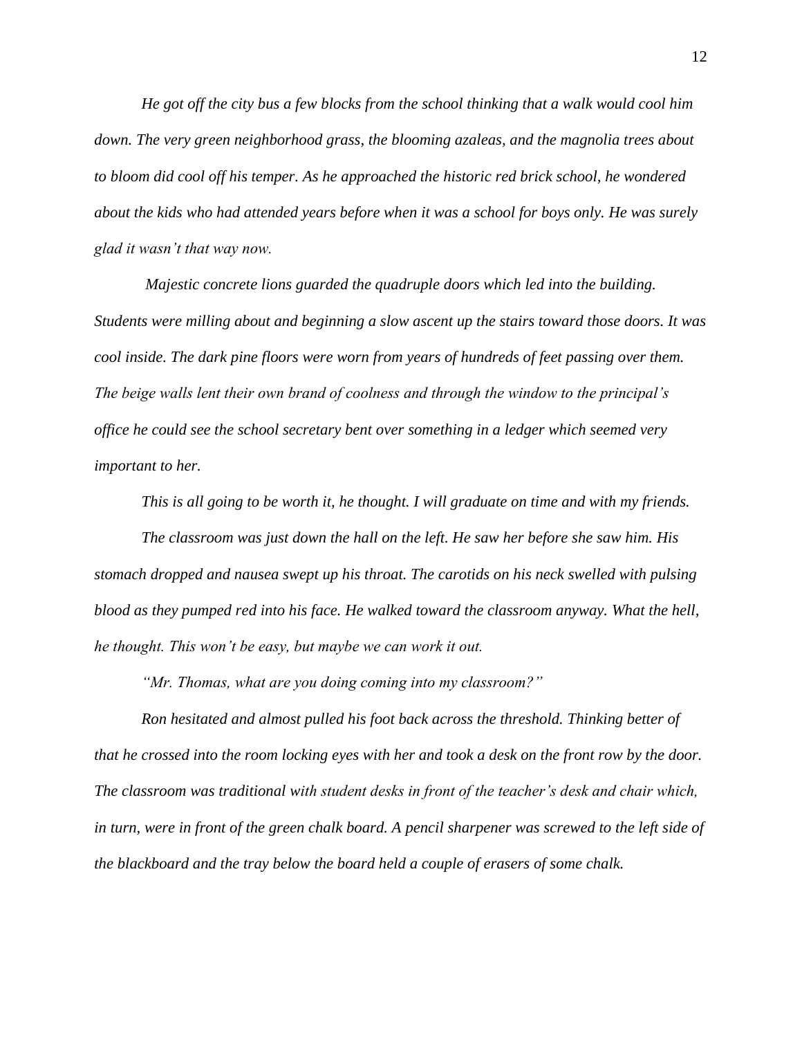*He got off the city bus a few blocks from the school thinking that a walk would cool him down. The very green neighborhood grass, the blooming azaleas, and the magnolia trees about to bloom did cool off his temper. As he approached the historic red brick school, he wondered about the kids who had attended years before when it was a school for boys only. He was surely glad it wasn't that way now.*

*Majestic concrete lions guarded the quadruple doors which led into the building. Students were milling about and beginning a slow ascent up the stairs toward those doors. It was cool inside. The dark pine floors were worn from years of hundreds of feet passing over them. The beige walls lent their own brand of coolness and through the window to the principal's office he could see the school secretary bent over something in a ledger which seemed very important to her.*

*This is all going to be worth it, he thought. I will graduate on time and with my friends.*

*The classroom was just down the hall on the left. He saw her before she saw him. His stomach dropped and nausea swept up his throat. The carotids on his neck swelled with pulsing blood as they pumped red into his face. He walked toward the classroom anyway. What the hell, he thought. This won't be easy, but maybe we can work it out.*

*"Mr. Thomas, what are you doing coming into my classroom?"*

*Ron hesitated and almost pulled his foot back across the threshold. Thinking better of that he crossed into the room locking eyes with her and took a desk on the front row by the door. The classroom was traditional with student desks in front of the teacher's desk and chair which, in turn, were in front of the green chalk board. A pencil sharpener was screwed to the left side of the blackboard and the tray below the board held a couple of erasers of some chalk.*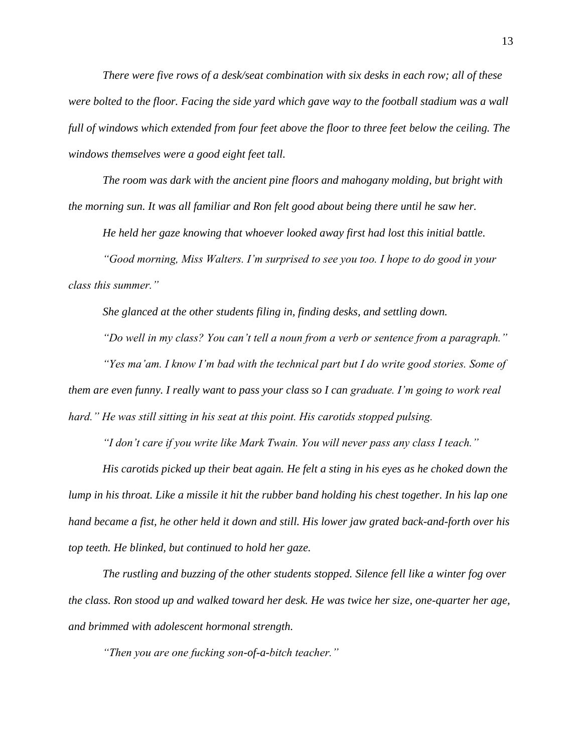*There were five rows of a desk/seat combination with six desks in each row; all of these were bolted to the floor. Facing the side yard which gave way to the football stadium was a wall full of windows which extended from four feet above the floor to three feet below the ceiling. The windows themselves were a good eight feet tall.*

*The room was dark with the ancient pine floors and mahogany molding, but bright with the morning sun. It was all familiar and Ron felt good about being there until he saw her.*

*He held her gaze knowing that whoever looked away first had lost this initial battle.*

*"Good morning, Miss Walters. I'm surprised to see you too. I hope to do good in your class this summer."*

*She glanced at the other students filing in, finding desks, and settling down.*

*"Do well in my class? You can't tell a noun from a verb or sentence from a paragraph."*

*"Yes ma'am. I know I'm bad with the technical part but I do write good stories. Some of them are even funny. I really want to pass your class so I can graduate. I'm going to work real hard." He was still sitting in his seat at this point. His carotids stopped pulsing.*

*"I don't care if you write like Mark Twain. You will never pass any class I teach."*

*His carotids picked up their beat again. He felt a sting in his eyes as he choked down the lump in his throat. Like a missile it hit the rubber band holding his chest together. In his lap one hand became a fist, he other held it down and still. His lower jaw grated back-and-forth over his top teeth. He blinked, but continued to hold her gaze.*

*The rustling and buzzing of the other students stopped. Silence fell like a winter fog over the class. Ron stood up and walked toward her desk. He was twice her size, one-quarter her age, and brimmed with adolescent hormonal strength.*

*"Then you are one fucking son-of-a-bitch teacher."*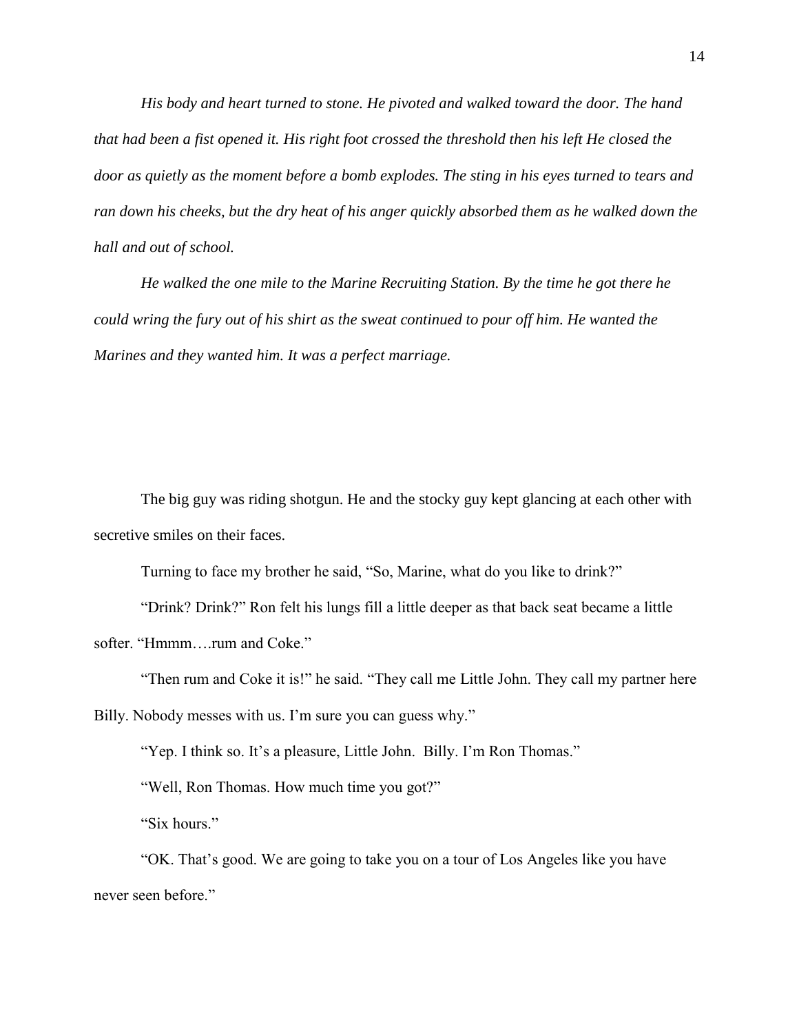*His body and heart turned to stone. He pivoted and walked toward the door. The hand that had been a fist opened it. His right foot crossed the threshold then his left He closed the door as quietly as the moment before a bomb explodes. The sting in his eyes turned to tears and ran down his cheeks, but the dry heat of his anger quickly absorbed them as he walked down the hall and out of school.*

*He walked the one mile to the Marine Recruiting Station. By the time he got there he could wring the fury out of his shirt as the sweat continued to pour off him. He wanted the Marines and they wanted him. It was a perfect marriage.*

The big guy was riding shotgun. He and the stocky guy kept glancing at each other with secretive smiles on their faces.

Turning to face my brother he said, "So, Marine, what do you like to drink?"

"Drink? Drink?" Ron felt his lungs fill a little deeper as that back seat became a little softer. "Hmmm….rum and Coke."

"Then rum and Coke it is!" he said. "They call me Little John. They call my partner here Billy. Nobody messes with us. I'm sure you can guess why."

"Yep. I think so. It's a pleasure, Little John. Billy. I'm Ron Thomas."

"Well, Ron Thomas. How much time you got?"

"Six hours."

"OK. That's good. We are going to take you on a tour of Los Angeles like you have never seen before."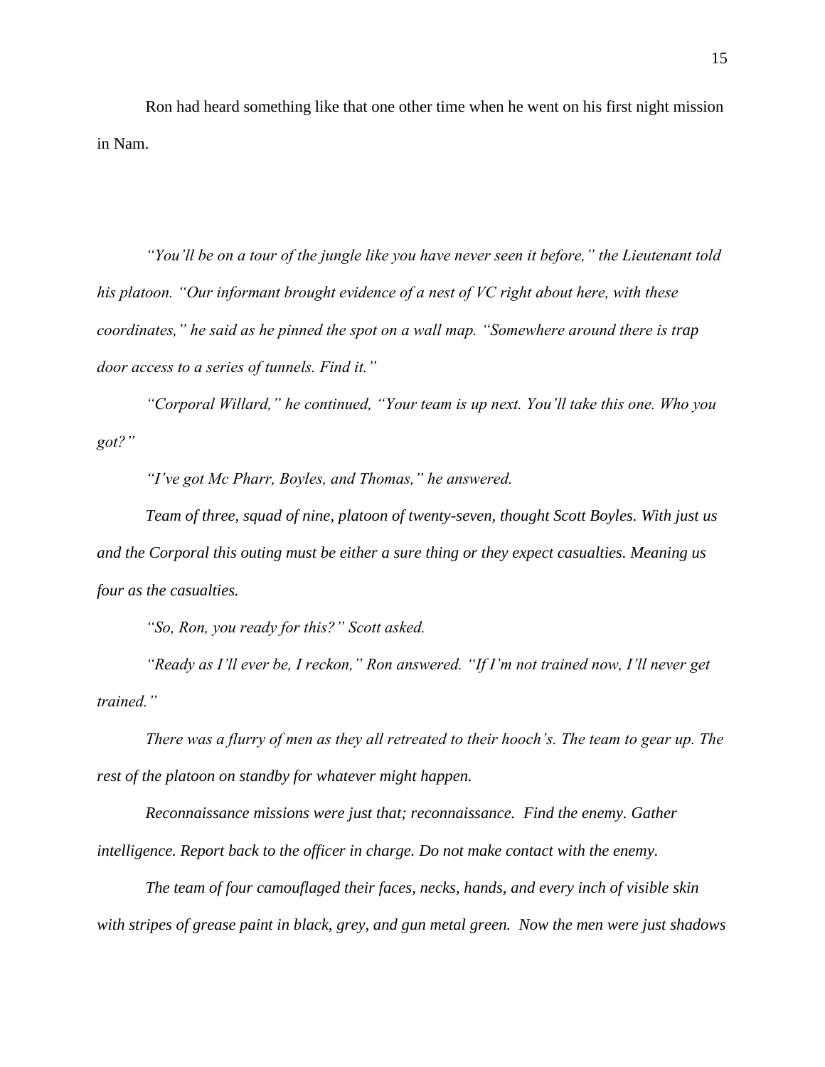Ron had heard something like that one other time when he went on his first night mission in Nam.

*"You'll be on a tour of the jungle like you have never seen it before," the Lieutenant told his platoon. "Our informant brought evidence of a nest of VC right about here, with these coordinates," he said as he pinned the spot on a wall map. "Somewhere around there is trap door access to a series of tunnels. Find it."*

*"Corporal Willard," he continued, "Your team is up next. You'll take this one. Who you got?"*

*"I've got Mc Pharr, Boyles, and Thomas," he answered.*

*Team of three, squad of nine, platoon of twenty-seven, thought Scott Boyles. With just us and the Corporal this outing must be either a sure thing or they expect casualties. Meaning us four as the casualties.*

*"So, Ron, you ready for this?" Scott asked.*

*"Ready as I'll ever be, I reckon," Ron answered. "If I'm not trained now, I'll never get trained."*

*There was a flurry of men as they all retreated to their hooch's. The team to gear up. The rest of the platoon on standby for whatever might happen.*

*Reconnaissance missions were just that; reconnaissance. Find the enemy. Gather intelligence. Report back to the officer in charge. Do not make contact with the enemy.*

*The team of four camouflaged their faces, necks, hands, and every inch of visible skin with stripes of grease paint in black, grey, and gun metal green. Now the men were just shadows*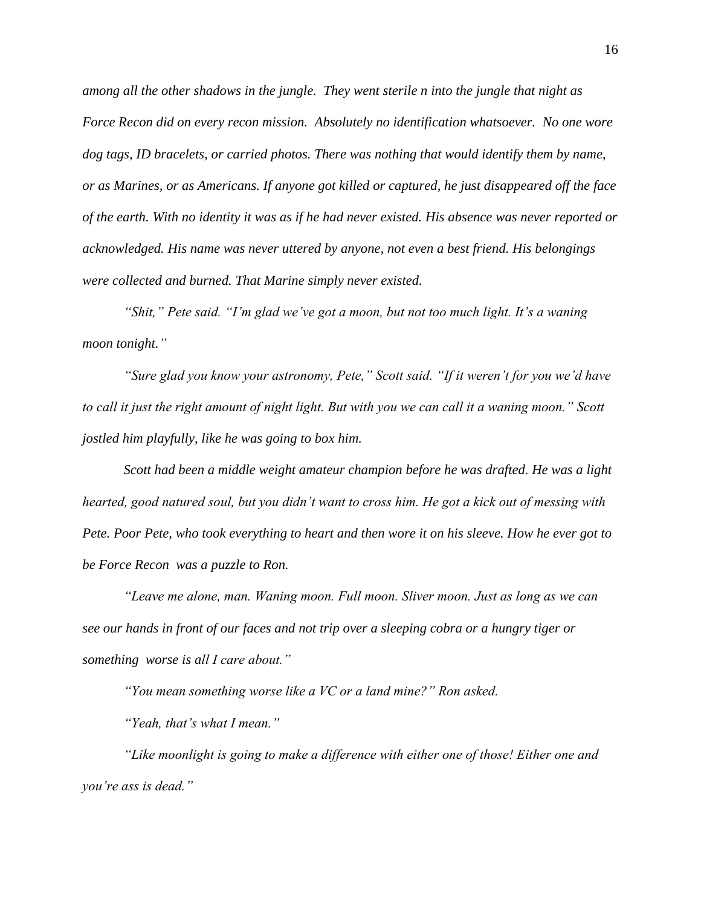*among all the other shadows in the jungle. They went sterile n into the jungle that night as Force Recon did on every recon mission. Absolutely no identification whatsoever. No one wore dog tags, ID bracelets, or carried photos. There was nothing that would identify them by name, or as Marines, or as Americans. If anyone got killed or captured, he just disappeared off the face of the earth. With no identity it was as if he had never existed. His absence was never reported or acknowledged. His name was never uttered by anyone, not even a best friend. His belongings were collected and burned. That Marine simply never existed.*

*"Shit," Pete said. "I'm glad we've got a moon, but not too much light. It's a waning moon tonight."*

*"Sure glad you know your astronomy, Pete," Scott said. "If it weren't for you we'd have to call it just the right amount of night light. But with you we can call it a waning moon." Scott jostled him playfully, like he was going to box him.*

*Scott had been a middle weight amateur champion before he was drafted. He was a light hearted, good natured soul, but you didn't want to cross him. He got a kick out of messing with Pete. Poor Pete, who took everything to heart and then wore it on his sleeve. How he ever got to be Force Recon was a puzzle to Ron.*

*"Leave me alone, man. Waning moon. Full moon. Sliver moon. Just as long as we can see our hands in front of our faces and not trip over a sleeping cobra or a hungry tiger or something worse is all I care about."*

*"You mean something worse like a VC or a land mine?" Ron asked.*

*"Yeah, that's what I mean."*

*"Like moonlight is going to make a difference with either one of those! Either one and you're ass is dead."*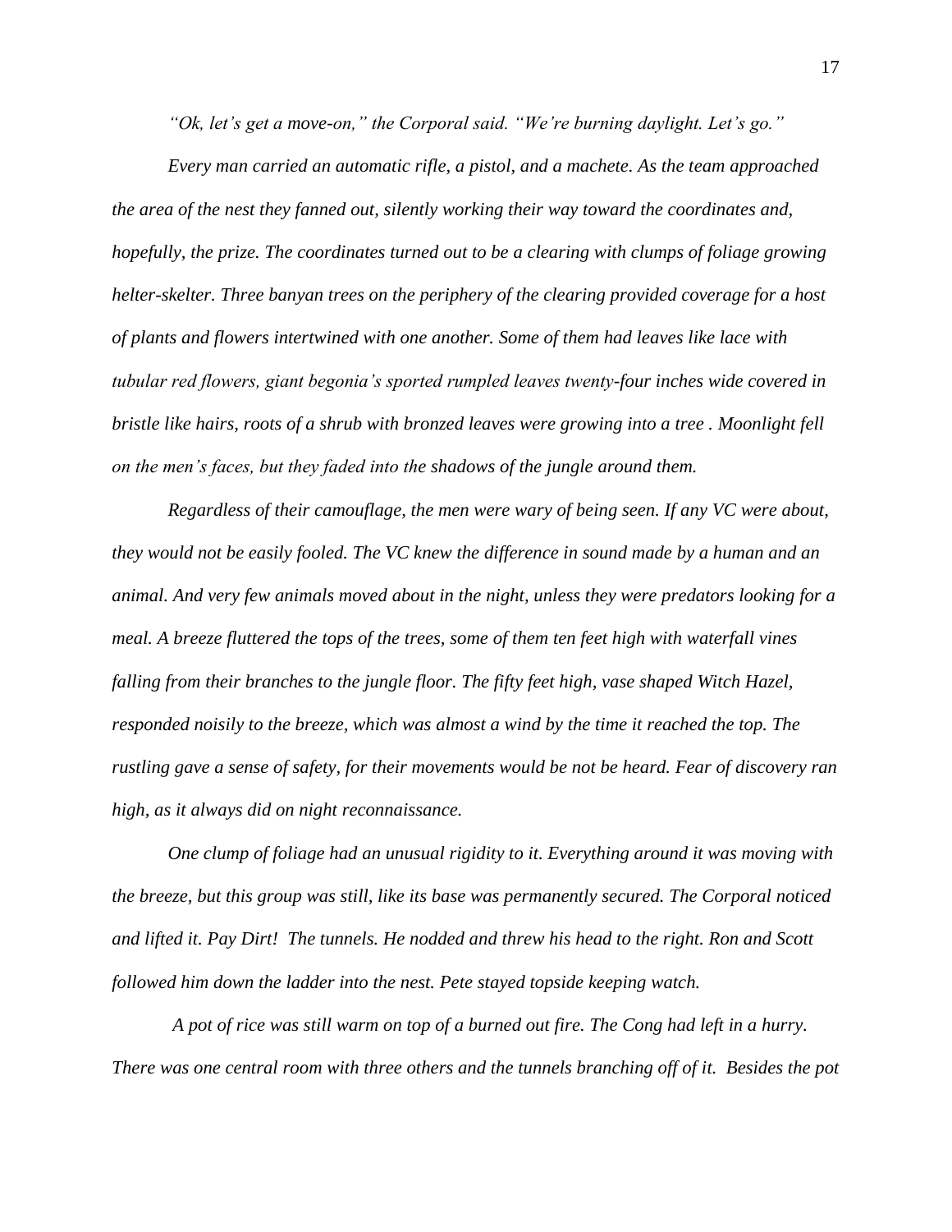*"Ok, let's get a move-on," the Corporal said. "We're burning daylight. Let's go."*

*Every man carried an automatic rifle, a pistol, and a machete. As the team approached the area of the nest they fanned out, silently working their way toward the coordinates and, hopefully, the prize. The coordinates turned out to be a clearing with clumps of foliage growing helter-skelter. Three banyan trees on the periphery of the clearing provided coverage for a host of plants and flowers intertwined with one another. Some of them had leaves like lace with tubular red flowers, giant begonia's sported rumpled leaves twenty-four inches wide covered in bristle like hairs, roots of a shrub with bronzed leaves were growing into a tree . Moonlight fell on the men's faces, but they faded into the shadows of the jungle around them.*

*Regardless of their camouflage, the men were wary of being seen. If any VC were about, they would not be easily fooled. The VC knew the difference in sound made by a human and an animal. And very few animals moved about in the night, unless they were predators looking for a meal. A breeze fluttered the tops of the trees, some of them ten feet high with waterfall vines falling from their branches to the jungle floor. The fifty feet high, vase shaped Witch Hazel, responded noisily to the breeze, which was almost a wind by the time it reached the top. The rustling gave a sense of safety, for their movements would be not be heard. Fear of discovery ran high, as it always did on night reconnaissance.*

*One clump of foliage had an unusual rigidity to it. Everything around it was moving with the breeze, but this group was still, like its base was permanently secured. The Corporal noticed and lifted it. Pay Dirt! The tunnels. He nodded and threw his head to the right. Ron and Scott followed him down the ladder into the nest. Pete stayed topside keeping watch.*

*A pot of rice was still warm on top of a burned out fire. The Cong had left in a hurry. There was one central room with three others and the tunnels branching off of it. Besides the pot*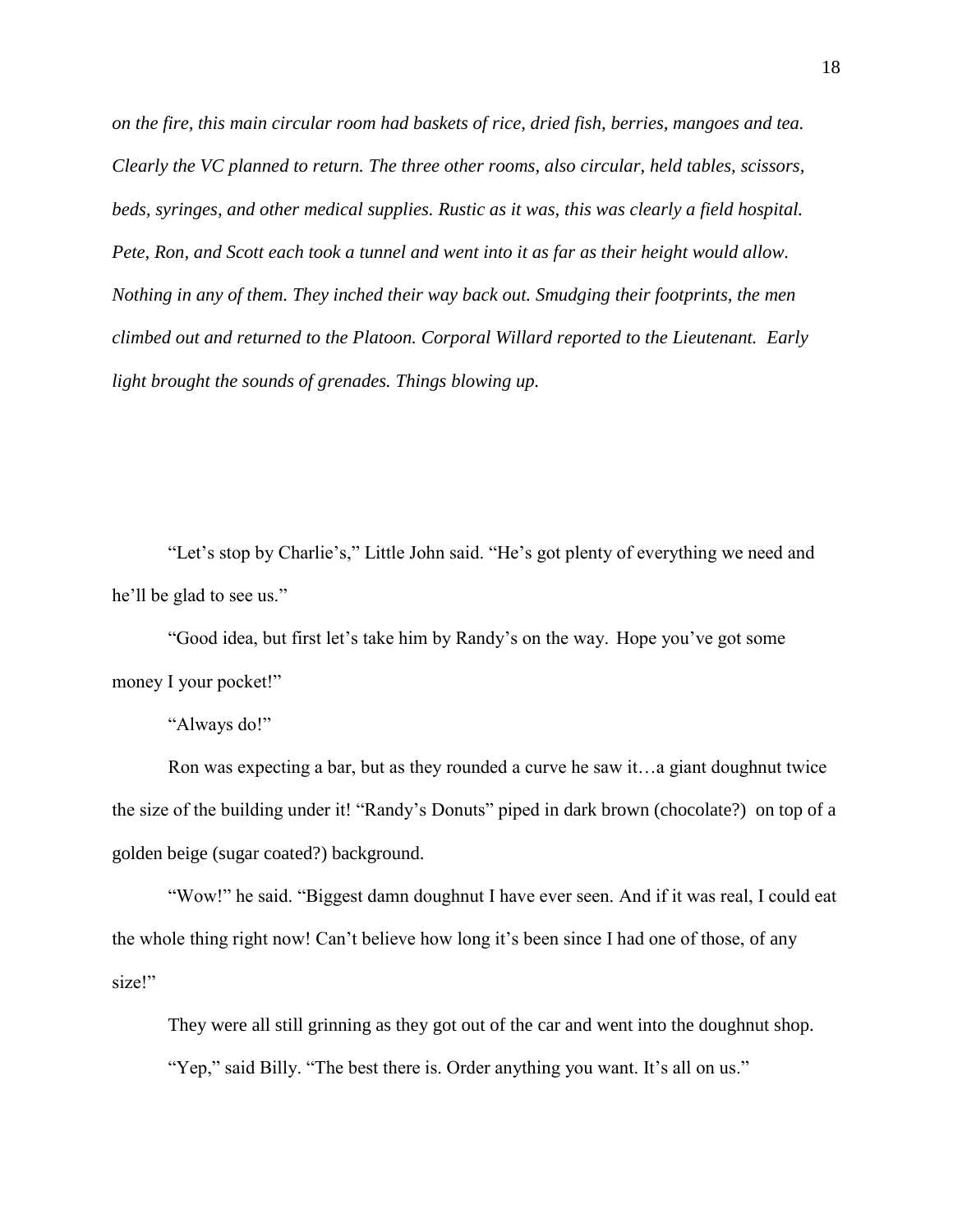*on the fire, this main circular room had baskets of rice, dried fish, berries, mangoes and tea. Clearly the VC planned to return. The three other rooms, also circular, held tables, scissors, beds, syringes, and other medical supplies. Rustic as it was, this was clearly a field hospital. Pete, Ron, and Scott each took a tunnel and went into it as far as their height would allow. Nothing in any of them. They inched their way back out. Smudging their footprints, the men climbed out and returned to the Platoon. Corporal Willard reported to the Lieutenant. Early light brought the sounds of grenades. Things blowing up.*

"Let's stop by Charlie's," Little John said. "He's got plenty of everything we need and he'll be glad to see us."

"Good idea, but first let's take him by Randy's on the way. Hope you've got some money I your pocket!"

"Always do!"

Ron was expecting a bar, but as they rounded a curve he saw it…a giant doughnut twice the size of the building under it! "Randy's Donuts" piped in dark brown (chocolate?) on top of a golden beige (sugar coated?) background.

"Wow!" he said. "Biggest damn doughnut I have ever seen. And if it was real, I could eat the whole thing right now! Can't believe how long it's been since I had one of those, of any size!"

They were all still grinning as they got out of the car and went into the doughnut shop.

"Yep," said Billy. "The best there is. Order anything you want. It's all on us."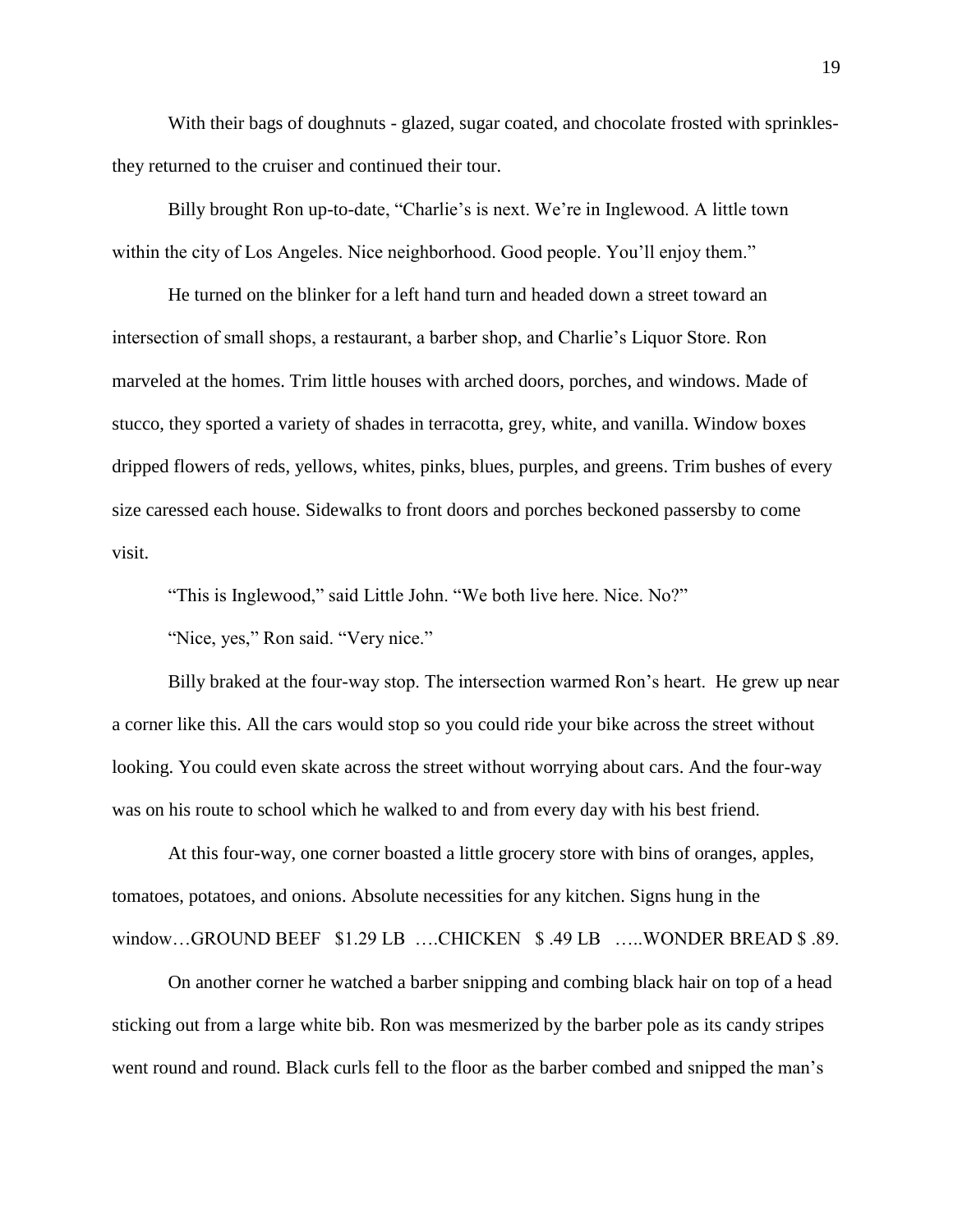With their bags of doughnuts - glazed, sugar coated, and chocolate frosted with sprinkles- they returned to the cruiser and continued their tour.

Billy brought Ron up-to-date, "Charlie's is next. We're in Inglewood. A little town within the city of Los Angeles. Nice neighborhood. Good people. You'll enjoy them."

He turned on the blinker for a left hand turn and headed down a street toward an intersection of small shops, a restaurant, a barber shop, and Charlie's Liquor Store. Ron marveled at the homes. Trim little houses with arched doors, porches, and windows. Made of stucco, they sported a variety of shades in terracotta, grey, white, and vanilla. Window boxes dripped flowers of reds, yellows, whites, pinks, blues, purples, and greens. Trim bushes of every size caressed each house. Sidewalks to front doors and porches beckoned passersby to come visit.

"This is Inglewood," said Little John. "We both live here. Nice. No?"

"Nice, yes," Ron said. "Very nice."

Billy braked at the four-way stop. The intersection warmed Ron's heart. He grew up near a corner like this. All the cars would stop so you could ride your bike across the street without looking. You could even skate across the street without worrying about cars. And the four-way was on his route to school which he walked to and from every day with his best friend.

At this four-way, one corner boasted a little grocery store with bins of oranges, apples, tomatoes, potatoes, and onions. Absolute necessities for any kitchen. Signs hung in the window…GROUND BEEF $1.29 LB ….CHICKEN $ .49 LB …..WONDER BREAD $ .89.

On another corner he watched a barber snipping and combing black hair on top of a head sticking out from a large white bib. Ron was mesmerized by the barber pole as its candy stripes went round and round. Black curls fell to the floor as the barber combed and snipped the man's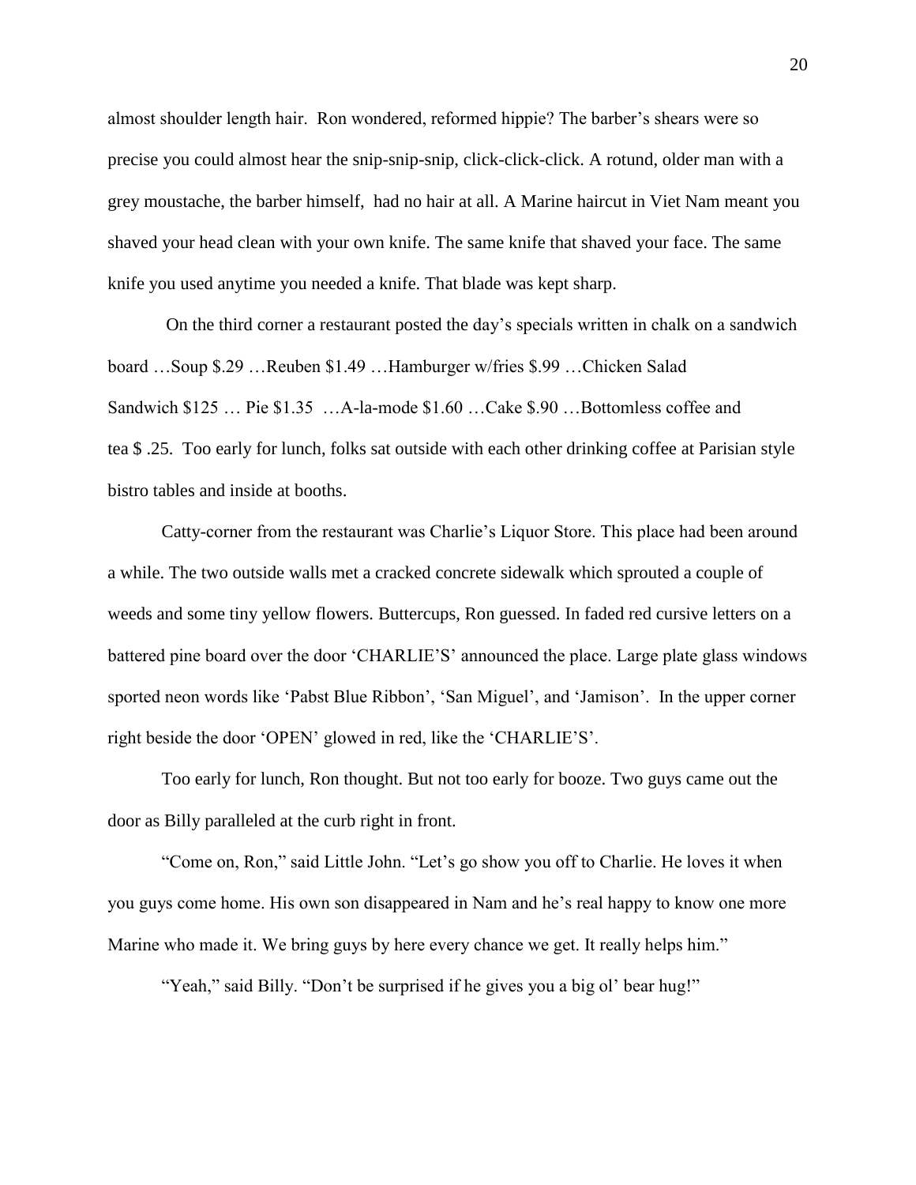almost shoulder length hair. Ron wondered, reformed hippie? The barber's shears were so precise you could almost hear the snip-snip-snip, click-click-click. A rotund, older man with a grey moustache, the barber himself, had no hair at all. A Marine haircut in Viet Nam meant you shaved your head clean with your own knife. The same knife that shaved your face. The same knife you used anytime you needed a knife. That blade was kept sharp.

On the third corner a restaurant posted the day's specials written in chalk on a sandwich board …Soup $.29 …Reuben $1.49 …Hamburger w/fries $.99 …Chicken Salad Sandwich $125 … Pie $1.35 …A-la-mode $1.60 …Cake $.90 …Bottomless coffee and tea $ .25. Too early for lunch, folks sat outside with each other drinking coffee at Parisian style bistro tables and inside at booths.

Catty-corner from the restaurant was Charlie's Liquor Store. This place had been around a while. The two outside walls met a cracked concrete sidewalk which sprouted a couple of weeds and some tiny yellow flowers. Buttercups, Ron guessed. In faded red cursive letters on a battered pine board over the door 'CHARLIE'S' announced the place. Large plate glass windows sported neon words like 'Pabst Blue Ribbon', 'San Miguel', and 'Jamison'. In the upper corner right beside the door 'OPEN' glowed in red, like the 'CHARLIE'S'.

Too early for lunch, Ron thought. But not too early for booze. Two guys came out the door as Billy paralleled at the curb right in front.

"Come on, Ron," said Little John. "Let's go show you off to Charlie. He loves it when you guys come home. His own son disappeared in Nam and he's real happy to know one more Marine who made it. We bring guys by here every chance we get. It really helps him."

"Yeah," said Billy. "Don't be surprised if he gives you a big ol' bear hug!"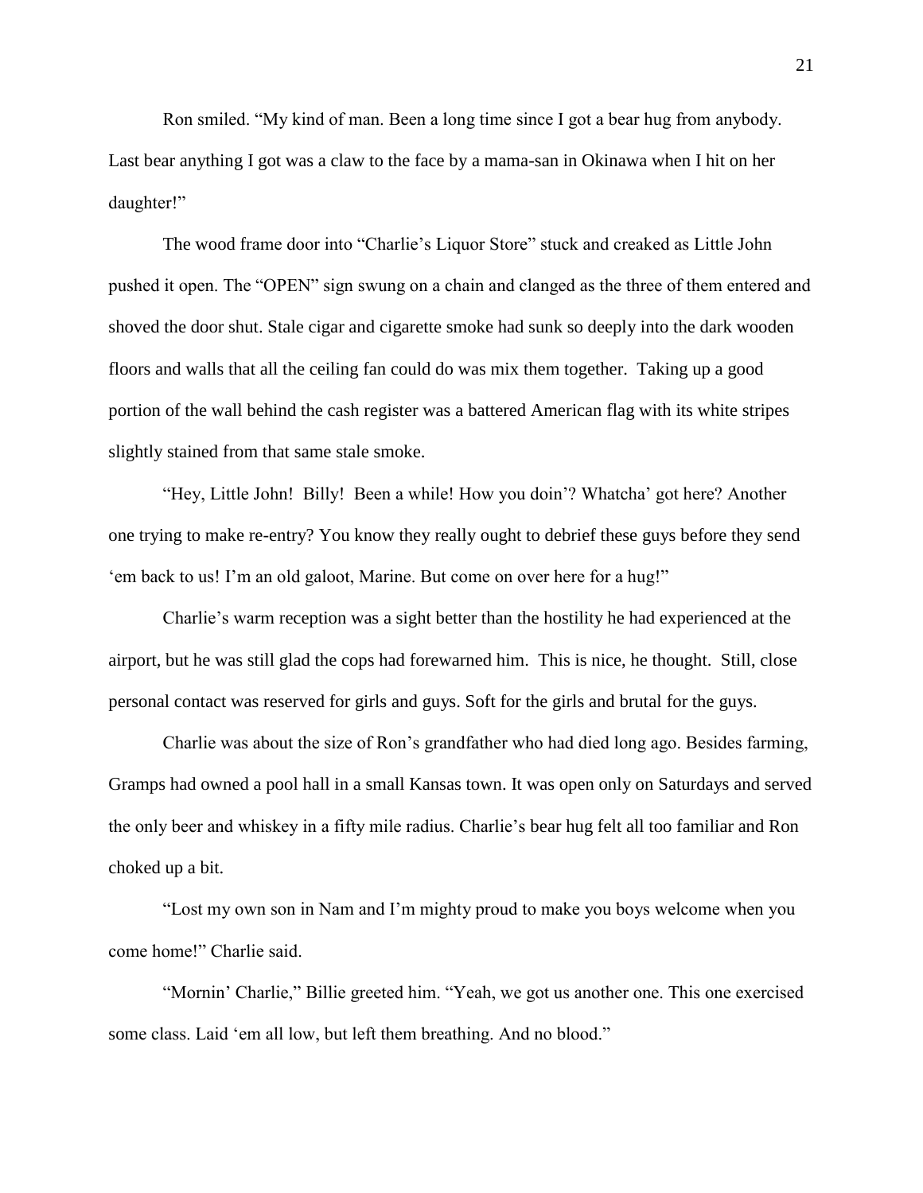Ron smiled. "My kind of man. Been a long time since I got a bear hug from anybody. Last bear anything I got was a claw to the face by a mama-san in Okinawa when I hit on her daughter!"

The wood frame door into "Charlie's Liquor Store" stuck and creaked as Little John pushed it open. The "OPEN" sign swung on a chain and clanged as the three of them entered and shoved the door shut. Stale cigar and cigarette smoke had sunk so deeply into the dark wooden floors and walls that all the ceiling fan could do was mix them together. Taking up a good portion of the wall behind the cash register was a battered American flag with its white stripes slightly stained from that same stale smoke.

"Hey, Little John! Billy! Been a while! How you doin'? Whatcha' got here? Another one trying to make re-entry? You know they really ought to debrief these guys before they send 'em back to us! I'm an old galoot, Marine. But come on over here for a hug!"

Charlie's warm reception was a sight better than the hostility he had experienced at the airport, but he was still glad the cops had forewarned him. This is nice, he thought. Still, close personal contact was reserved for girls and guys. Soft for the girls and brutal for the guys.

Charlie was about the size of Ron's grandfather who had died long ago. Besides farming, Gramps had owned a pool hall in a small Kansas town. It was open only on Saturdays and served the only beer and whiskey in a fifty mile radius. Charlie's bear hug felt all too familiar and Ron choked up a bit.

"Lost my own son in Nam and I'm mighty proud to make you boys welcome when you come home!" Charlie said.

"Mornin' Charlie," Billie greeted him. "Yeah, we got us another one. This one exercised some class. Laid 'em all low, but left them breathing. And no blood."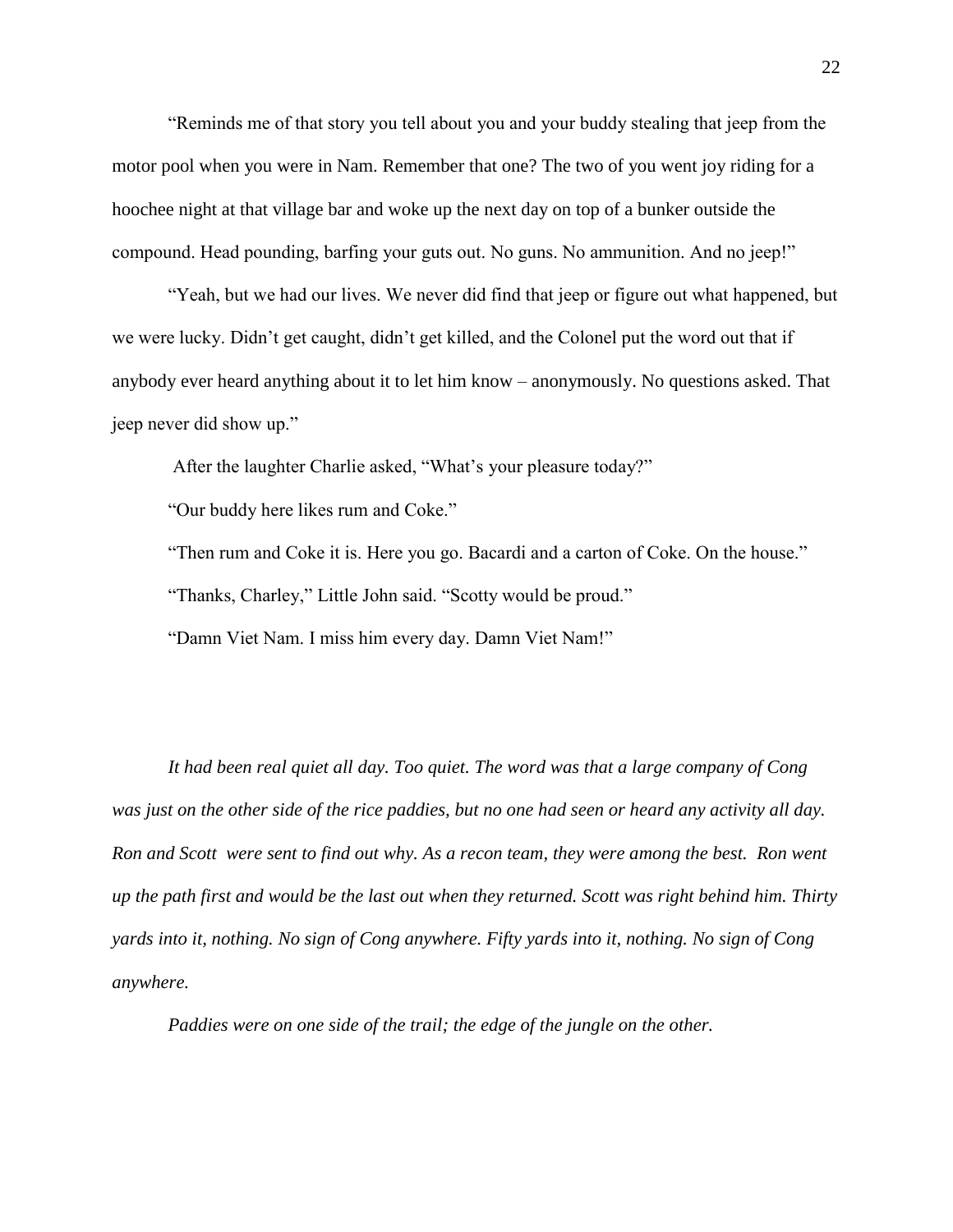"Reminds me of that story you tell about you and your buddy stealing that jeep from the motor pool when you were in Nam. Remember that one? The two of you went joy riding for a hoochee night at that village bar and woke up the next day on top of a bunker outside the compound. Head pounding, barfing your guts out. No guns. No ammunition. And no jeep!"

"Yeah, but we had our lives. We never did find that jeep or figure out what happened, but we were lucky. Didn't get caught, didn't get killed, and the Colonel put the word out that if anybody ever heard anything about it to let him know – anonymously. No questions asked. That jeep never did show up."

After the laughter Charlie asked, "What's your pleasure today?"

"Our buddy here likes rum and Coke."

"Then rum and Coke it is. Here you go. Bacardi and a carton of Coke. On the house."

"Thanks, Charley," Little John said. "Scotty would be proud."

"Damn Viet Nam. I miss him every day. Damn Viet Nam!"

*It had been real quiet all day. Too quiet. The word was that a large company of Cong was just on the other side of the rice paddies, but no one had seen or heard any activity all day. Ron and Scott were sent to find out why. As a recon team, they were among the best. Ron went up the path first and would be the last out when they returned. Scott was right behind him. Thirty yards into it, nothing. No sign of Cong anywhere. Fifty yards into it, nothing. No sign of Cong anywhere.*

*Paddies were on one side of the trail; the edge of the jungle on the other.*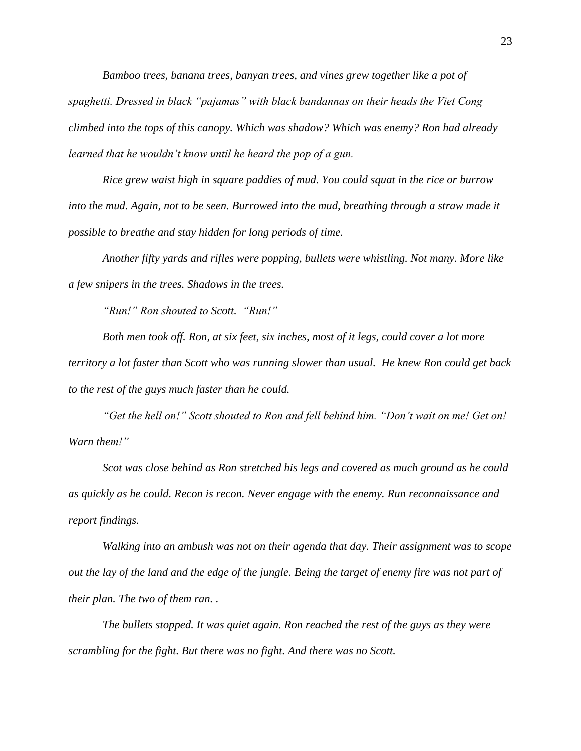*Bamboo trees, banana trees, banyan trees, and vines grew together like a pot of spaghetti. Dressed in black "pajamas" with black bandannas on their heads the Viet Cong climbed into the tops of this canopy. Which was shadow? Which was enemy? Ron had already learned that he wouldn't know until he heard the pop of a gun.*

*Rice grew waist high in square paddies of mud. You could squat in the rice or burrow into the mud. Again, not to be seen. Burrowed into the mud, breathing through a straw made it possible to breathe and stay hidden for long periods of time.*

*Another fifty yards and rifles were popping, bullets were whistling. Not many. More like a few snipers in the trees. Shadows in the trees.*

*"Run!" Ron shouted to Scott. "Run!"*

*Both men took off. Ron, at six feet, six inches, most of it legs, could cover a lot more territory a lot faster than Scott who was running slower than usual. He knew Ron could get back to the rest of the guys much faster than he could.*

*"Get the hell on!" Scott shouted to Ron and fell behind him. "Don't wait on me! Get on! Warn them!"*

*Scot was close behind as Ron stretched his legs and covered as much ground as he could as quickly as he could. Recon is recon. Never engage with the enemy. Run reconnaissance and report findings.*

*Walking into an ambush was not on their agenda that day. Their assignment was to scope out the lay of the land and the edge of the jungle. Being the target of enemy fire was not part of their plan. The two of them ran. .*

*The bullets stopped. It was quiet again. Ron reached the rest of the guys as they were scrambling for the fight. But there was no fight. And there was no Scott.*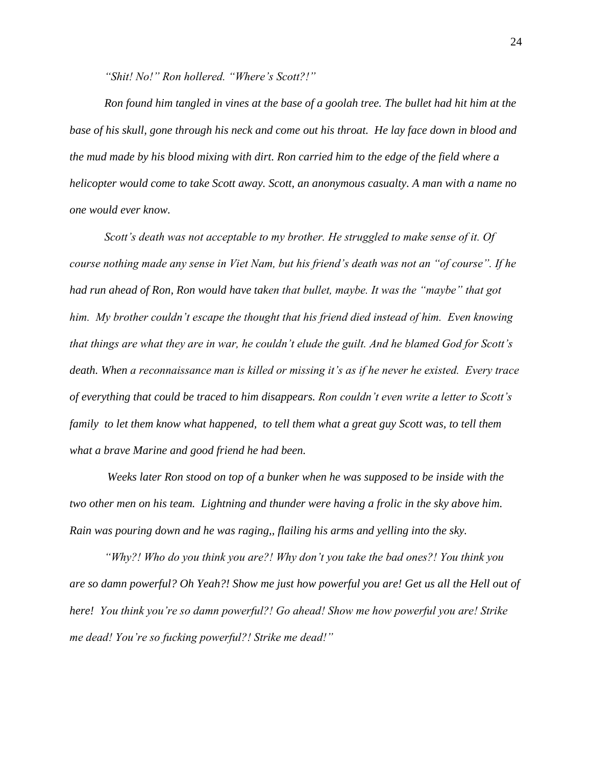*"Shit! No!" Ron hollered. "Where's Scott?!"*

*Ron found him tangled in vines at the base of a goolah tree. The bullet had hit him at the base of his skull, gone through his neck and come out his throat. He lay face down in blood and the mud made by his blood mixing with dirt. Ron carried him to the edge of the field where a helicopter would come to take Scott away. Scott, an anonymous casualty. A man with a name no one would ever know.*

*Scott's death was not acceptable to my brother. He struggled to make sense of it. Of course nothing made any sense in Viet Nam, but his friend's death was not an "of course". If he had run ahead of Ron, Ron would have taken that bullet, maybe. It was the "maybe" that got him. My brother couldn't escape the thought that his friend died instead of him. Even knowing that things are what they are in war, he couldn't elude the guilt. And he blamed God for Scott's death. When a reconnaissance man is killed or missing it's as if he never he existed. Every trace of everything that could be traced to him disappears. Ron couldn't even write a letter to Scott's family to let them know what happened, to tell them what a great guy Scott was, to tell them what a brave Marine and good friend he had been.*

*Weeks later Ron stood on top of a bunker when he was supposed to be inside with the two other men on his team. Lightning and thunder were having a frolic in the sky above him. Rain was pouring down and he was raging,, flailing his arms and yelling into the sky.*

*"Why?! Who do you think you are?! Why don't you take the bad ones?! You think you are so damn powerful? Oh Yeah?! Show me just how powerful you are! Get us all the Hell out of here! You think you're so damn powerful?! Go ahead! Show me how powerful you are! Strike me dead! You're so fucking powerful?! Strike me dead!"*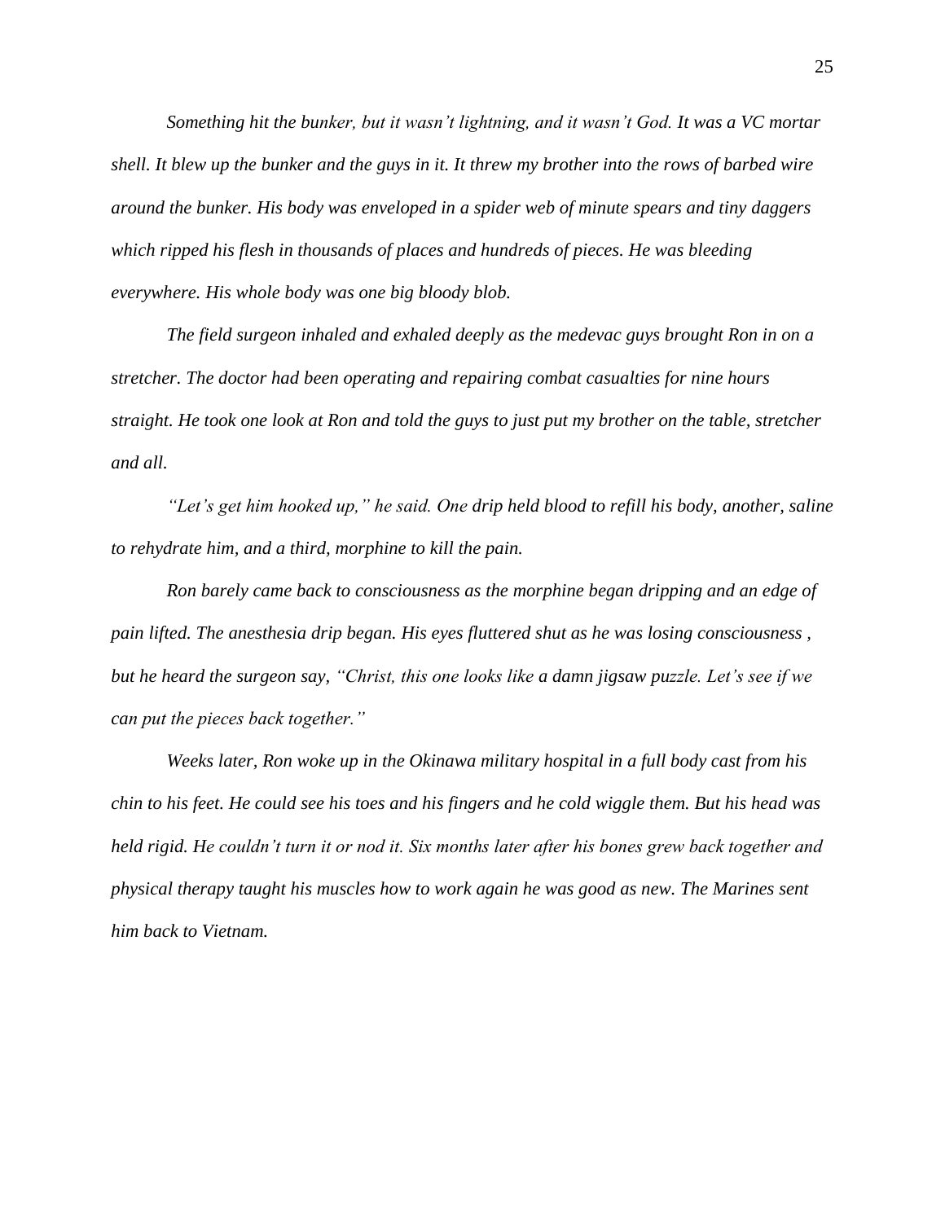*Something hit the bunker, but it wasn't lightning, and it wasn't God. It was a VC mortar shell. It blew up the bunker and the guys in it. It threw my brother into the rows of barbed wire around the bunker. His body was enveloped in a spider web of minute spears and tiny daggers which ripped his flesh in thousands of places and hundreds of pieces. He was bleeding everywhere. His whole body was one big bloody blob.*

*The field surgeon inhaled and exhaled deeply as the medevac guys brought Ron in on a stretcher. The doctor had been operating and repairing combat casualties for nine hours straight. He took one look at Ron and told the guys to just put my brother on the table, stretcher and all.*

*"Let's get him hooked up," he said. One drip held blood to refill his body, another, saline to rehydrate him, and a third, morphine to kill the pain.*

*Ron barely came back to consciousness as the morphine began dripping and an edge of pain lifted. The anesthesia drip began. His eyes fluttered shut as he was losing consciousness , but he heard the surgeon say, "Christ, this one looks like a damn jigsaw puzzle. Let's see if we can put the pieces back together."*

*Weeks later, Ron woke up in the Okinawa military hospital in a full body cast from his chin to his feet. He could see his toes and his fingers and he cold wiggle them. But his head was held rigid. He couldn't turn it or nod it. Six months later after his bones grew back together and physical therapy taught his muscles how to work again he was good as new. The Marines sent him back to Vietnam.*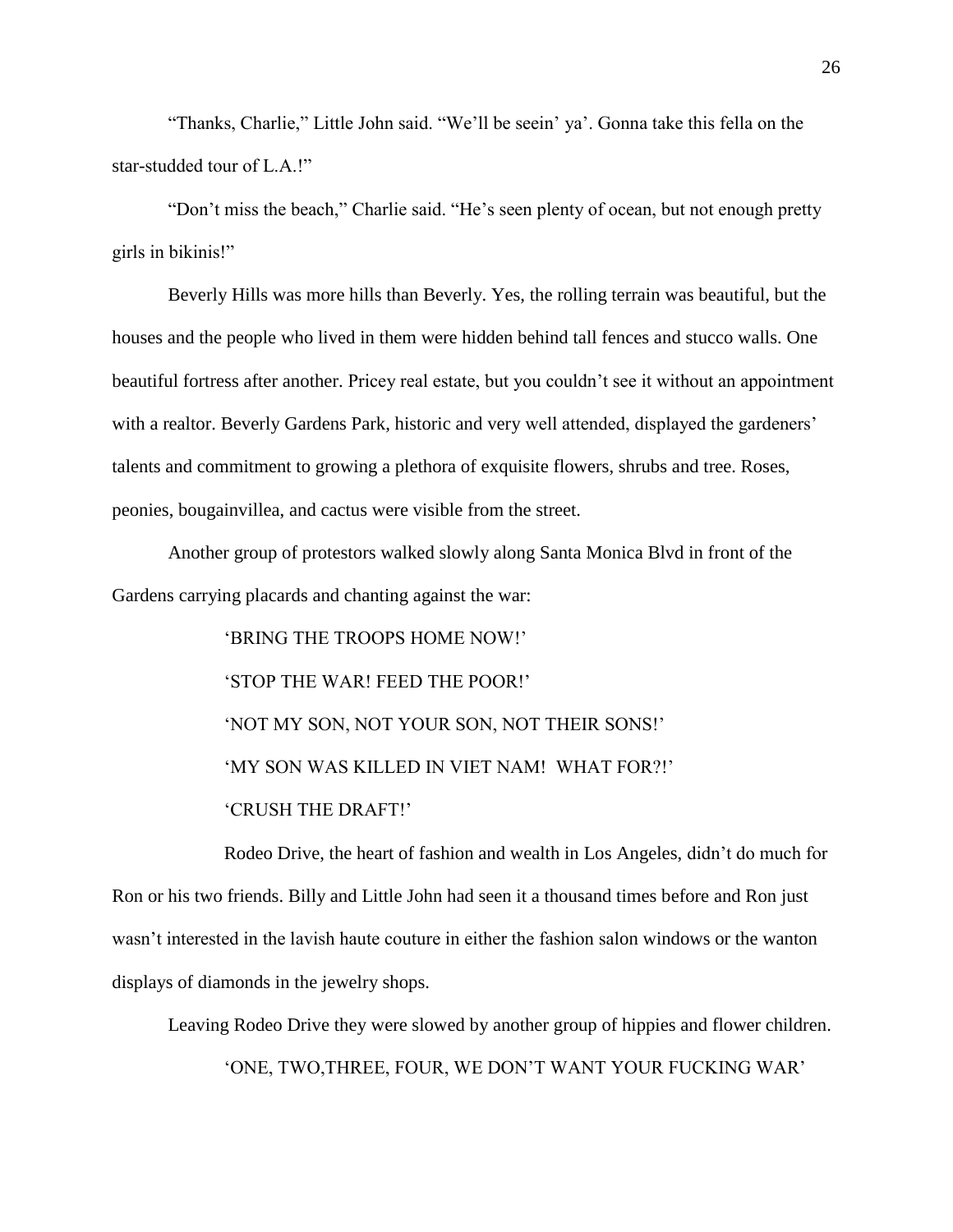"Thanks, Charlie," Little John said. "We'll be seein' ya'. Gonna take this fella on the star-studded tour of L.A.!"

"Don't miss the beach," Charlie said. "He's seen plenty of ocean, but not enough pretty girls in bikinis!"

Beverly Hills was more hills than Beverly. Yes, the rolling terrain was beautiful, but the houses and the people who lived in them were hidden behind tall fences and stucco walls. One beautiful fortress after another. Pricey real estate, but you couldn't see it without an appointment with a realtor. Beverly Gardens Park, historic and very well attended, displayed the gardeners' talents and commitment to growing a plethora of exquisite flowers, shrubs and tree. Roses, peonies, bougainvillea, and cactus were visible from the street.

Another group of protestors walked slowly along Santa Monica Blvd in front of the Gardens carrying placards and chanting against the war:

'BRING THE TROOPS HOME NOW!'

'STOP THE WAR! FEED THE POOR!'

'NOT MY SON, NOT YOUR SON, NOT THEIR SONS!'

'MY SON WAS KILLED IN VIET NAM! WHAT FOR?!'

'CRUSH THE DRAFT!'

Rodeo Drive, the heart of fashion and wealth in Los Angeles, didn't do much for Ron or his two friends. Billy and Little John had seen it a thousand times before and Ron just wasn't interested in the lavish haute couture in either the fashion salon windows or the wanton displays of diamonds in the jewelry shops.

Leaving Rodeo Drive they were slowed by another group of hippies and flower children.

'ONE, TWO,THREE, FOUR, WE DON'T WANT YOUR FUCKING WAR'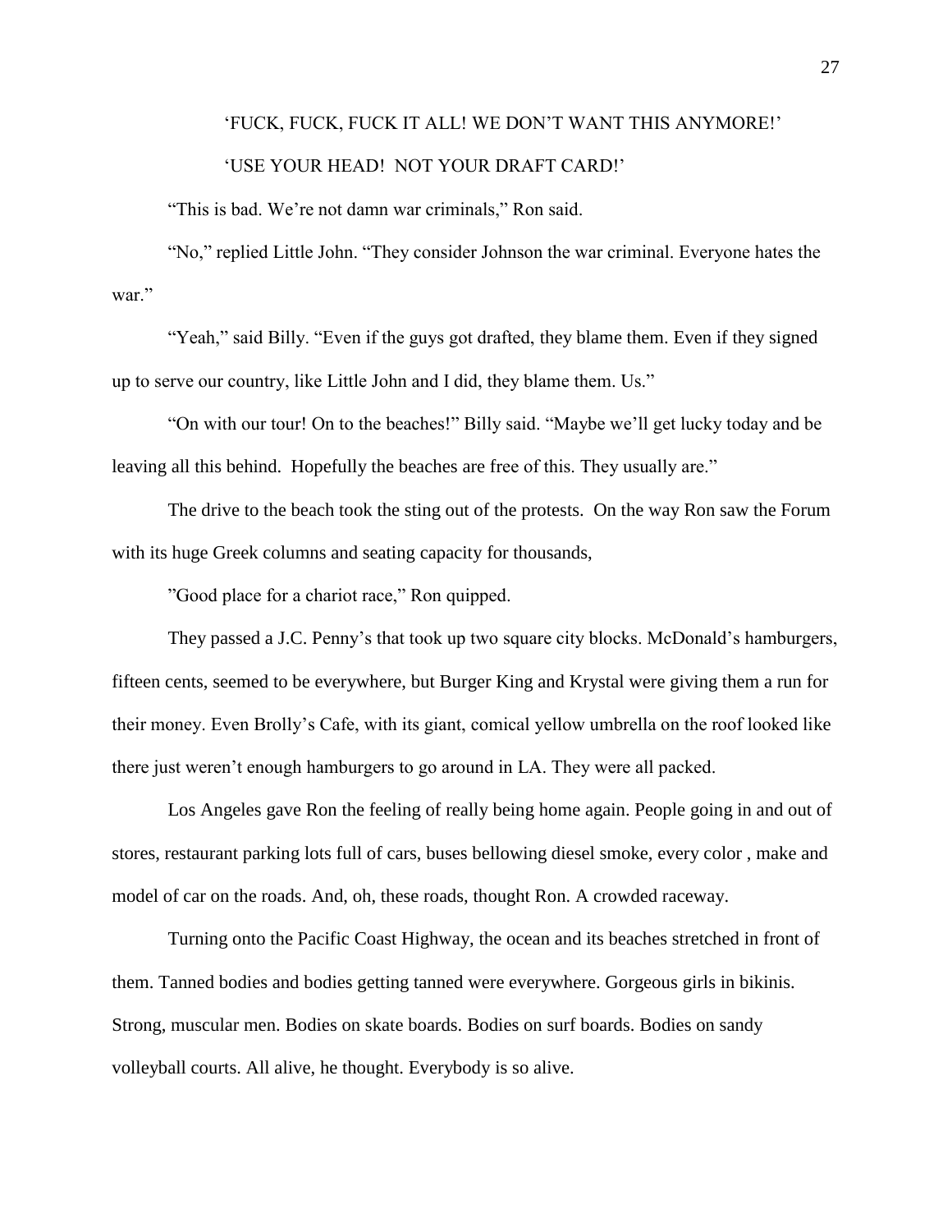'FUCK, FUCK, FUCK IT ALL! WE DON'T WANT THIS ANYMORE!'

'USE YOUR HEAD! NOT YOUR DRAFT CARD!'

"This is bad. We're not damn war criminals," Ron said.

"No," replied Little John. "They consider Johnson the war criminal. Everyone hates the war."

"Yeah," said Billy. "Even if the guys got drafted, they blame them. Even if they signed up to serve our country, like Little John and I did, they blame them. Us."

"On with our tour! On to the beaches!" Billy said. "Maybe we'll get lucky today and be leaving all this behind. Hopefully the beaches are free of this. They usually are."

The drive to the beach took the sting out of the protests. On the way Ron saw the Forum with its huge Greek columns and seating capacity for thousands,

"Good place for a chariot race," Ron quipped.

They passed a J.C. Penny's that took up two square city blocks. McDonald's hamburgers, fifteen cents, seemed to be everywhere, but Burger King and Krystal were giving them a run for their money. Even Brolly's Cafe, with its giant, comical yellow umbrella on the roof looked like there just weren't enough hamburgers to go around in LA. They were all packed.

Los Angeles gave Ron the feeling of really being home again. People going in and out of stores, restaurant parking lots full of cars, buses bellowing diesel smoke, every color , make and model of car on the roads. And, oh, these roads, thought Ron. A crowded raceway.

Turning onto the Pacific Coast Highway, the ocean and its beaches stretched in front of them. Tanned bodies and bodies getting tanned were everywhere. Gorgeous girls in bikinis. Strong, muscular men. Bodies on skate boards. Bodies on surf boards. Bodies on sandy volleyball courts. All alive, he thought. Everybody is so alive.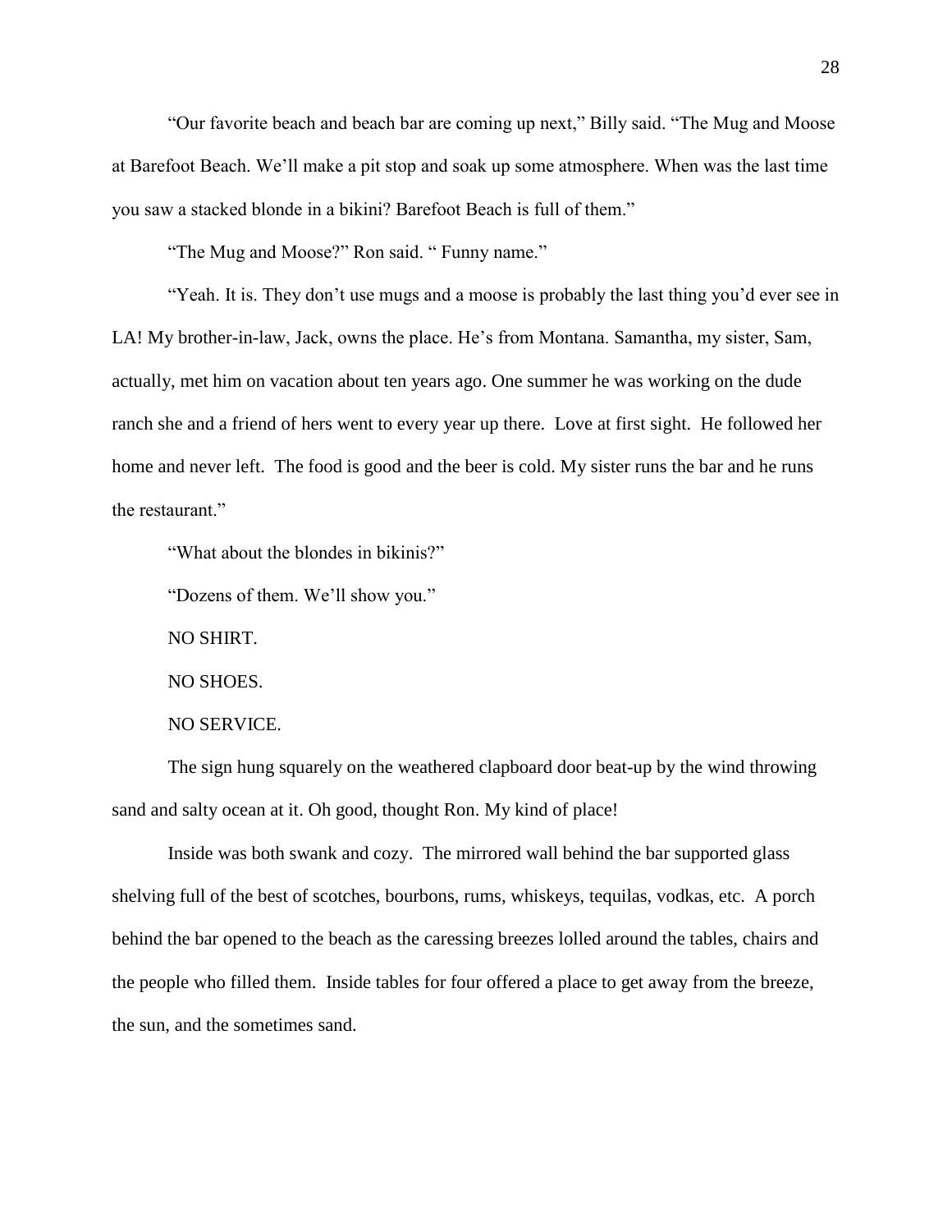"Our favorite beach and beach bar are coming up next," Billy said. "The Mug and Moose at Barefoot Beach. We'll make a pit stop and soak up some atmosphere. When was the last time you saw a stacked blonde in a bikini? Barefoot Beach is full of them."

"The Mug and Moose?" Ron said. " Funny name."

"Yeah. It is. They don't use mugs and a moose is probably the last thing you'd ever see in LA! My brother-in-law, Jack, owns the place. He's from Montana. Samantha, my sister, Sam, actually, met him on vacation about ten years ago. One summer he was working on the dude ranch she and a friend of hers went to every year up there. Love at first sight. He followed her home and never left. The food is good and the beer is cold. My sister runs the bar and he runs the restaurant."

"What about the blondes in bikinis?"

"Dozens of them. We'll show you."

NO SHIRT.

NO SHOES.

NO SERVICE.

The sign hung squarely on the weathered clapboard door beat-up by the wind throwing sand and salty ocean at it. Oh good, thought Ron. My kind of place!

Inside was both swank and cozy. The mirrored wall behind the bar supported glass shelving full of the best of scotches, bourbons, rums, whiskeys, tequilas, vodkas, etc. A porch behind the bar opened to the beach as the caressing breezes lolled around the tables, chairs and the people who filled them. Inside tables for four offered a place to get away from the breeze, the sun, and the sometimes sand.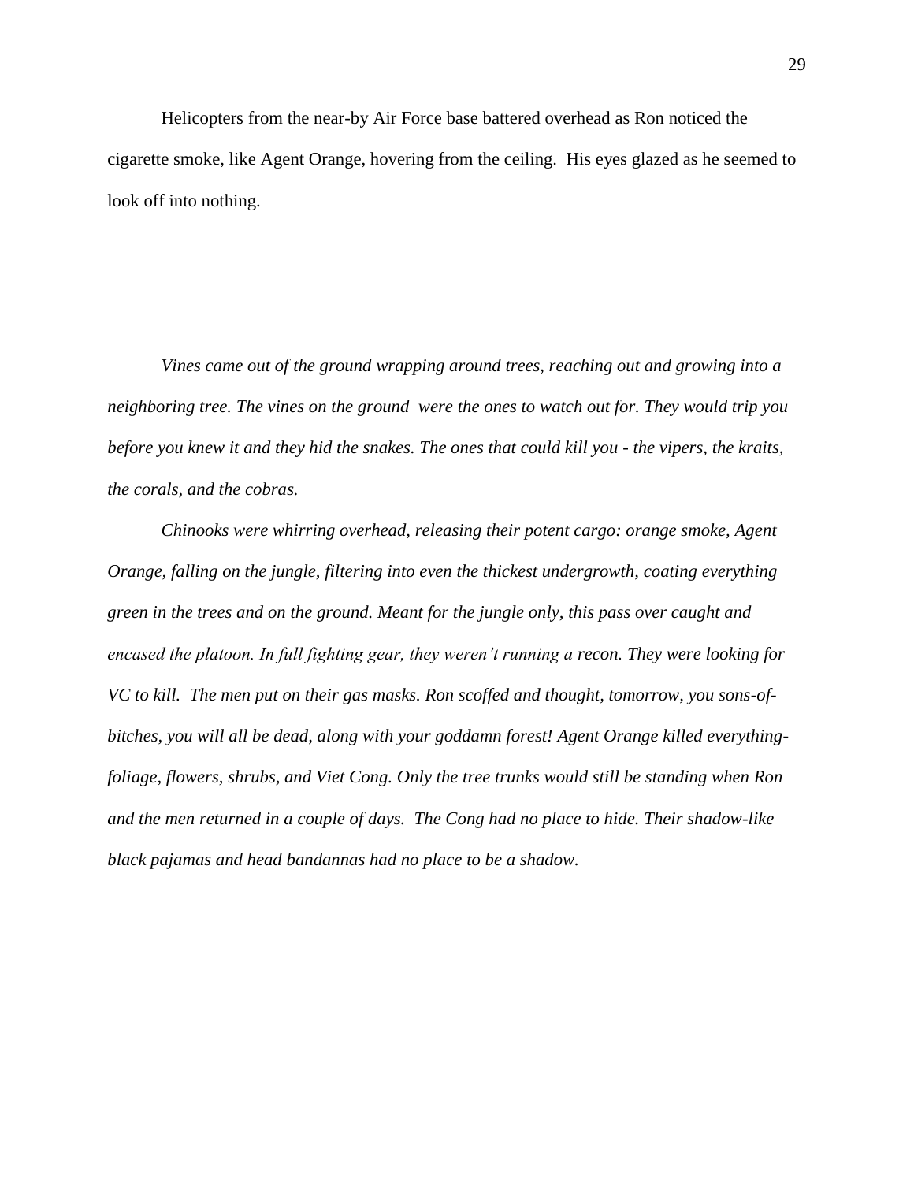Helicopters from the near-by Air Force base battered overhead as Ron noticed the cigarette smoke, like Agent Orange, hovering from the ceiling. His eyes glazed as he seemed to look off into nothing.

*Vines came out of the ground wrapping around trees, reaching out and growing into a neighboring tree. The vines on the ground were the ones to watch out for. They would trip you before you knew it and they hid the snakes. The ones that could kill you - the vipers, the kraits, the corals, and the cobras.*

*Chinooks were whirring overhead, releasing their potent cargo: orange smoke, Agent Orange, falling on the jungle, filtering into even the thickest undergrowth, coating everything green in the trees and on the ground. Meant for the jungle only, this pass over caught and encased the platoon. In full fighting gear, they weren't running a recon. They were looking for VC to kill. The men put on their gas masks. Ron scoffed and thought, tomorrow, you sons-of-bitches, you will all be dead, along with your goddamn forest! Agent Orange killed everything-foliage, flowers, shrubs, and Viet Cong. Only the tree trunks would still be standing when Ron and the men returned in a couple of days. The Cong had no place to hide. Their shadow-like black pajamas and head bandannas had no place to be a shadow.*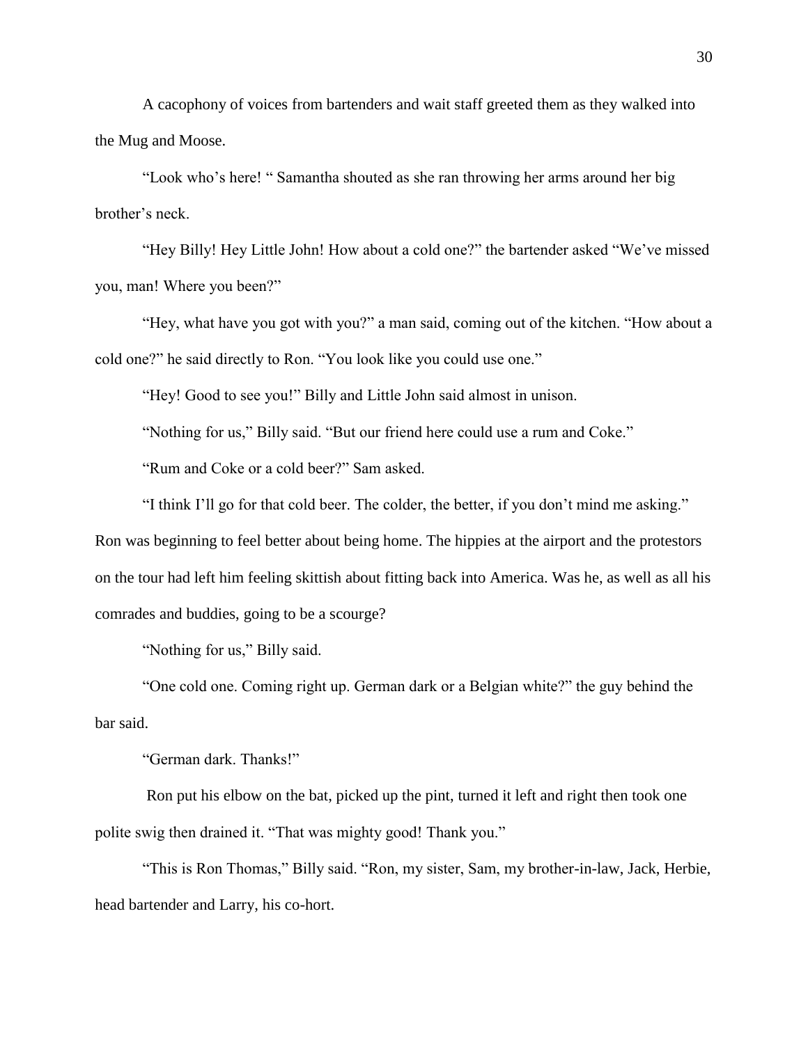A cacophony of voices from bartenders and wait staff greeted them as they walked into the Mug and Moose.

"Look who's here! " Samantha shouted as she ran throwing her arms around her big brother's neck.

"Hey Billy! Hey Little John! How about a cold one?" the bartender asked "We've missed you, man! Where you been?"

"Hey, what have you got with you?" a man said, coming out of the kitchen. "How about a cold one?" he said directly to Ron. "You look like you could use one."

"Hey! Good to see you!" Billy and Little John said almost in unison.

"Nothing for us," Billy said. "But our friend here could use a rum and Coke."

"Rum and Coke or a cold beer?" Sam asked.

"I think I'll go for that cold beer. The colder, the better, if you don't mind me asking." Ron was beginning to feel better about being home. The hippies at the airport and the protestors on the tour had left him feeling skittish about fitting back into America. Was he, as well as all his comrades and buddies, going to be a scourge?

"Nothing for us," Billy said.

"One cold one. Coming right up. German dark or a Belgian white?" the guy behind the bar said.

"German dark. Thanks!"

Ron put his elbow on the bat, picked up the pint, turned it left and right then took one polite swig then drained it. "That was mighty good! Thank you."

"This is Ron Thomas," Billy said. "Ron, my sister, Sam, my brother-in-law, Jack, Herbie, head bartender and Larry, his co-hort.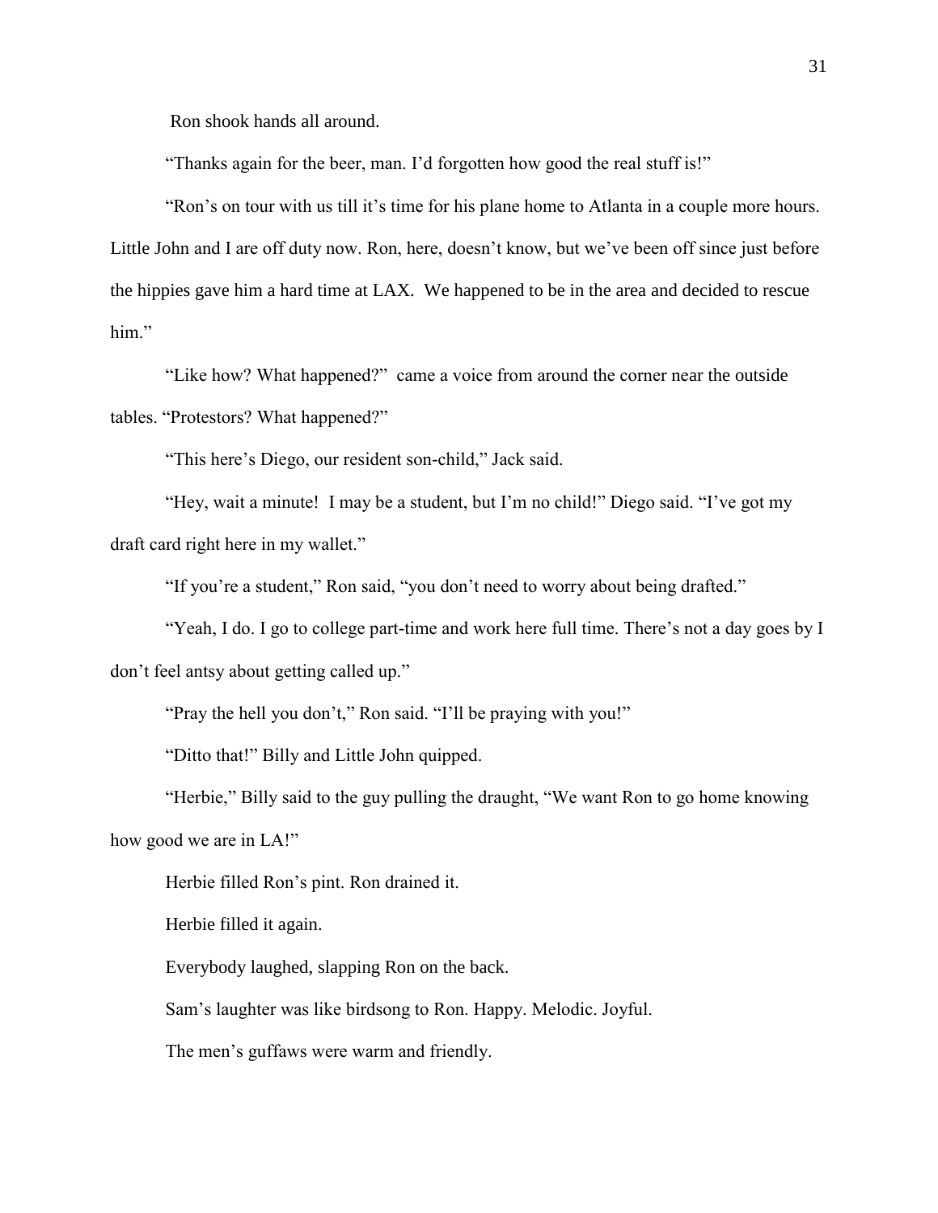Ron shook hands all around.

"Thanks again for the beer, man. I'd forgotten how good the real stuff is!"

"Ron's on tour with us till it's time for his plane home to Atlanta in a couple more hours. Little John and I are off duty now. Ron, here, doesn't know, but we've been off since just before the hippies gave him a hard time at LAX. We happened to be in the area and decided to rescue him."

"Like how? What happened?" came a voice from around the corner near the outside tables. "Protestors? What happened?"

"This here's Diego, our resident son-child," Jack said.

"Hey, wait a minute! I may be a student, but I'm no child!" Diego said. "I've got my draft card right here in my wallet."

"If you're a student," Ron said, "you don't need to worry about being drafted."

"Yeah, I do. I go to college part-time and work here full time. There's not a day goes by I don't feel antsy about getting called up."

"Pray the hell you don't," Ron said. "I'll be praying with you!"

"Ditto that!" Billy and Little John quipped.

"Herbie," Billy said to the guy pulling the draught, "We want Ron to go home knowing how good we are in LA!"

Herbie filled Ron's pint. Ron drained it.

Herbie filled it again.

Everybody laughed, slapping Ron on the back.

Sam's laughter was like birdsong to Ron. Happy. Melodic. Joyful.

The men's guffaws were warm and friendly.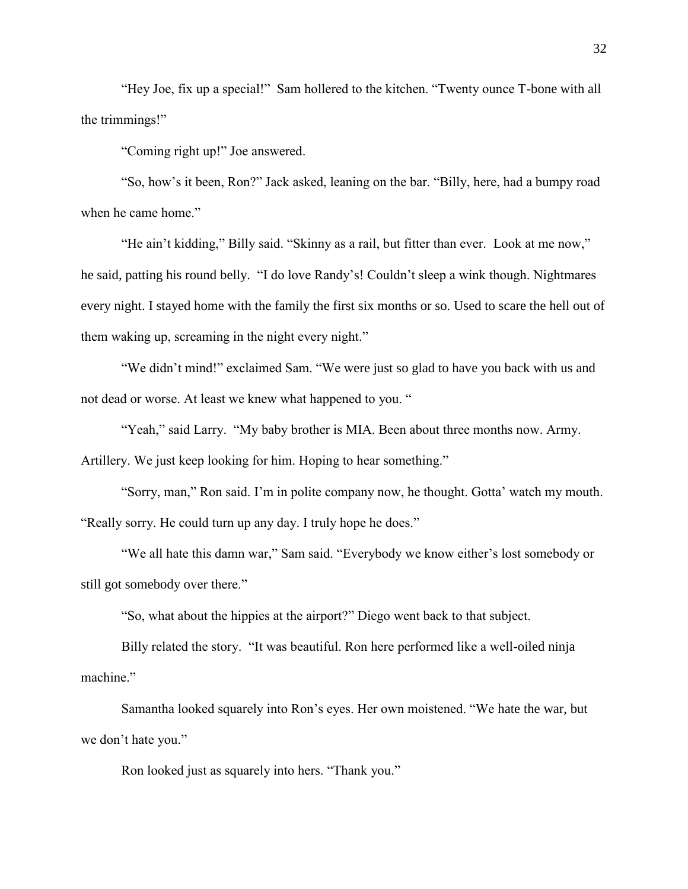"Hey Joe, fix up a special!" Sam hollered to the kitchen. "Twenty ounce T-bone with all the trimmings!"

"Coming right up!" Joe answered.

"So, how's it been, Ron?" Jack asked, leaning on the bar. "Billy, here, had a bumpy road when he came home."

"He ain't kidding," Billy said. "Skinny as a rail, but fitter than ever. Look at me now," he said, patting his round belly. "I do love Randy's! Couldn't sleep a wink though. Nightmares every night. I stayed home with the family the first six months or so. Used to scare the hell out of them waking up, screaming in the night every night."

"We didn't mind!" exclaimed Sam. "We were just so glad to have you back with us and not dead or worse. At least we knew what happened to you. "

"Yeah," said Larry. "My baby brother is MIA. Been about three months now. Army. Artillery. We just keep looking for him. Hoping to hear something."

"Sorry, man," Ron said. I'm in polite company now, he thought. Gotta' watch my mouth. "Really sorry. He could turn up any day. I truly hope he does."

"We all hate this damn war," Sam said. "Everybody we know either's lost somebody or still got somebody over there."

"So, what about the hippies at the airport?" Diego went back to that subject.

Billy related the story. "It was beautiful. Ron here performed like a well-oiled ninja machine."

Samantha looked squarely into Ron's eyes. Her own moistened. "We hate the war, but we don't hate you."

Ron looked just as squarely into hers. "Thank you."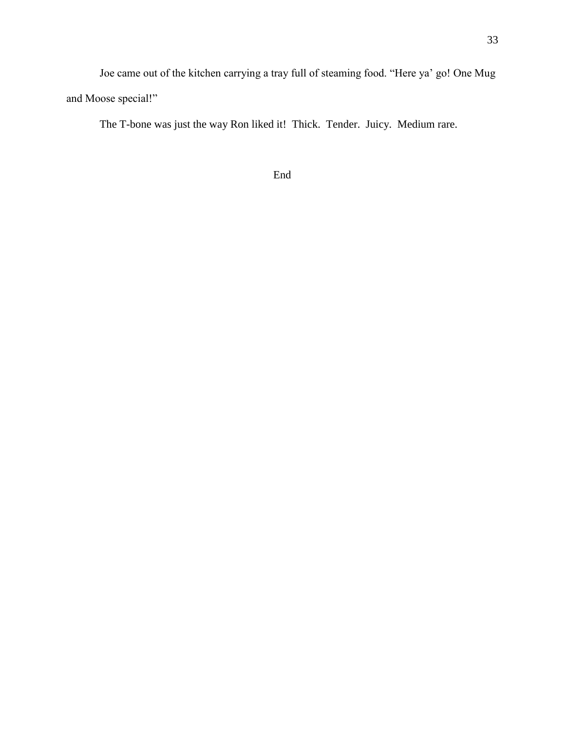Joe came out of the kitchen carrying a tray full of steaming food. “Here ya’ go! One Mug and Moose special!”

The T-bone was just the way Ron liked it!  Thick.  Tender.  Juicy.  Medium rare.

End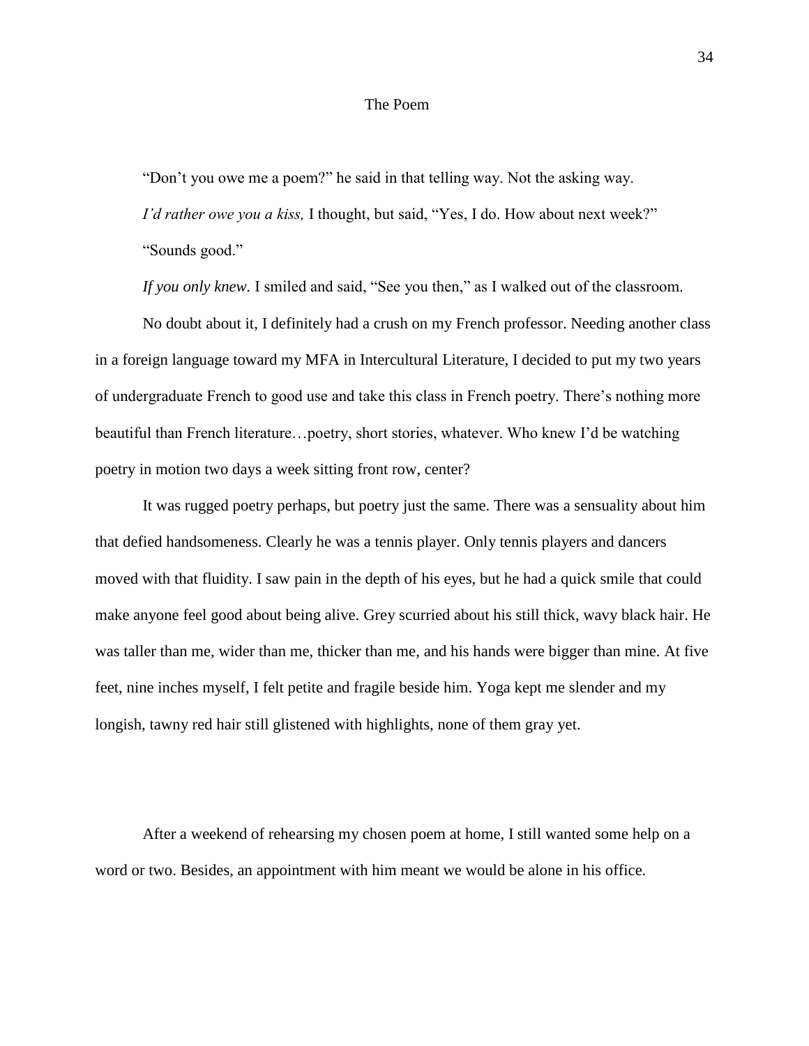## The Poem

"Don't you owe me a poem?" he said in that telling way. Not the asking way.

*I'd rather owe you a kiss,* I thought, but said, "Yes, I do. How about next week?"

"Sounds good."

*If you only knew.* I smiled and said, "See you then," as I walked out of the classroom.

No doubt about it, I definitely had a crush on my French professor. Needing another class in a foreign language toward my MFA in Intercultural Literature, I decided to put my two years of undergraduate French to good use and take this class in French poetry. There's nothing more beautiful than French literature…poetry, short stories, whatever. Who knew I'd be watching poetry in motion two days a week sitting front row, center?

It was rugged poetry perhaps, but poetry just the same. There was a sensuality about him that defied handsomeness. Clearly he was a tennis player. Only tennis players and dancers moved with that fluidity. I saw pain in the depth of his eyes, but he had a quick smile that could make anyone feel good about being alive. Grey scurried about his still thick, wavy black hair. He was taller than me, wider than me, thicker than me, and his hands were bigger than mine. At five feet, nine inches myself, I felt petite and fragile beside him. Yoga kept me slender and my longish, tawny red hair still glistened with highlights, none of them gray yet.

After a weekend of rehearsing my chosen poem at home, I still wanted some help on a word or two. Besides, an appointment with him meant we would be alone in his office.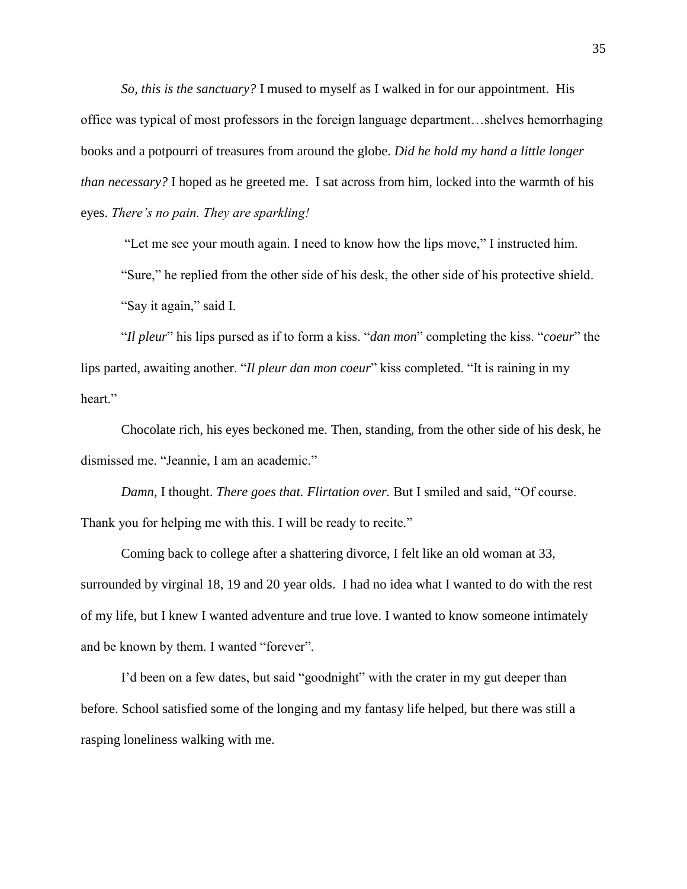*So, this is the sanctuary?* I mused to myself as I walked in for our appointment. His office was typical of most professors in the foreign language department…shelves hemorrhaging books and a potpourri of treasures from around the globe. *Did he hold my hand a little longer than necessary?* I hoped as he greeted me. I sat across from him, locked into the warmth of his eyes. *There's no pain. They are sparkling!*

"Let me see your mouth again. I need to know how the lips move," I instructed him.

"Sure," he replied from the other side of his desk, the other side of his protective shield.

"Say it again," said I.

"*Il pleur*" his lips pursed as if to form a kiss. "*dan mon*" completing the kiss. "*coeur*" the lips parted, awaiting another. "*Il pleur dan mon coeur*" kiss completed. "It is raining in my heart."

Chocolate rich, his eyes beckoned me. Then, standing, from the other side of his desk, he dismissed me. "Jeannie, I am an academic."

*Damn,* I thought. *There goes that. Flirtation over.* But I smiled and said, "Of course. Thank you for helping me with this. I will be ready to recite."

Coming back to college after a shattering divorce, I felt like an old woman at 33, surrounded by virginal 18, 19 and 20 year olds. I had no idea what I wanted to do with the rest of my life, but I knew I wanted adventure and true love. I wanted to know someone intimately and be known by them. I wanted "forever".

I'd been on a few dates, but said "goodnight" with the crater in my gut deeper than before. School satisfied some of the longing and my fantasy life helped, but there was still a rasping loneliness walking with me.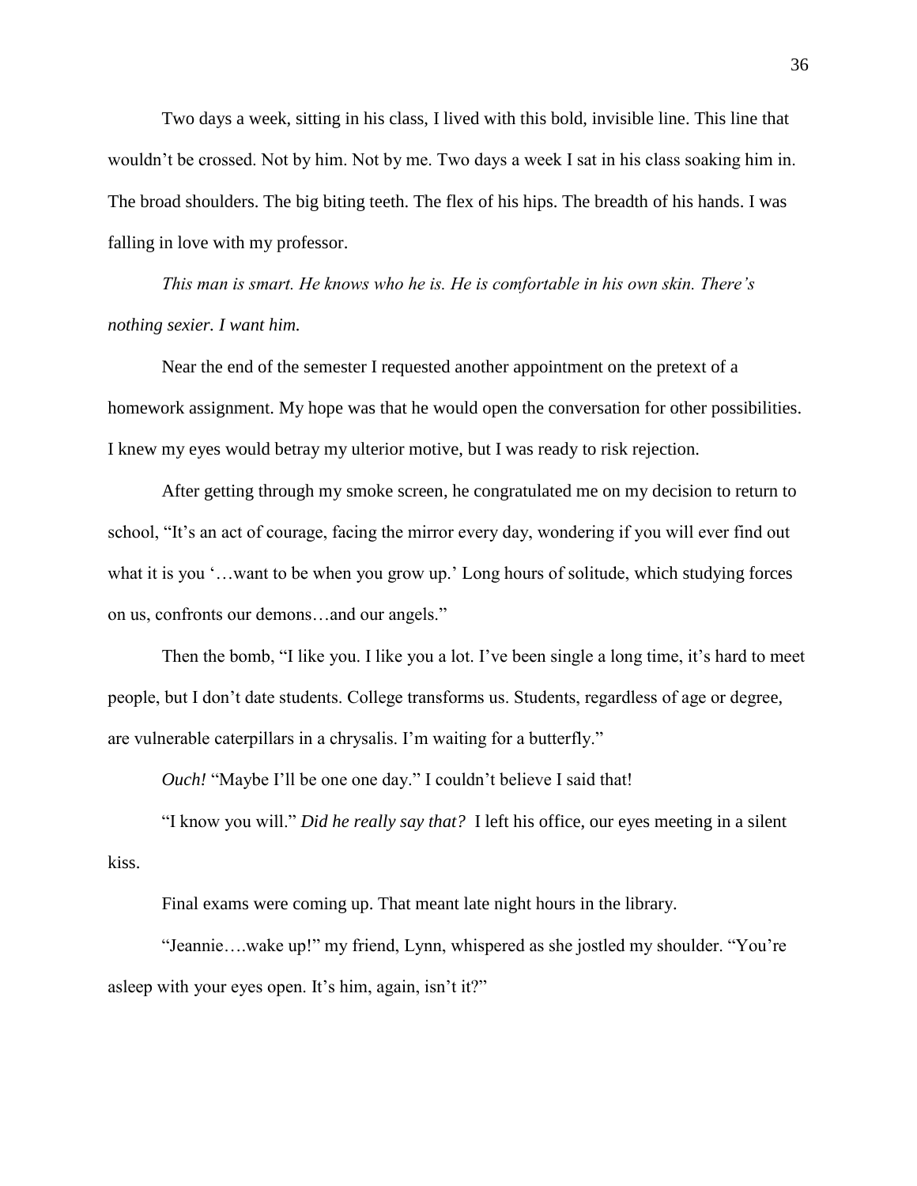Two days a week, sitting in his class, I lived with this bold, invisible line. This line that wouldn't be crossed. Not by him. Not by me. Two days a week I sat in his class soaking him in. The broad shoulders. The big biting teeth. The flex of his hips. The breadth of his hands. I was falling in love with my professor.

*This man is smart. He knows who he is. He is comfortable in his own skin. There's nothing sexier. I want him.*

Near the end of the semester I requested another appointment on the pretext of a homework assignment. My hope was that he would open the conversation for other possibilities. I knew my eyes would betray my ulterior motive, but I was ready to risk rejection.

After getting through my smoke screen, he congratulated me on my decision to return to school, "It's an act of courage, facing the mirror every day, wondering if you will ever find out what it is you '…want to be when you grow up.' Long hours of solitude, which studying forces on us, confronts our demons…and our angels."

Then the bomb, "I like you. I like you a lot. I've been single a long time, it's hard to meet people, but I don't date students. College transforms us. Students, regardless of age or degree, are vulnerable caterpillars in a chrysalis. I'm waiting for a butterfly."

*Ouch!* "Maybe I'll be one one day." I couldn't believe I said that!

"I know you will." *Did he really say that?* I left his office, our eyes meeting in a silent kiss.

Final exams were coming up. That meant late night hours in the library.

"Jeannie….wake up!" my friend, Lynn, whispered as she jostled my shoulder. "You're asleep with your eyes open. It's him, again, isn't it?"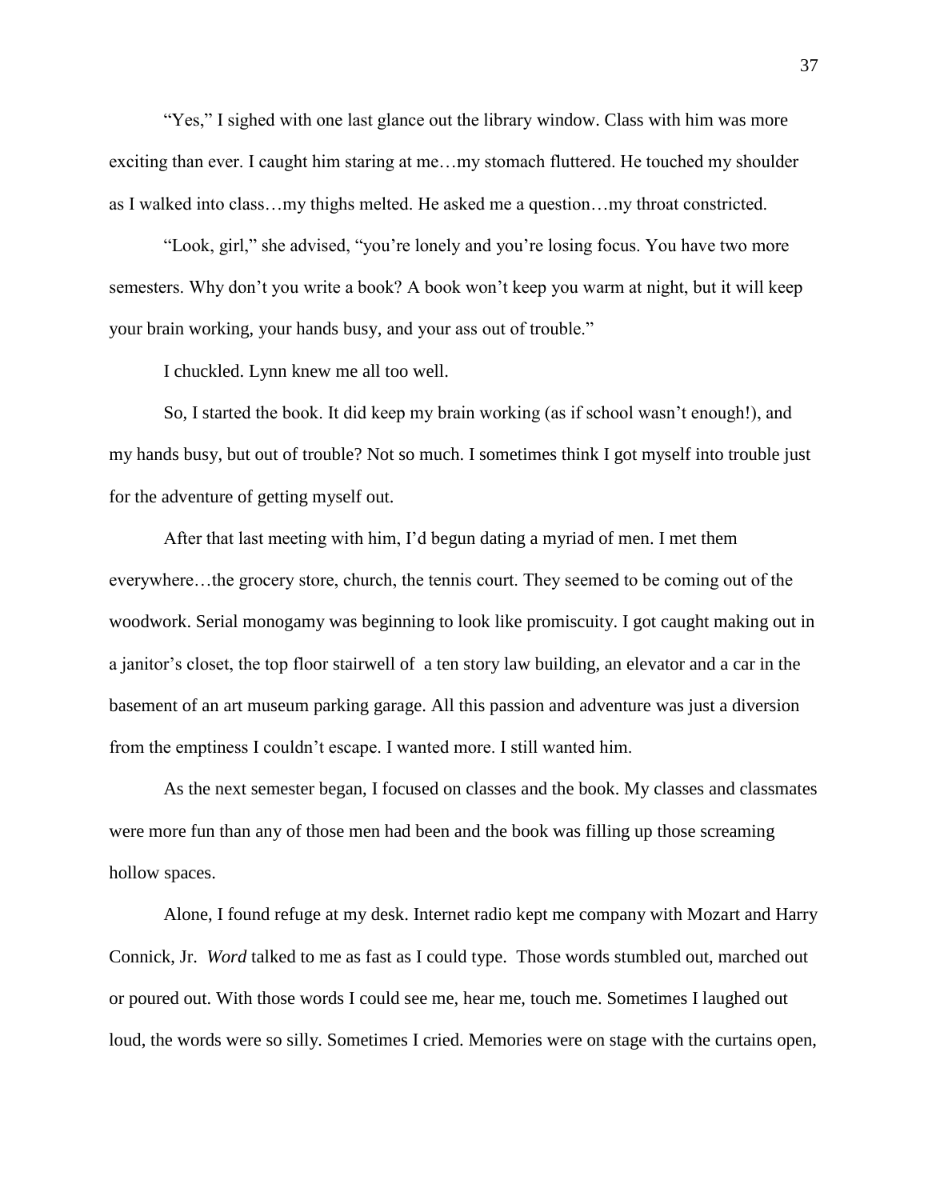"Yes," I sighed with one last glance out the library window. Class with him was more exciting than ever. I caught him staring at me…my stomach fluttered. He touched my shoulder as I walked into class…my thighs melted. He asked me a question…my throat constricted.

"Look, girl," she advised, "you're lonely and you're losing focus. You have two more semesters. Why don't you write a book? A book won't keep you warm at night, but it will keep your brain working, your hands busy, and your ass out of trouble."

I chuckled. Lynn knew me all too well.

So, I started the book. It did keep my brain working (as if school wasn't enough!), and my hands busy, but out of trouble? Not so much. I sometimes think I got myself into trouble just for the adventure of getting myself out.

After that last meeting with him, I'd begun dating a myriad of men. I met them everywhere…the grocery store, church, the tennis court. They seemed to be coming out of the woodwork. Serial monogamy was beginning to look like promiscuity. I got caught making out in a janitor's closet, the top floor stairwell of a ten story law building, an elevator and a car in the basement of an art museum parking garage. All this passion and adventure was just a diversion from the emptiness I couldn't escape. I wanted more. I still wanted him.

As the next semester began, I focused on classes and the book. My classes and classmates were more fun than any of those men had been and the book was filling up those screaming hollow spaces.

Alone, I found refuge at my desk. Internet radio kept me company with Mozart and Harry Connick, Jr. *Word* talked to me as fast as I could type. Those words stumbled out, marched out or poured out. With those words I could see me, hear me, touch me. Sometimes I laughed out loud, the words were so silly. Sometimes I cried. Memories were on stage with the curtains open,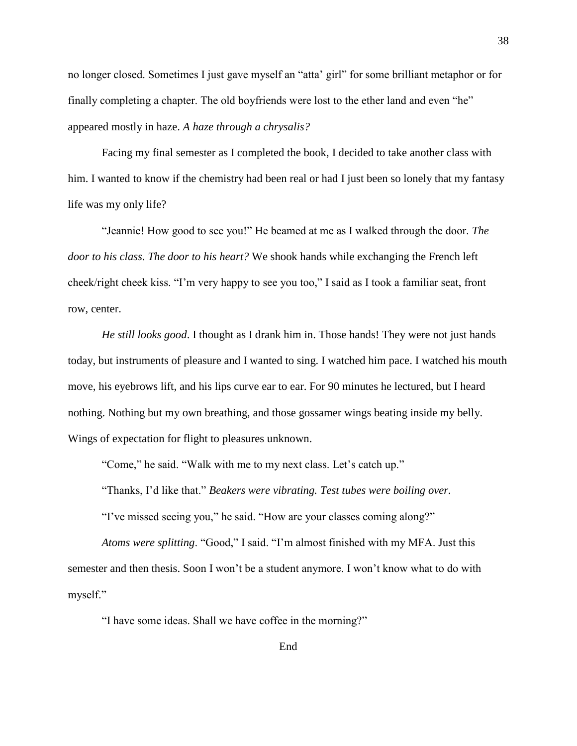no longer closed. Sometimes I just gave myself an "atta' girl" for some brilliant metaphor or for finally completing a chapter. The old boyfriends were lost to the ether land and even "he" appeared mostly in haze. *A haze through a chrysalis?*

Facing my final semester as I completed the book, I decided to take another class with him. I wanted to know if the chemistry had been real or had I just been so lonely that my fantasy life was my only life?

"Jeannie! How good to see you!" He beamed at me as I walked through the door. *The door to his class. The door to his heart?* We shook hands while exchanging the French left cheek/right cheek kiss. "I'm very happy to see you too," I said as I took a familiar seat, front row, center.

*He still looks good*. I thought as I drank him in. Those hands! They were not just hands today, but instruments of pleasure and I wanted to sing. I watched him pace. I watched his mouth move, his eyebrows lift, and his lips curve ear to ear. For 90 minutes he lectured, but I heard nothing. Nothing but my own breathing, and those gossamer wings beating inside my belly. Wings of expectation for flight to pleasures unknown.

"Come," he said. "Walk with me to my next class. Let's catch up."

"Thanks, I'd like that." *Beakers were vibrating. Test tubes were boiling over.*

"I've missed seeing you," he said. "How are your classes coming along?"

*Atoms were splitting*. "Good," I said. "I'm almost finished with my MFA. Just this semester and then thesis. Soon I won't be a student anymore. I won't know what to do with myself."

"I have some ideas. Shall we have coffee in the morning?"

End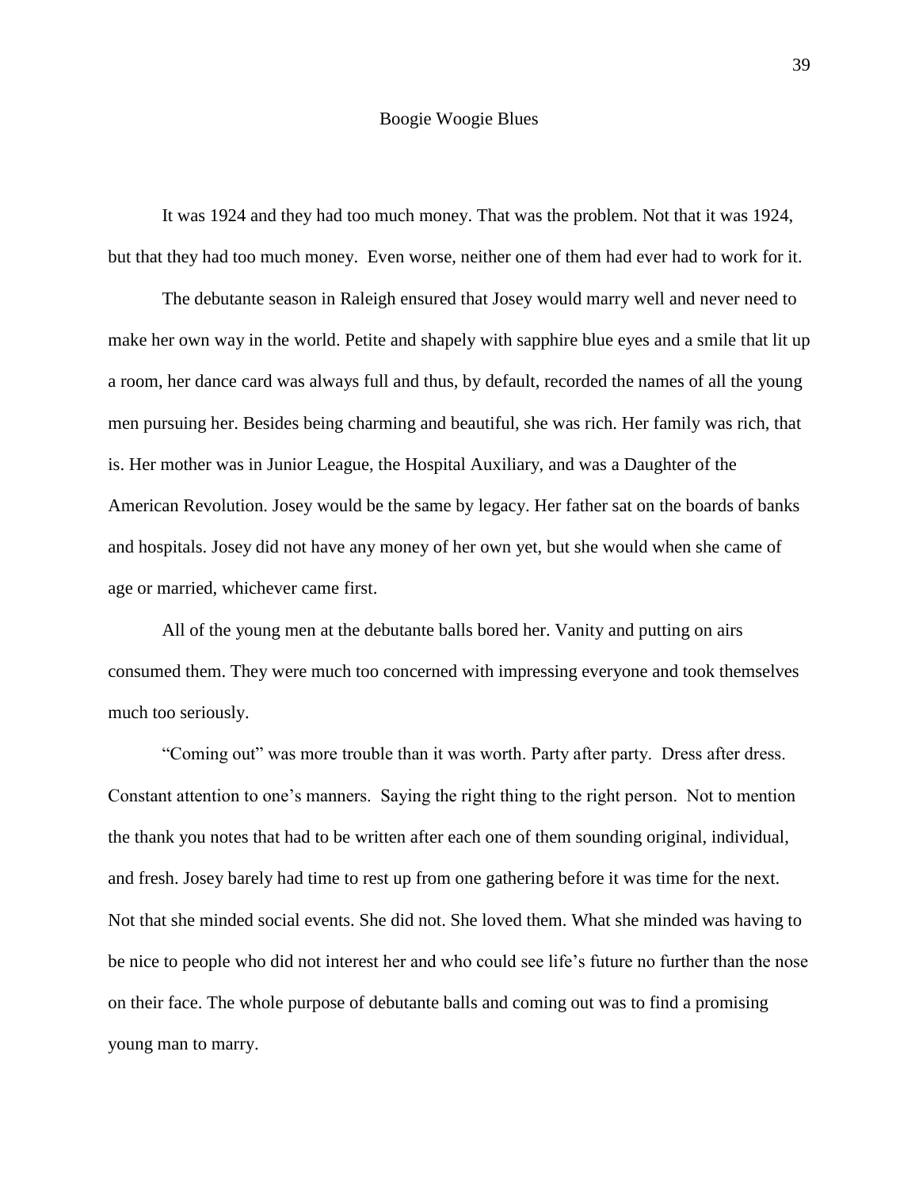# Boogie Woogie Blues

It was 1924 and they had too much money. That was the problem. Not that it was 1924, but that they had too much money. Even worse, neither one of them had ever had to work for it.

The debutante season in Raleigh ensured that Josey would marry well and never need to make her own way in the world. Petite and shapely with sapphire blue eyes and a smile that lit up a room, her dance card was always full and thus, by default, recorded the names of all the young men pursuing her. Besides being charming and beautiful, she was rich. Her family was rich, that is. Her mother was in Junior League, the Hospital Auxiliary, and was a Daughter of the American Revolution. Josey would be the same by legacy. Her father sat on the boards of banks and hospitals. Josey did not have any money of her own yet, but she would when she came of age or married, whichever came first.

All of the young men at the debutante balls bored her. Vanity and putting on airs consumed them. They were much too concerned with impressing everyone and took themselves much too seriously.

"Coming out" was more trouble than it was worth. Party after party. Dress after dress. Constant attention to one's manners. Saying the right thing to the right person. Not to mention the thank you notes that had to be written after each one of them sounding original, individual, and fresh. Josey barely had time to rest up from one gathering before it was time for the next. Not that she minded social events. She did not. She loved them. What she minded was having to be nice to people who did not interest her and who could see life's future no further than the nose on their face. The whole purpose of debutante balls and coming out was to find a promising young man to marry.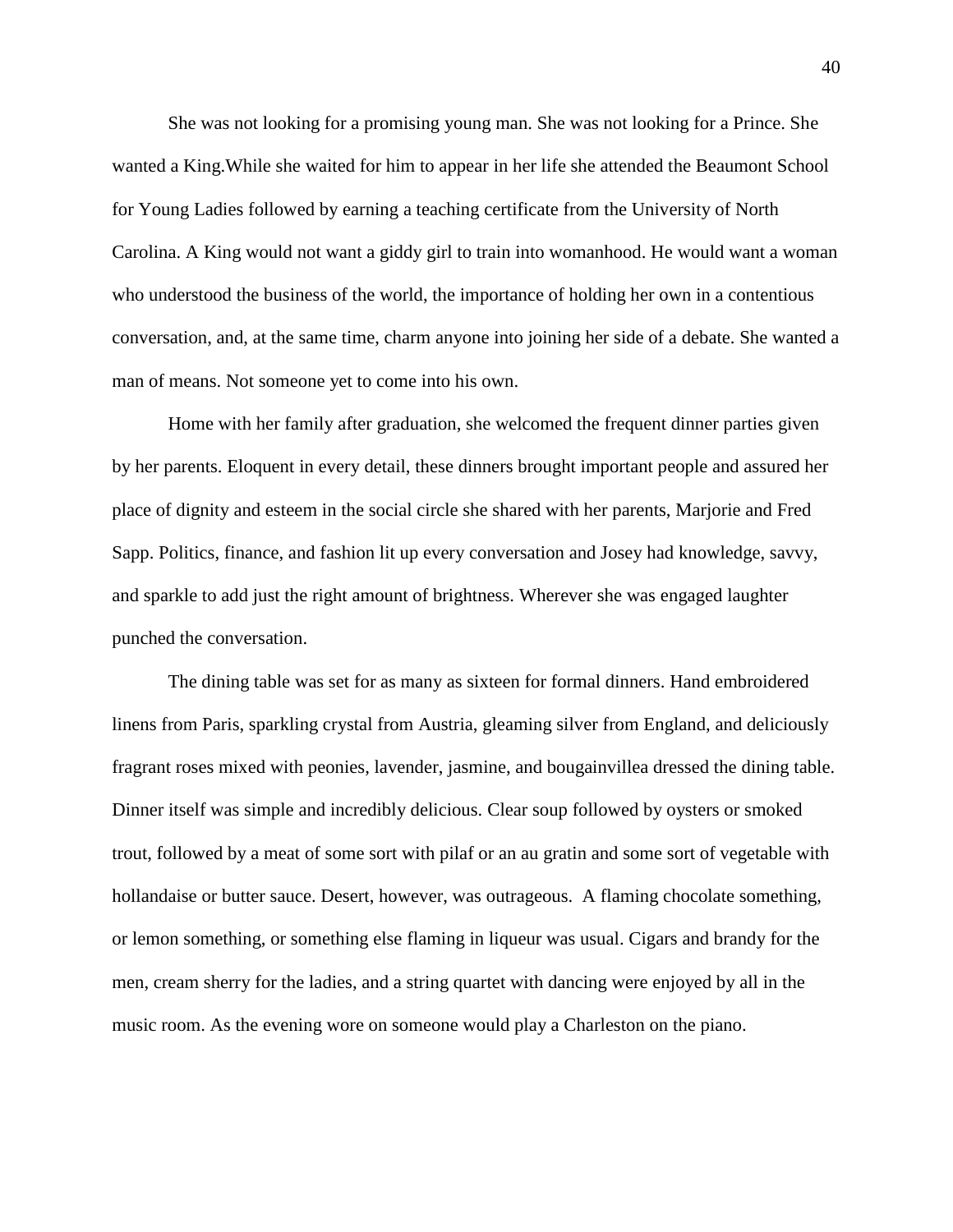She was not looking for a promising young man. She was not looking for a Prince. She wanted a King.While she waited for him to appear in her life she attended the Beaumont School for Young Ladies followed by earning a teaching certificate from the University of North Carolina. A King would not want a giddy girl to train into womanhood. He would want a woman who understood the business of the world, the importance of holding her own in a contentious conversation, and, at the same time, charm anyone into joining her side of a debate. She wanted a man of means. Not someone yet to come into his own.

Home with her family after graduation, she welcomed the frequent dinner parties given by her parents. Eloquent in every detail, these dinners brought important people and assured her place of dignity and esteem in the social circle she shared with her parents, Marjorie and Fred Sapp. Politics, finance, and fashion lit up every conversation and Josey had knowledge, savvy, and sparkle to add just the right amount of brightness. Wherever she was engaged laughter punched the conversation.

The dining table was set for as many as sixteen for formal dinners. Hand embroidered linens from Paris, sparkling crystal from Austria, gleaming silver from England, and deliciously fragrant roses mixed with peonies, lavender, jasmine, and bougainvillea dressed the dining table. Dinner itself was simple and incredibly delicious. Clear soup followed by oysters or smoked trout, followed by a meat of some sort with pilaf or an au gratin and some sort of vegetable with hollandaise or butter sauce. Desert, however, was outrageous.  A flaming chocolate something, or lemon something, or something else flaming in liqueur was usual. Cigars and brandy for the men, cream sherry for the ladies, and a string quartet with dancing were enjoyed by all in the music room. As the evening wore on someone would play a Charleston on the piano.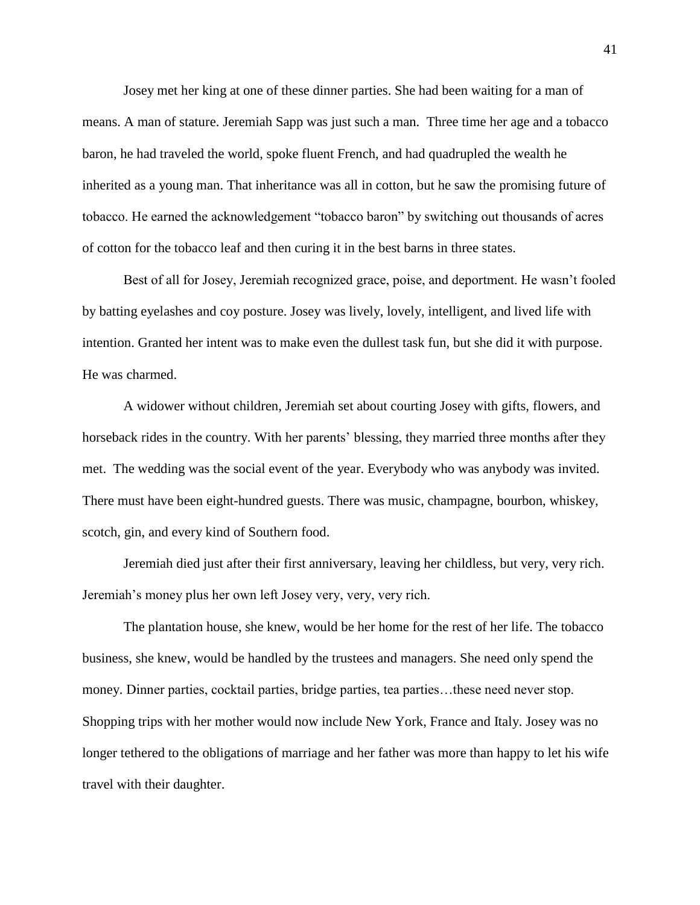Josey met her king at one of these dinner parties. She had been waiting for a man of means. A man of stature. Jeremiah Sapp was just such a man. Three time her age and a tobacco baron, he had traveled the world, spoke fluent French, and had quadrupled the wealth he inherited as a young man. That inheritance was all in cotton, but he saw the promising future of tobacco. He earned the acknowledgement "tobacco baron" by switching out thousands of acres of cotton for the tobacco leaf and then curing it in the best barns in three states.

Best of all for Josey, Jeremiah recognized grace, poise, and deportment. He wasn't fooled by batting eyelashes and coy posture. Josey was lively, lovely, intelligent, and lived life with intention. Granted her intent was to make even the dullest task fun, but she did it with purpose. He was charmed.

A widower without children, Jeremiah set about courting Josey with gifts, flowers, and horseback rides in the country. With her parents' blessing, they married three months after they met. The wedding was the social event of the year. Everybody who was anybody was invited. There must have been eight-hundred guests. There was music, champagne, bourbon, whiskey, scotch, gin, and every kind of Southern food.

Jeremiah died just after their first anniversary, leaving her childless, but very, very rich. Jeremiah's money plus her own left Josey very, very, very rich.

The plantation house, she knew, would be her home for the rest of her life. The tobacco business, she knew, would be handled by the trustees and managers. She need only spend the money. Dinner parties, cocktail parties, bridge parties, tea parties…these need never stop. Shopping trips with her mother would now include New York, France and Italy. Josey was no longer tethered to the obligations of marriage and her father was more than happy to let his wife travel with their daughter.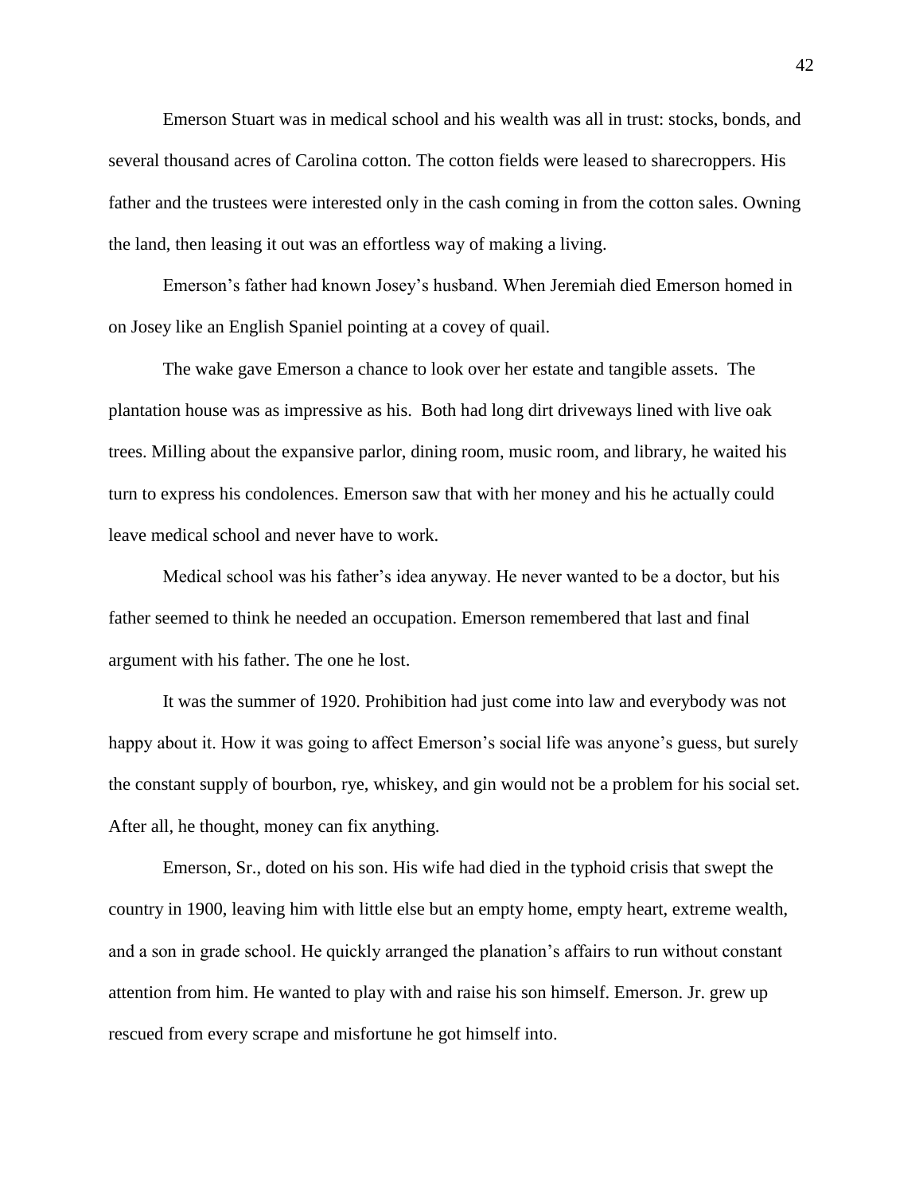Emerson Stuart was in medical school and his wealth was all in trust: stocks, bonds, and several thousand acres of Carolina cotton. The cotton fields were leased to sharecroppers. His father and the trustees were interested only in the cash coming in from the cotton sales. Owning the land, then leasing it out was an effortless way of making a living.

Emerson's father had known Josey's husband. When Jeremiah died Emerson homed in on Josey like an English Spaniel pointing at a covey of quail.

The wake gave Emerson a chance to look over her estate and tangible assets. The plantation house was as impressive as his. Both had long dirt driveways lined with live oak trees. Milling about the expansive parlor, dining room, music room, and library, he waited his turn to express his condolences. Emerson saw that with her money and his he actually could leave medical school and never have to work.

Medical school was his father's idea anyway. He never wanted to be a doctor, but his father seemed to think he needed an occupation. Emerson remembered that last and final argument with his father. The one he lost.

It was the summer of 1920. Prohibition had just come into law and everybody was not happy about it. How it was going to affect Emerson's social life was anyone's guess, but surely the constant supply of bourbon, rye, whiskey, and gin would not be a problem for his social set. After all, he thought, money can fix anything.

Emerson, Sr., doted on his son. His wife had died in the typhoid crisis that swept the country in 1900, leaving him with little else but an empty home, empty heart, extreme wealth, and a son in grade school. He quickly arranged the planation's affairs to run without constant attention from him. He wanted to play with and raise his son himself. Emerson. Jr. grew up rescued from every scrape and misfortune he got himself into.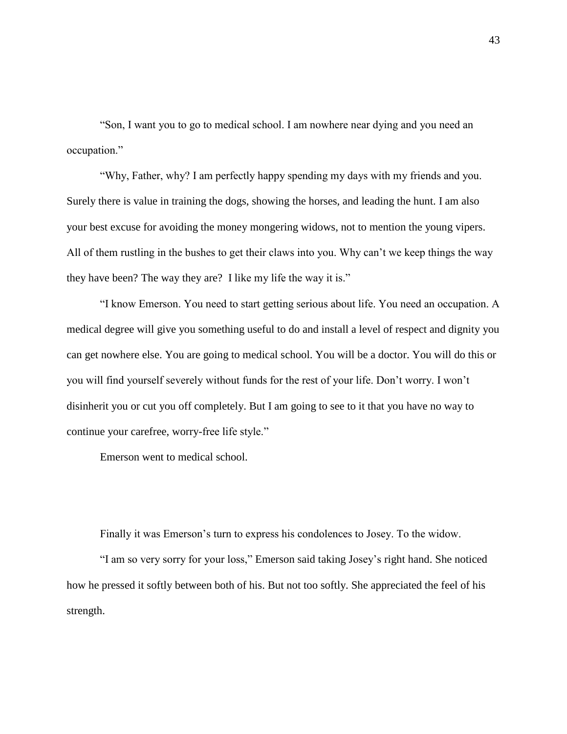"Son, I want you to go to medical school. I am nowhere near dying and you need an occupation."

"Why, Father, why? I am perfectly happy spending my days with my friends and you. Surely there is value in training the dogs, showing the horses, and leading the hunt. I am also your best excuse for avoiding the money mongering widows, not to mention the young vipers. All of them rustling in the bushes to get their claws into you. Why can't we keep things the way they have been? The way they are?  I like my life the way it is."

"I know Emerson. You need to start getting serious about life. You need an occupation. A medical degree will give you something useful to do and install a level of respect and dignity you can get nowhere else. You are going to medical school. You will be a doctor. You will do this or you will find yourself severely without funds for the rest of your life. Don't worry. I won't disinherit you or cut you off completely. But I am going to see to it that you have no way to continue your carefree, worry-free life style."

Emerson went to medical school.

Finally it was Emerson's turn to express his condolences to Josey. To the widow.

"I am so very sorry for your loss," Emerson said taking Josey's right hand. She noticed how he pressed it softly between both of his. But not too softly. She appreciated the feel of his strength.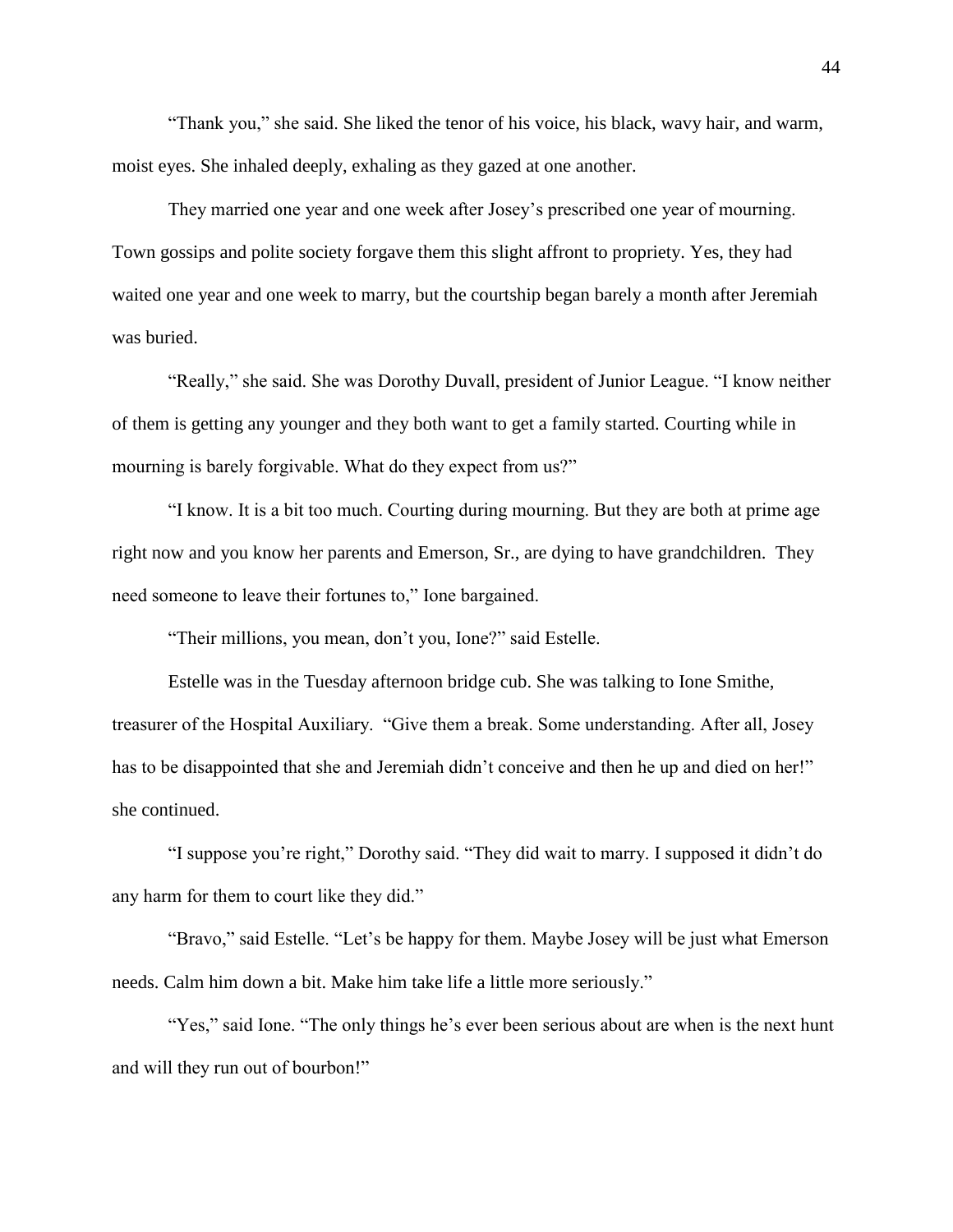"Thank you," she said. She liked the tenor of his voice, his black, wavy hair, and warm, moist eyes. She inhaled deeply, exhaling as they gazed at one another.

They married one year and one week after Josey's prescribed one year of mourning. Town gossips and polite society forgave them this slight affront to propriety. Yes, they had waited one year and one week to marry, but the courtship began barely a month after Jeremiah was buried.

"Really," she said. She was Dorothy Duvall, president of Junior League. "I know neither of them is getting any younger and they both want to get a family started. Courting while in mourning is barely forgivable. What do they expect from us?"

"I know. It is a bit too much. Courting during mourning. But they are both at prime age right now and you know her parents and Emerson, Sr., are dying to have grandchildren. They need someone to leave their fortunes to," Ione bargained.

"Their millions, you mean, don't you, Ione?" said Estelle.

Estelle was in the Tuesday afternoon bridge cub. She was talking to Ione Smithe, treasurer of the Hospital Auxiliary. "Give them a break. Some understanding. After all, Josey has to be disappointed that she and Jeremiah didn't conceive and then he up and died on her!" she continued.

"I suppose you're right," Dorothy said. "They did wait to marry. I supposed it didn't do any harm for them to court like they did."

"Bravo," said Estelle. "Let's be happy for them. Maybe Josey will be just what Emerson needs. Calm him down a bit. Make him take life a little more seriously."

"Yes," said Ione. "The only things he's ever been serious about are when is the next hunt and will they run out of bourbon!"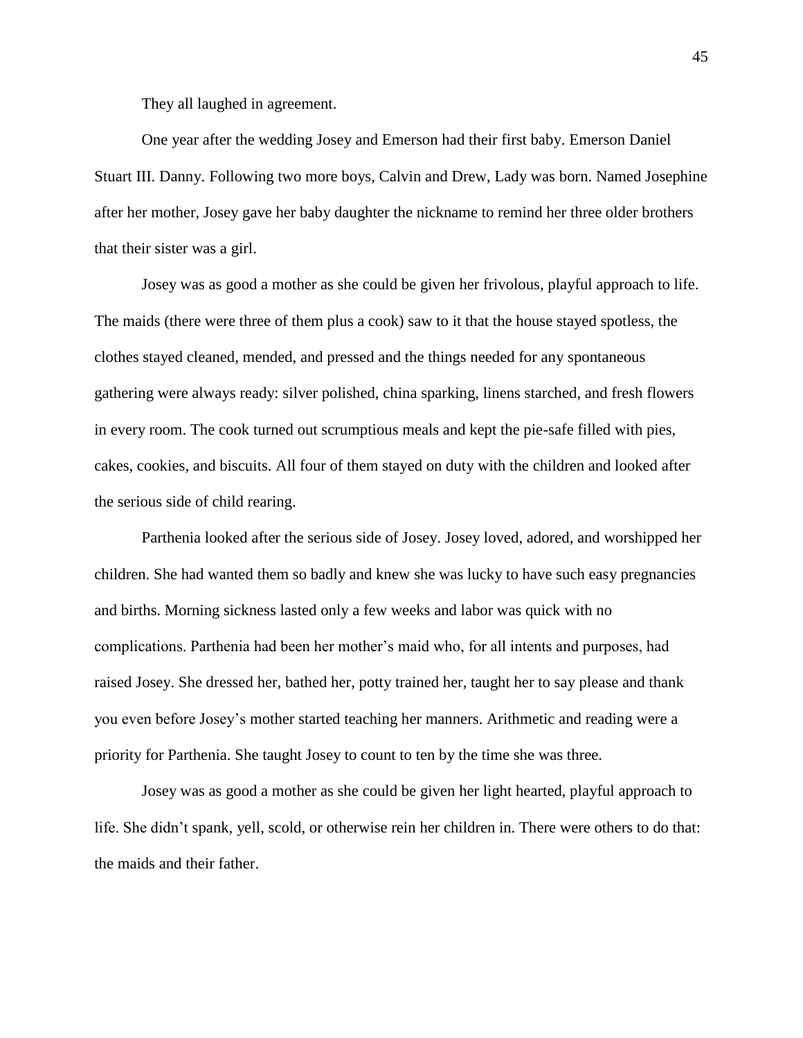They all laughed in agreement.

One year after the wedding Josey and Emerson had their first baby. Emerson Daniel Stuart III. Danny. Following two more boys, Calvin and Drew, Lady was born. Named Josephine after her mother, Josey gave her baby daughter the nickname to remind her three older brothers that their sister was a girl.

Josey was as good a mother as she could be given her frivolous, playful approach to life. The maids (there were three of them plus a cook) saw to it that the house stayed spotless, the clothes stayed cleaned, mended, and pressed and the things needed for any spontaneous gathering were always ready: silver polished, china sparking, linens starched, and fresh flowers in every room. The cook turned out scrumptious meals and kept the pie-safe filled with pies, cakes, cookies, and biscuits. All four of them stayed on duty with the children and looked after the serious side of child rearing.

Parthenia looked after the serious side of Josey. Josey loved, adored, and worshipped her children. She had wanted them so badly and knew she was lucky to have such easy pregnancies and births. Morning sickness lasted only a few weeks and labor was quick with no complications. Parthenia had been her mother's maid who, for all intents and purposes, had raised Josey. She dressed her, bathed her, potty trained her, taught her to say please and thank you even before Josey's mother started teaching her manners. Arithmetic and reading were a priority for Parthenia. She taught Josey to count to ten by the time she was three.

Josey was as good a mother as she could be given her light hearted, playful approach to life. She didn't spank, yell, scold, or otherwise rein her children in. There were others to do that: the maids and their father.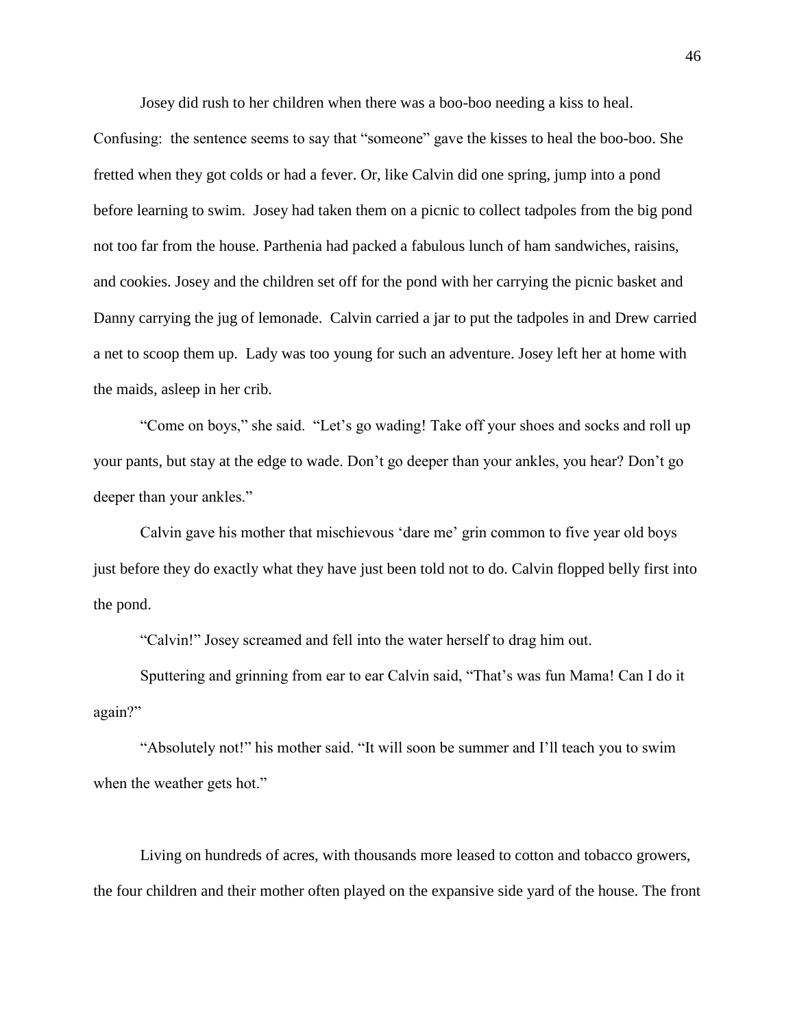Josey did rush to her children when there was a boo-boo needing a kiss to heal. Confusing: the sentence seems to say that "someone" gave the kisses to heal the boo-boo. She fretted when they got colds or had a fever. Or, like Calvin did one spring, jump into a pond before learning to swim. Josey had taken them on a picnic to collect tadpoles from the big pond not too far from the house. Parthenia had packed a fabulous lunch of ham sandwiches, raisins, and cookies. Josey and the children set off for the pond with her carrying the picnic basket and Danny carrying the jug of lemonade. Calvin carried a jar to put the tadpoles in and Drew carried a net to scoop them up. Lady was too young for such an adventure. Josey left her at home with the maids, asleep in her crib.

"Come on boys," she said. "Let's go wading! Take off your shoes and socks and roll up your pants, but stay at the edge to wade. Don't go deeper than your ankles, you hear? Don't go deeper than your ankles."

Calvin gave his mother that mischievous 'dare me' grin common to five year old boys just before they do exactly what they have just been told not to do. Calvin flopped belly first into the pond.

"Calvin!" Josey screamed and fell into the water herself to drag him out.

Sputtering and grinning from ear to ear Calvin said, "That's was fun Mama! Can I do it again?"

"Absolutely not!" his mother said. "It will soon be summer and I'll teach you to swim when the weather gets hot."

Living on hundreds of acres, with thousands more leased to cotton and tobacco growers, the four children and their mother often played on the expansive side yard of the house. The front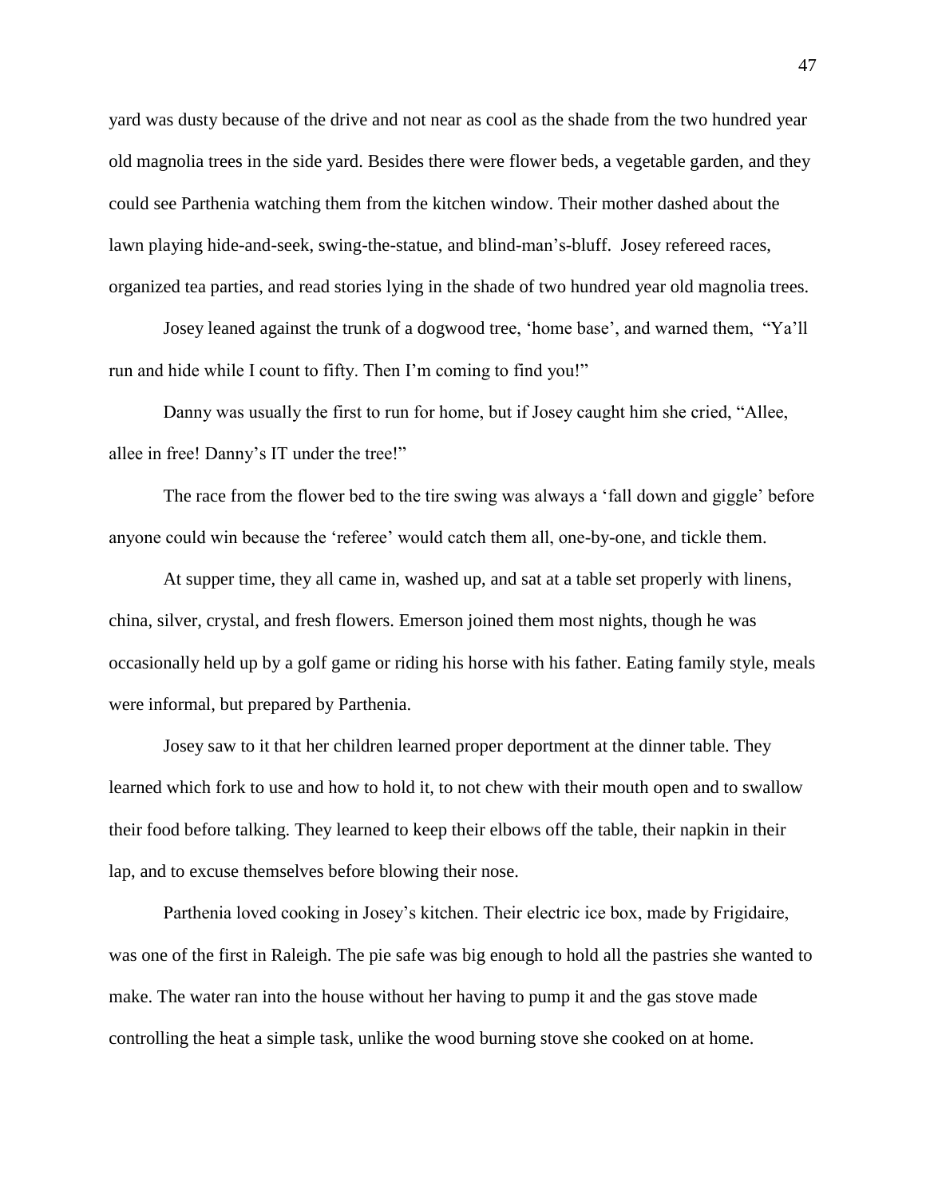yard was dusty because of the drive and not near as cool as the shade from the two hundred year old magnolia trees in the side yard. Besides there were flower beds, a vegetable garden, and they could see Parthenia watching them from the kitchen window. Their mother dashed about the lawn playing hide-and-seek, swing-the-statue, and blind-man's-bluff. Josey refereed races, organized tea parties, and read stories lying in the shade of two hundred year old magnolia trees.

Josey leaned against the trunk of a dogwood tree, 'home base', and warned them, "Ya'll run and hide while I count to fifty. Then I'm coming to find you!"

Danny was usually the first to run for home, but if Josey caught him she cried, "Allee, allee in free! Danny's IT under the tree!"

The race from the flower bed to the tire swing was always a 'fall down and giggle' before anyone could win because the 'referee' would catch them all, one-by-one, and tickle them.

At supper time, they all came in, washed up, and sat at a table set properly with linens, china, silver, crystal, and fresh flowers. Emerson joined them most nights, though he was occasionally held up by a golf game or riding his horse with his father. Eating family style, meals were informal, but prepared by Parthenia.

Josey saw to it that her children learned proper deportment at the dinner table. They learned which fork to use and how to hold it, to not chew with their mouth open and to swallow their food before talking. They learned to keep their elbows off the table, their napkin in their lap, and to excuse themselves before blowing their nose.

Parthenia loved cooking in Josey's kitchen. Their electric ice box, made by Frigidaire, was one of the first in Raleigh. The pie safe was big enough to hold all the pastries she wanted to make. The water ran into the house without her having to pump it and the gas stove made controlling the heat a simple task, unlike the wood burning stove she cooked on at home.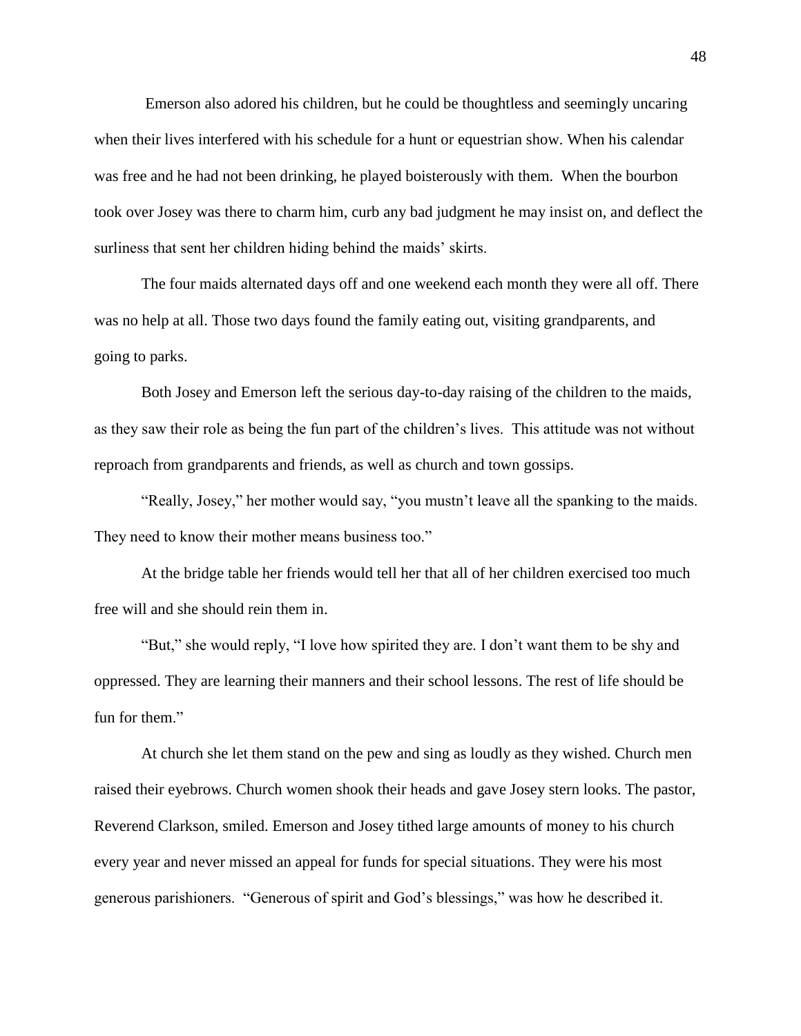Emerson also adored his children, but he could be thoughtless and seemingly uncaring when their lives interfered with his schedule for a hunt or equestrian show. When his calendar was free and he had not been drinking, he played boisterously with them. When the bourbon took over Josey was there to charm him, curb any bad judgment he may insist on, and deflect the surliness that sent her children hiding behind the maids' skirts.

The four maids alternated days off and one weekend each month they were all off. There was no help at all. Those two days found the family eating out, visiting grandparents, and going to parks.

Both Josey and Emerson left the serious day-to-day raising of the children to the maids, as they saw their role as being the fun part of the children's lives. This attitude was not without reproach from grandparents and friends, as well as church and town gossips.

"Really, Josey," her mother would say, "you mustn't leave all the spanking to the maids. They need to know their mother means business too."

At the bridge table her friends would tell her that all of her children exercised too much free will and she should rein them in.

"But," she would reply, "I love how spirited they are. I don't want them to be shy and oppressed. They are learning their manners and their school lessons. The rest of life should be fun for them."

At church she let them stand on the pew and sing as loudly as they wished. Church men raised their eyebrows. Church women shook their heads and gave Josey stern looks. The pastor, Reverend Clarkson, smiled. Emerson and Josey tithed large amounts of money to his church every year and never missed an appeal for funds for special situations. They were his most generous parishioners. "Generous of spirit and God's blessings," was how he described it.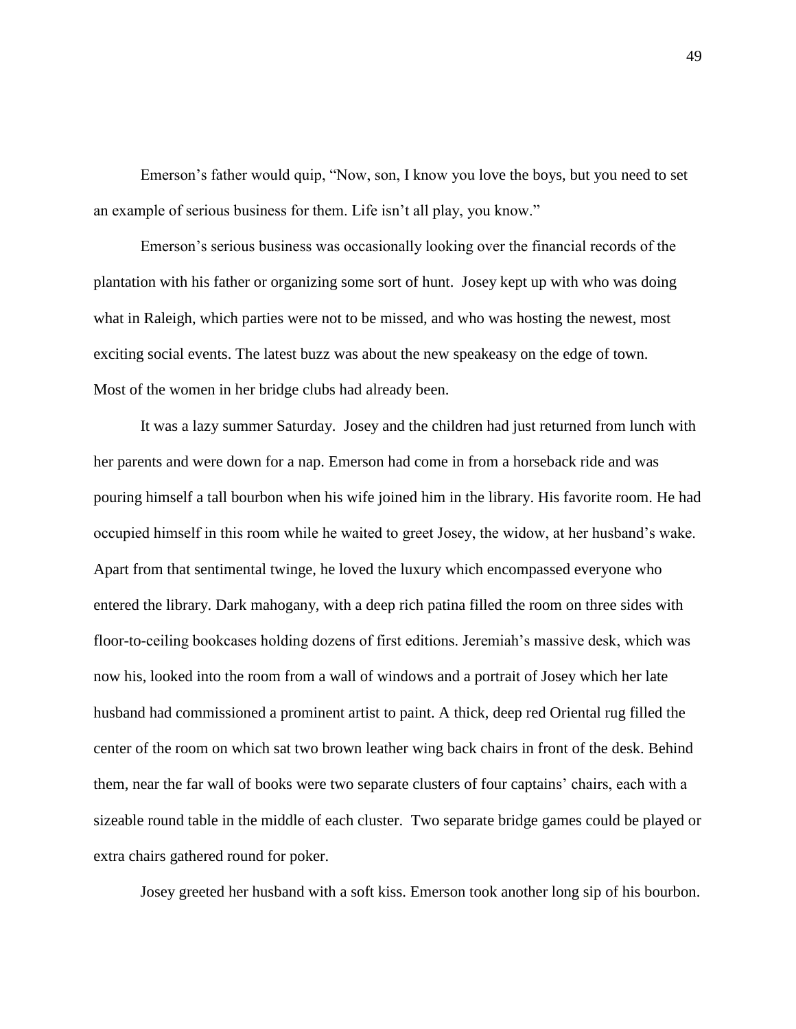Emerson's father would quip, "Now, son, I know you love the boys, but you need to set an example of serious business for them. Life isn't all play, you know."

Emerson's serious business was occasionally looking over the financial records of the plantation with his father or organizing some sort of hunt. Josey kept up with who was doing what in Raleigh, which parties were not to be missed, and who was hosting the newest, most exciting social events. The latest buzz was about the new speakeasy on the edge of town. Most of the women in her bridge clubs had already been.

It was a lazy summer Saturday. Josey and the children had just returned from lunch with her parents and were down for a nap. Emerson had come in from a horseback ride and was pouring himself a tall bourbon when his wife joined him in the library. His favorite room. He had occupied himself in this room while he waited to greet Josey, the widow, at her husband's wake. Apart from that sentimental twinge, he loved the luxury which encompassed everyone who entered the library. Dark mahogany, with a deep rich patina filled the room on three sides with floor-to-ceiling bookcases holding dozens of first editions. Jeremiah's massive desk, which was now his, looked into the room from a wall of windows and a portrait of Josey which her late husband had commissioned a prominent artist to paint. A thick, deep red Oriental rug filled the center of the room on which sat two brown leather wing back chairs in front of the desk. Behind them, near the far wall of books were two separate clusters of four captains' chairs, each with a sizeable round table in the middle of each cluster. Two separate bridge games could be played or extra chairs gathered round for poker.

Josey greeted her husband with a soft kiss. Emerson took another long sip of his bourbon.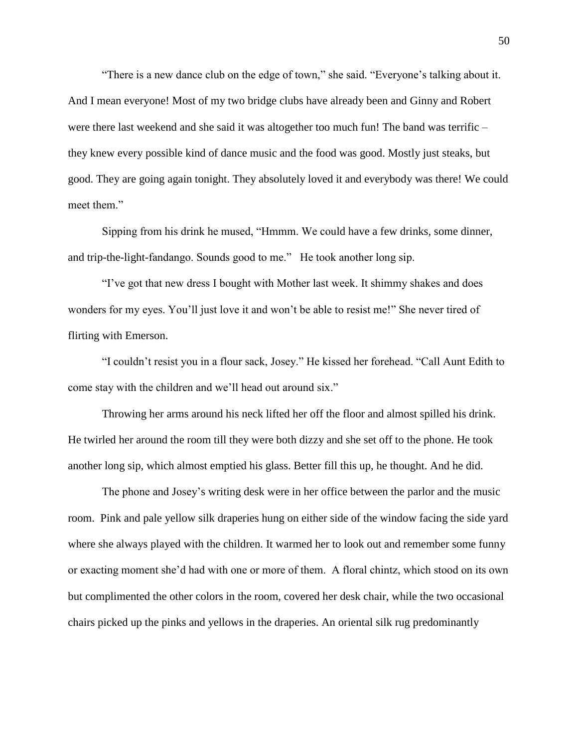"There is a new dance club on the edge of town," she said. "Everyone's talking about it. And I mean everyone! Most of my two bridge clubs have already been and Ginny and Robert were there last weekend and she said it was altogether too much fun! The band was terrific – they knew every possible kind of dance music and the food was good. Mostly just steaks, but good. They are going again tonight. They absolutely loved it and everybody was there! We could meet them."

Sipping from his drink he mused, "Hmmm. We could have a few drinks, some dinner, and trip-the-light-fandango. Sounds good to me." He took another long sip.

"I've got that new dress I bought with Mother last week. It shimmy shakes and does wonders for my eyes. You'll just love it and won't be able to resist me!" She never tired of flirting with Emerson.

"I couldn't resist you in a flour sack, Josey." He kissed her forehead. "Call Aunt Edith to come stay with the children and we'll head out around six."

Throwing her arms around his neck lifted her off the floor and almost spilled his drink. He twirled her around the room till they were both dizzy and she set off to the phone. He took another long sip, which almost emptied his glass. Better fill this up, he thought. And he did.

The phone and Josey's writing desk were in her office between the parlor and the music room. Pink and pale yellow silk draperies hung on either side of the window facing the side yard where she always played with the children. It warmed her to look out and remember some funny or exacting moment she'd had with one or more of them. A floral chintz, which stood on its own but complimented the other colors in the room, covered her desk chair, while the two occasional chairs picked up the pinks and yellows in the draperies. An oriental silk rug predominantly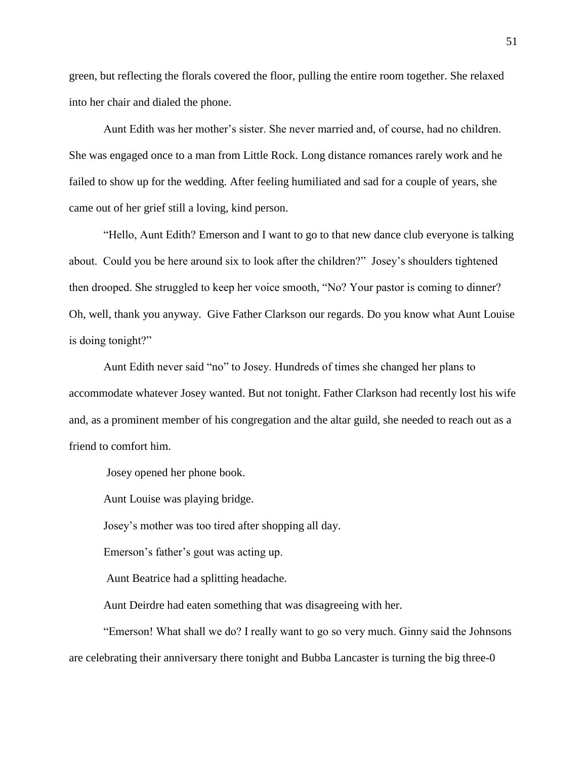green, but reflecting the florals covered the floor, pulling the entire room together. She relaxed into her chair and dialed the phone.

Aunt Edith was her mother's sister. She never married and, of course, had no children. She was engaged once to a man from Little Rock. Long distance romances rarely work and he failed to show up for the wedding. After feeling humiliated and sad for a couple of years, she came out of her grief still a loving, kind person.

"Hello, Aunt Edith? Emerson and I want to go to that new dance club everyone is talking about. Could you be here around six to look after the children?" Josey's shoulders tightened then drooped. She struggled to keep her voice smooth, "No? Your pastor is coming to dinner? Oh, well, thank you anyway. Give Father Clarkson our regards. Do you know what Aunt Louise is doing tonight?"

Aunt Edith never said "no" to Josey. Hundreds of times she changed her plans to accommodate whatever Josey wanted. But not tonight. Father Clarkson had recently lost his wife and, as a prominent member of his congregation and the altar guild, she needed to reach out as a friend to comfort him.

Josey opened her phone book.

Aunt Louise was playing bridge.

Josey's mother was too tired after shopping all day.

Emerson's father's gout was acting up.

Aunt Beatrice had a splitting headache.

Aunt Deirdre had eaten something that was disagreeing with her.

"Emerson! What shall we do? I really want to go so very much. Ginny said the Johnsons are celebrating their anniversary there tonight and Bubba Lancaster is turning the big three-0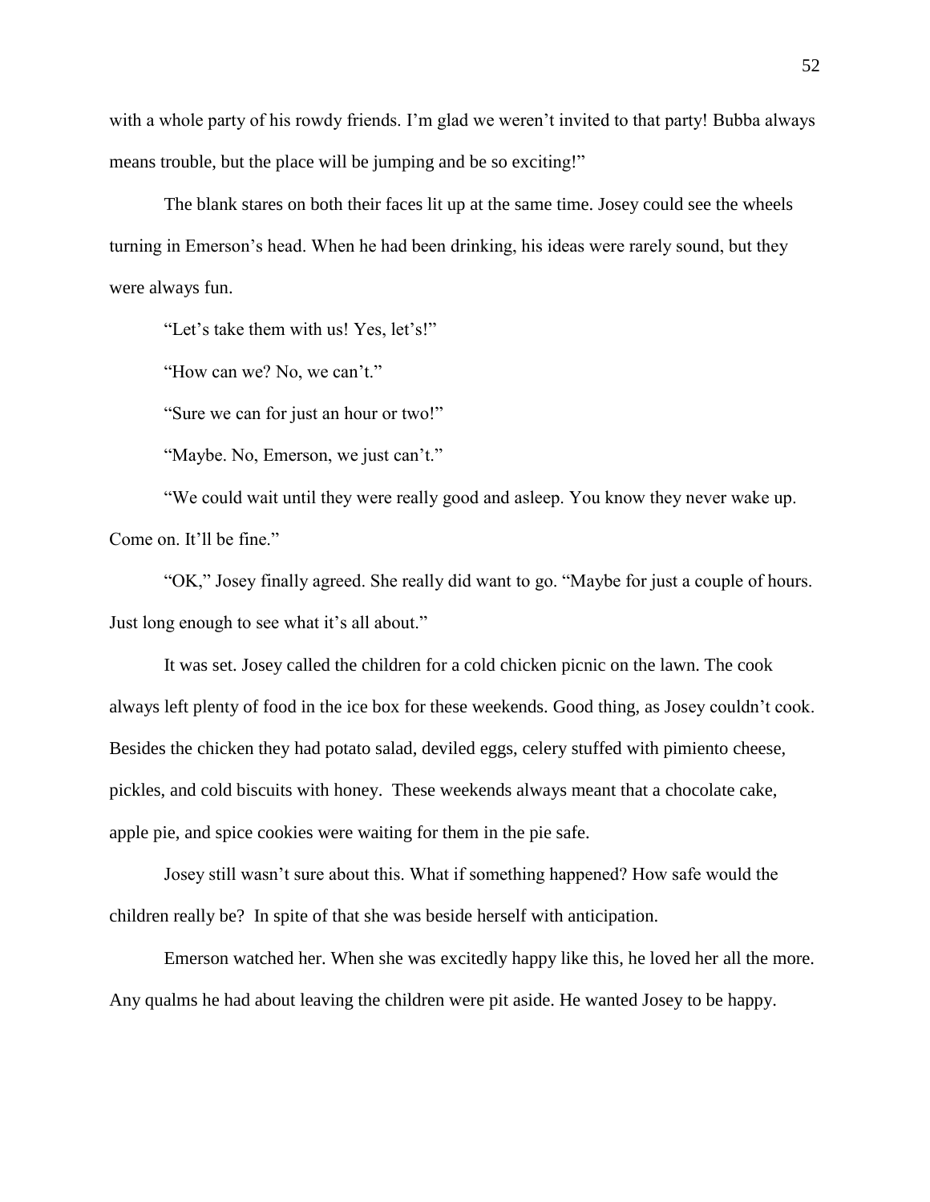with a whole party of his rowdy friends. I'm glad we weren't invited to that party! Bubba always means trouble, but the place will be jumping and be so exciting!"

The blank stares on both their faces lit up at the same time. Josey could see the wheels turning in Emerson's head. When he had been drinking, his ideas were rarely sound, but they were always fun.

"Let's take them with us! Yes, let's!"

"How can we? No, we can't."

"Sure we can for just an hour or two!"

"Maybe. No, Emerson, we just can't."

"We could wait until they were really good and asleep. You know they never wake up. Come on. It'll be fine."

"OK," Josey finally agreed. She really did want to go. "Maybe for just a couple of hours. Just long enough to see what it's all about."

It was set. Josey called the children for a cold chicken picnic on the lawn. The cook always left plenty of food in the ice box for these weekends. Good thing, as Josey couldn't cook. Besides the chicken they had potato salad, deviled eggs, celery stuffed with pimiento cheese, pickles, and cold biscuits with honey. These weekends always meant that a chocolate cake, apple pie, and spice cookies were waiting for them in the pie safe.

Josey still wasn't sure about this. What if something happened? How safe would the children really be? In spite of that she was beside herself with anticipation.

Emerson watched her. When she was excitedly happy like this, he loved her all the more. Any qualms he had about leaving the children were pit aside. He wanted Josey to be happy.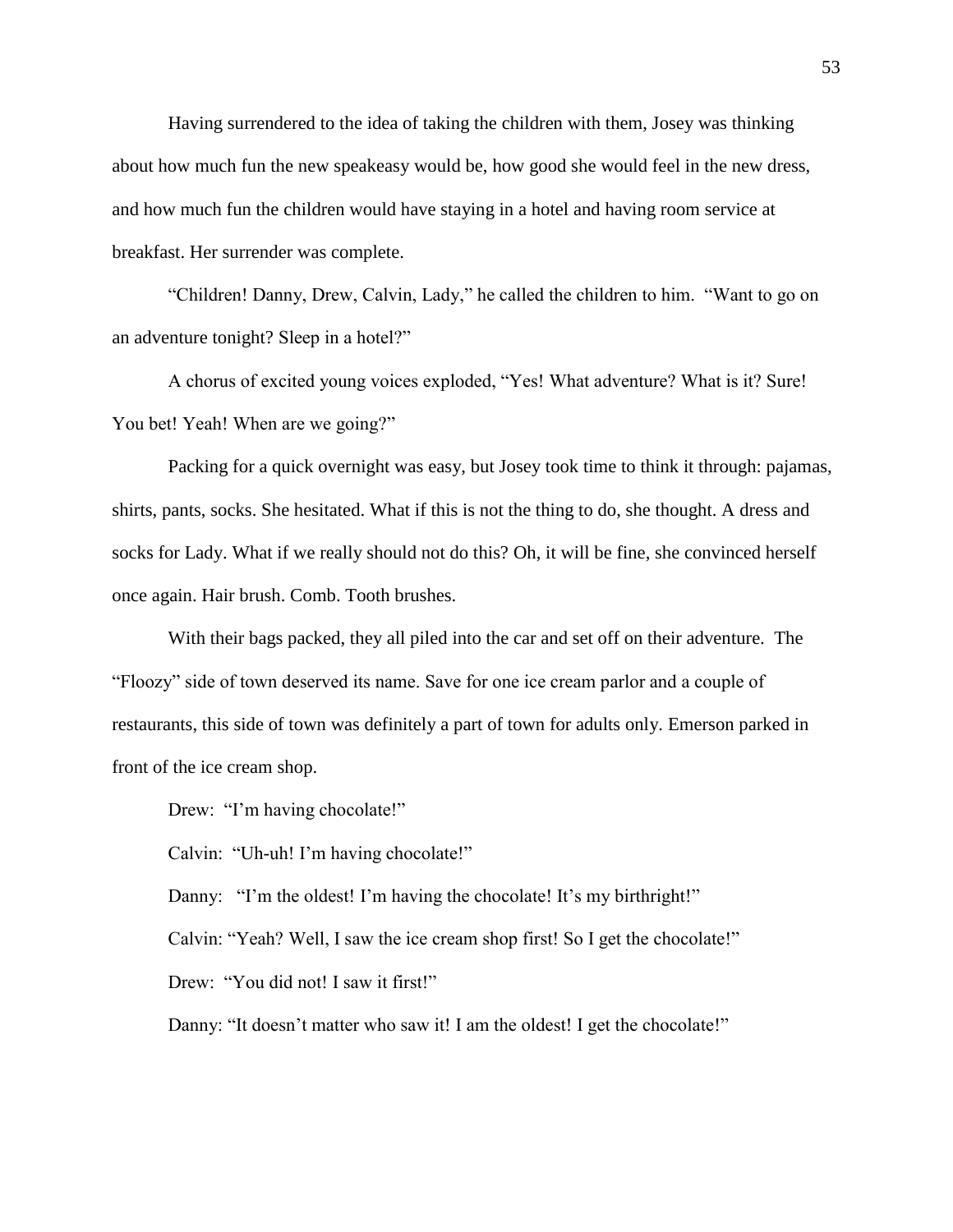Having surrendered to the idea of taking the children with them, Josey was thinking about how much fun the new speakeasy would be, how good she would feel in the new dress, and how much fun the children would have staying in a hotel and having room service at breakfast. Her surrender was complete.

"Children! Danny, Drew, Calvin, Lady," he called the children to him. "Want to go on an adventure tonight? Sleep in a hotel?"

A chorus of excited young voices exploded, "Yes! What adventure? What is it? Sure! You bet! Yeah! When are we going?"

Packing for a quick overnight was easy, but Josey took time to think it through: pajamas, shirts, pants, socks. She hesitated. What if this is not the thing to do, she thought. A dress and socks for Lady. What if we really should not do this? Oh, it will be fine, she convinced herself once again. Hair brush. Comb. Tooth brushes.

With their bags packed, they all piled into the car and set off on their adventure. The "Floozy" side of town deserved its name. Save for one ice cream parlor and a couple of restaurants, this side of town was definitely a part of town for adults only. Emerson parked in front of the ice cream shop.

Drew: "I'm having chocolate!"

Calvin: "Uh-uh! I'm having chocolate!"

Danny: "I'm the oldest! I'm having the chocolate! It's my birthright!"

Calvin: "Yeah? Well, I saw the ice cream shop first! So I get the chocolate!"

Drew: "You did not! I saw it first!"

Danny: "It doesn't matter who saw it! I am the oldest! I get the chocolate!"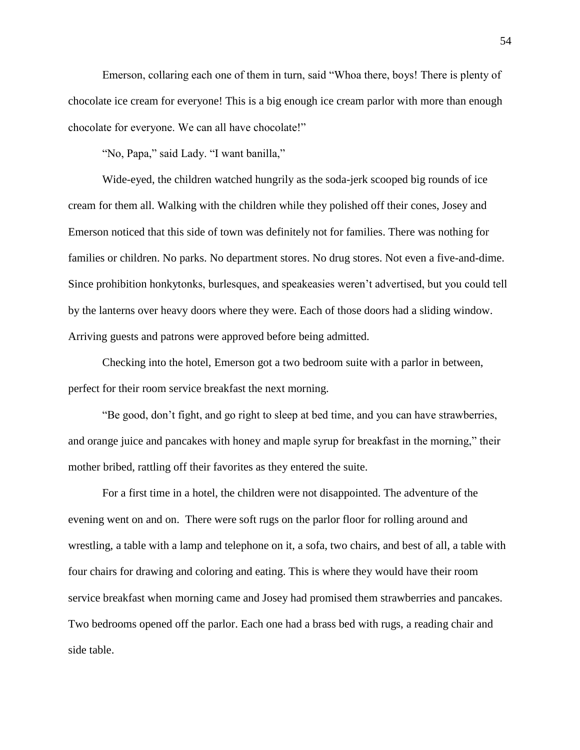Emerson, collaring each one of them in turn, said "Whoa there, boys! There is plenty of chocolate ice cream for everyone! This is a big enough ice cream parlor with more than enough chocolate for everyone. We can all have chocolate!"

"No, Papa," said Lady. "I want banilla,"

Wide-eyed, the children watched hungrily as the soda-jerk scooped big rounds of ice cream for them all. Walking with the children while they polished off their cones, Josey and Emerson noticed that this side of town was definitely not for families. There was nothing for families or children. No parks. No department stores. No drug stores. Not even a five-and-dime. Since prohibition honkytonks, burlesques, and speakeasies weren't advertised, but you could tell by the lanterns over heavy doors where they were. Each of those doors had a sliding window. Arriving guests and patrons were approved before being admitted.

Checking into the hotel, Emerson got a two bedroom suite with a parlor in between, perfect for their room service breakfast the next morning.

"Be good, don't fight, and go right to sleep at bed time, and you can have strawberries, and orange juice and pancakes with honey and maple syrup for breakfast in the morning," their mother bribed, rattling off their favorites as they entered the suite.

For a first time in a hotel, the children were not disappointed. The adventure of the evening went on and on. There were soft rugs on the parlor floor for rolling around and wrestling, a table with a lamp and telephone on it, a sofa, two chairs, and best of all, a table with four chairs for drawing and coloring and eating. This is where they would have their room service breakfast when morning came and Josey had promised them strawberries and pancakes. Two bedrooms opened off the parlor. Each one had a brass bed with rugs, a reading chair and side table.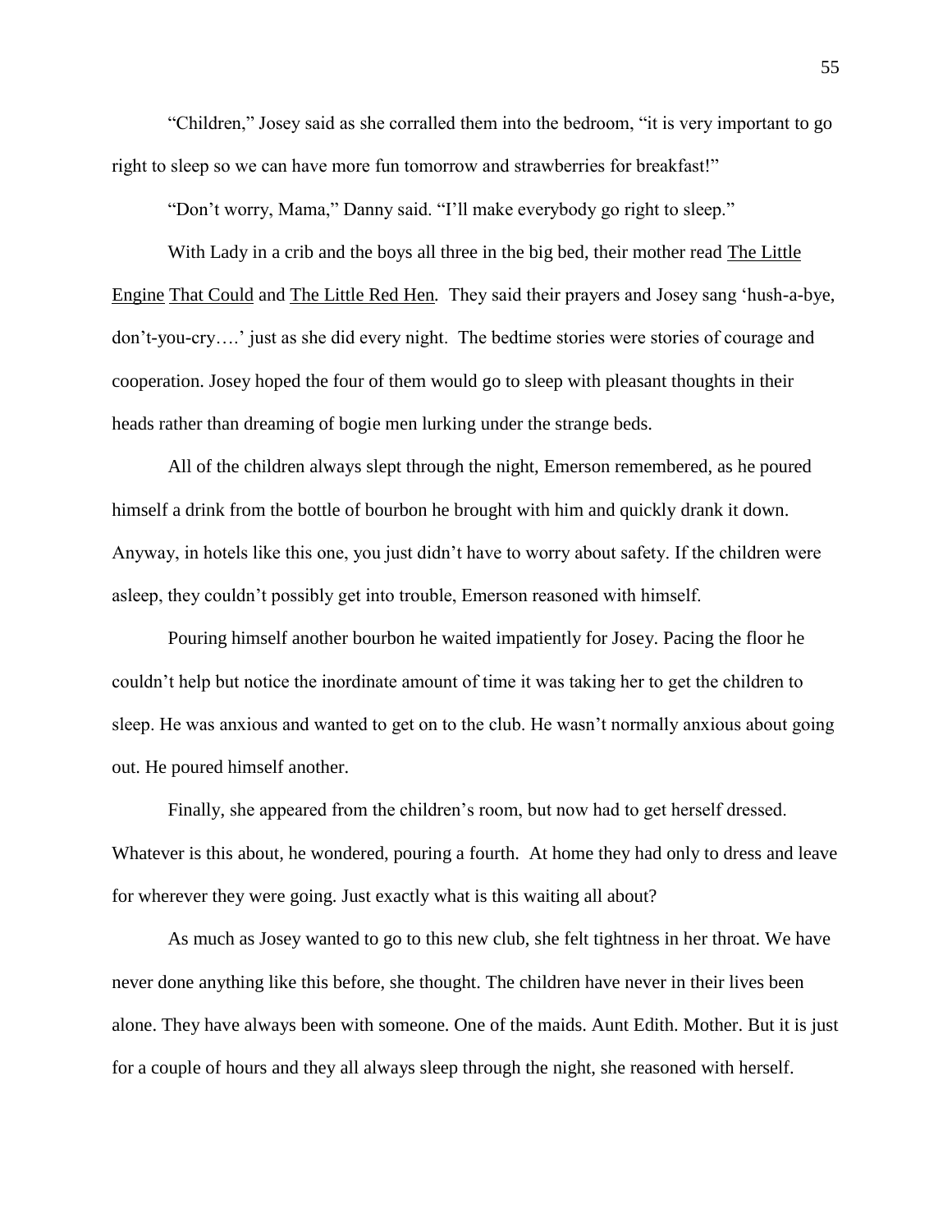"Children," Josey said as she corralled them into the bedroom, "it is very important to go right to sleep so we can have more fun tomorrow and strawberries for breakfast!"

"Don't worry, Mama," Danny said. "I'll make everybody go right to sleep."

With Lady in a crib and the boys all three in the big bed, their mother read The Little Engine That Could and The Little Red Hen. They said their prayers and Josey sang 'hush-a-bye, don't-you-cry….' just as she did every night. The bedtime stories were stories of courage and cooperation. Josey hoped the four of them would go to sleep with pleasant thoughts in their heads rather than dreaming of bogie men lurking under the strange beds.

All of the children always slept through the night, Emerson remembered, as he poured himself a drink from the bottle of bourbon he brought with him and quickly drank it down. Anyway, in hotels like this one, you just didn't have to worry about safety. If the children were asleep, they couldn't possibly get into trouble, Emerson reasoned with himself.

Pouring himself another bourbon he waited impatiently for Josey. Pacing the floor he couldn't help but notice the inordinate amount of time it was taking her to get the children to sleep. He was anxious and wanted to get on to the club. He wasn't normally anxious about going out. He poured himself another.

Finally, she appeared from the children's room, but now had to get herself dressed. Whatever is this about, he wondered, pouring a fourth. At home they had only to dress and leave for wherever they were going. Just exactly what is this waiting all about?

As much as Josey wanted to go to this new club, she felt tightness in her throat. We have never done anything like this before, she thought. The children have never in their lives been alone. They have always been with someone. One of the maids. Aunt Edith. Mother. But it is just for a couple of hours and they all always sleep through the night, she reasoned with herself.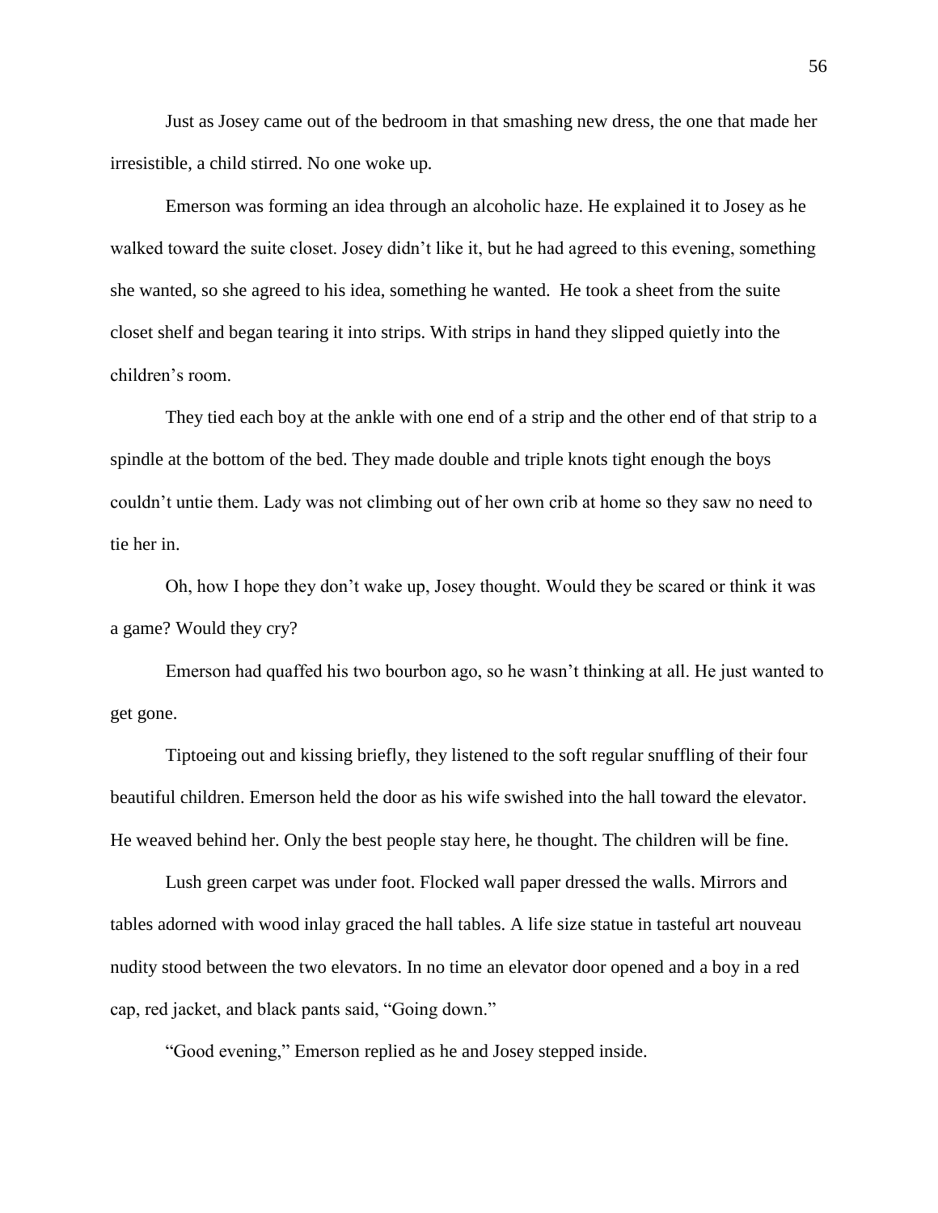Just as Josey came out of the bedroom in that smashing new dress, the one that made her irresistible, a child stirred. No one woke up.

Emerson was forming an idea through an alcoholic haze. He explained it to Josey as he walked toward the suite closet. Josey didn't like it, but he had agreed to this evening, something she wanted, so she agreed to his idea, something he wanted. He took a sheet from the suite closet shelf and began tearing it into strips. With strips in hand they slipped quietly into the children's room.

They tied each boy at the ankle with one end of a strip and the other end of that strip to a spindle at the bottom of the bed. They made double and triple knots tight enough the boys couldn't untie them. Lady was not climbing out of her own crib at home so they saw no need to tie her in.

Oh, how I hope they don't wake up, Josey thought. Would they be scared or think it was a game? Would they cry?

Emerson had quaffed his two bourbon ago, so he wasn't thinking at all. He just wanted to get gone.

Tiptoeing out and kissing briefly, they listened to the soft regular snuffling of their four beautiful children. Emerson held the door as his wife swished into the hall toward the elevator. He weaved behind her. Only the best people stay here, he thought. The children will be fine.

Lush green carpet was under foot. Flocked wall paper dressed the walls. Mirrors and tables adorned with wood inlay graced the hall tables. A life size statue in tasteful art nouveau nudity stood between the two elevators. In no time an elevator door opened and a boy in a red cap, red jacket, and black pants said, "Going down."

"Good evening," Emerson replied as he and Josey stepped inside.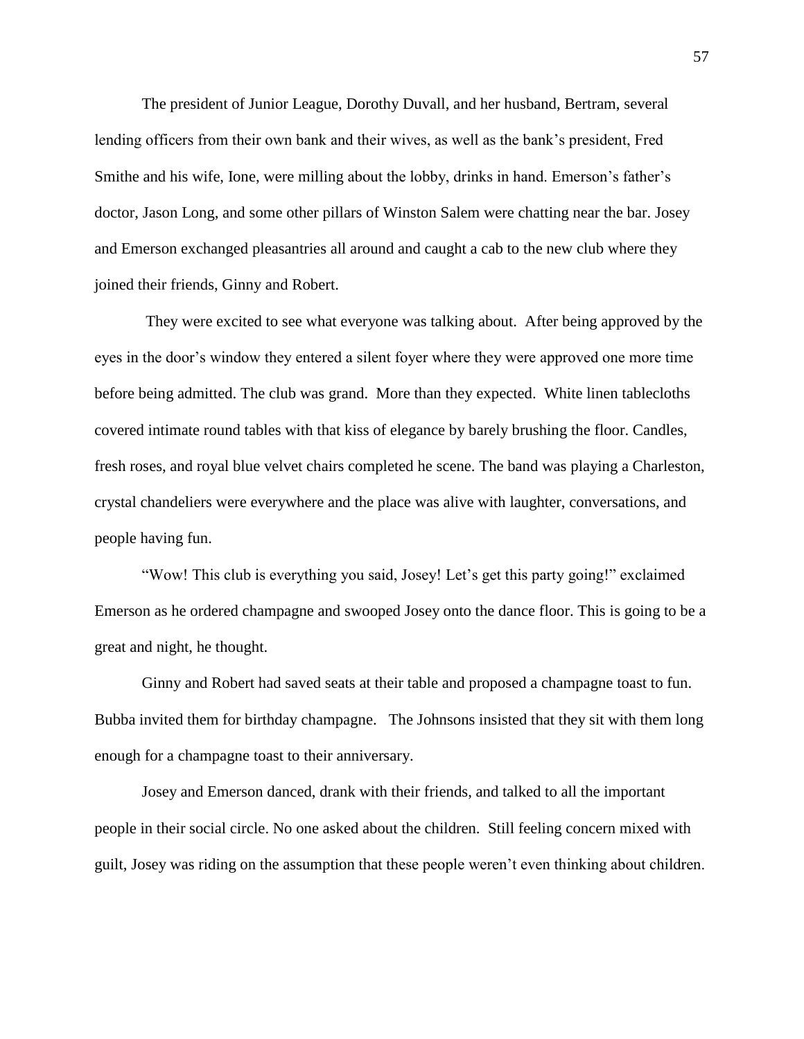The president of Junior League, Dorothy Duvall, and her husband, Bertram, several lending officers from their own bank and their wives, as well as the bank's president, Fred Smithe and his wife, Ione, were milling about the lobby, drinks in hand. Emerson's father's doctor, Jason Long, and some other pillars of Winston Salem were chatting near the bar. Josey and Emerson exchanged pleasantries all around and caught a cab to the new club where they joined their friends, Ginny and Robert.

They were excited to see what everyone was talking about. After being approved by the eyes in the door's window they entered a silent foyer where they were approved one more time before being admitted. The club was grand. More than they expected. White linen tablecloths covered intimate round tables with that kiss of elegance by barely brushing the floor. Candles, fresh roses, and royal blue velvet chairs completed he scene. The band was playing a Charleston, crystal chandeliers were everywhere and the place was alive with laughter, conversations, and people having fun.

"Wow! This club is everything you said, Josey! Let's get this party going!" exclaimed Emerson as he ordered champagne and swooped Josey onto the dance floor. This is going to be a great and night, he thought.

Ginny and Robert had saved seats at their table and proposed a champagne toast to fun. Bubba invited them for birthday champagne. The Johnsons insisted that they sit with them long enough for a champagne toast to their anniversary.

Josey and Emerson danced, drank with their friends, and talked to all the important people in their social circle. No one asked about the children. Still feeling concern mixed with guilt, Josey was riding on the assumption that these people weren't even thinking about children.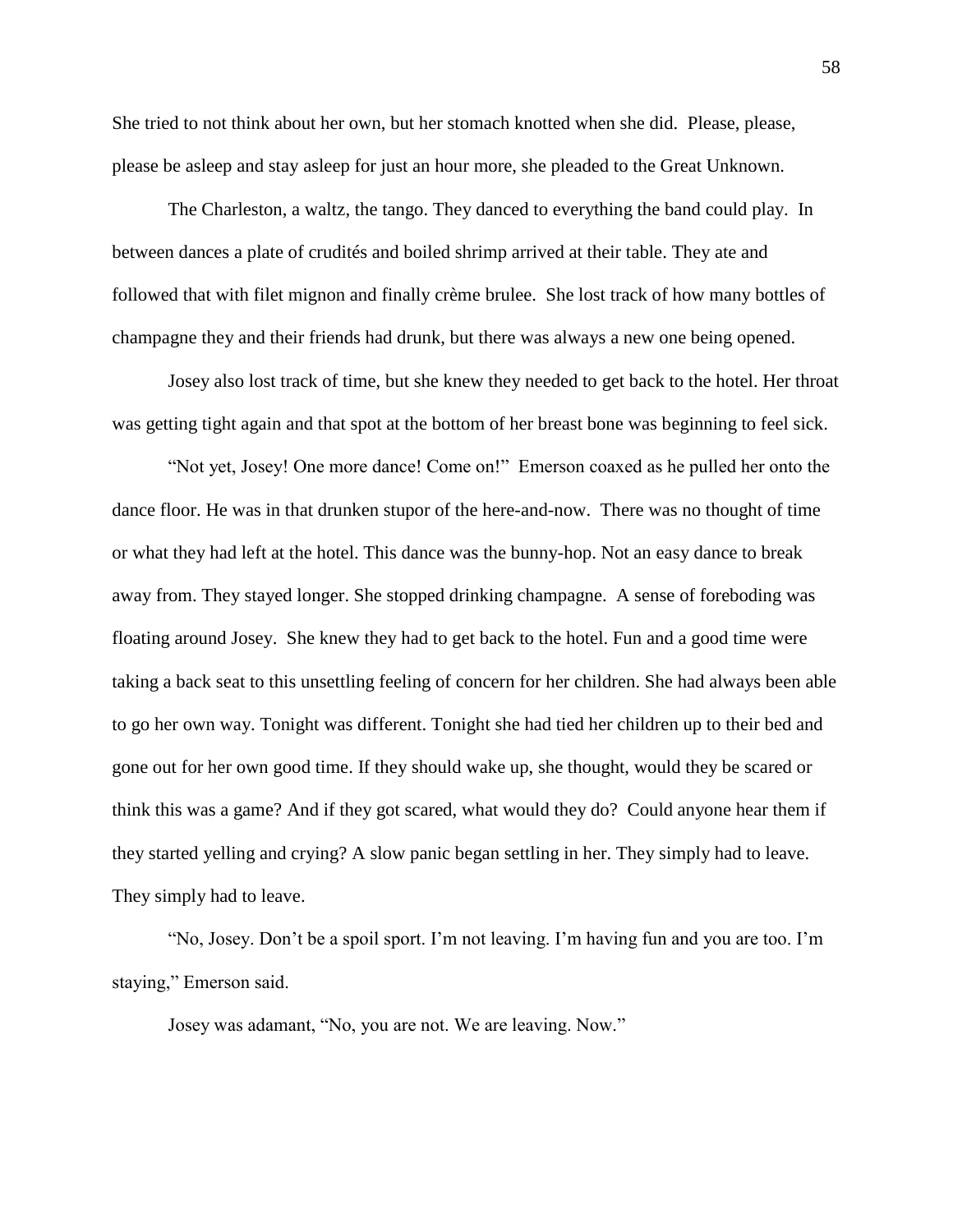She tried to not think about her own, but her stomach knotted when she did. Please, please, please be asleep and stay asleep for just an hour more, she pleaded to the Great Unknown.

The Charleston, a waltz, the tango. They danced to everything the band could play. In between dances a plate of crudités and boiled shrimp arrived at their table. They ate and followed that with filet mignon and finally crème brulee. She lost track of how many bottles of champagne they and their friends had drunk, but there was always a new one being opened.

Josey also lost track of time, but she knew they needed to get back to the hotel. Her throat was getting tight again and that spot at the bottom of her breast bone was beginning to feel sick.

"Not yet, Josey! One more dance! Come on!" Emerson coaxed as he pulled her onto the dance floor. He was in that drunken stupor of the here-and-now. There was no thought of time or what they had left at the hotel. This dance was the bunny-hop. Not an easy dance to break away from. They stayed longer. She stopped drinking champagne. A sense of foreboding was floating around Josey. She knew they had to get back to the hotel. Fun and a good time were taking a back seat to this unsettling feeling of concern for her children. She had always been able to go her own way. Tonight was different. Tonight she had tied her children up to their bed and gone out for her own good time. If they should wake up, she thought, would they be scared or think this was a game? And if they got scared, what would they do? Could anyone hear them if they started yelling and crying? A slow panic began settling in her. They simply had to leave. They simply had to leave.

"No, Josey. Don't be a spoil sport. I'm not leaving. I'm having fun and you are too. I'm staying," Emerson said.

Josey was adamant, "No, you are not. We are leaving. Now."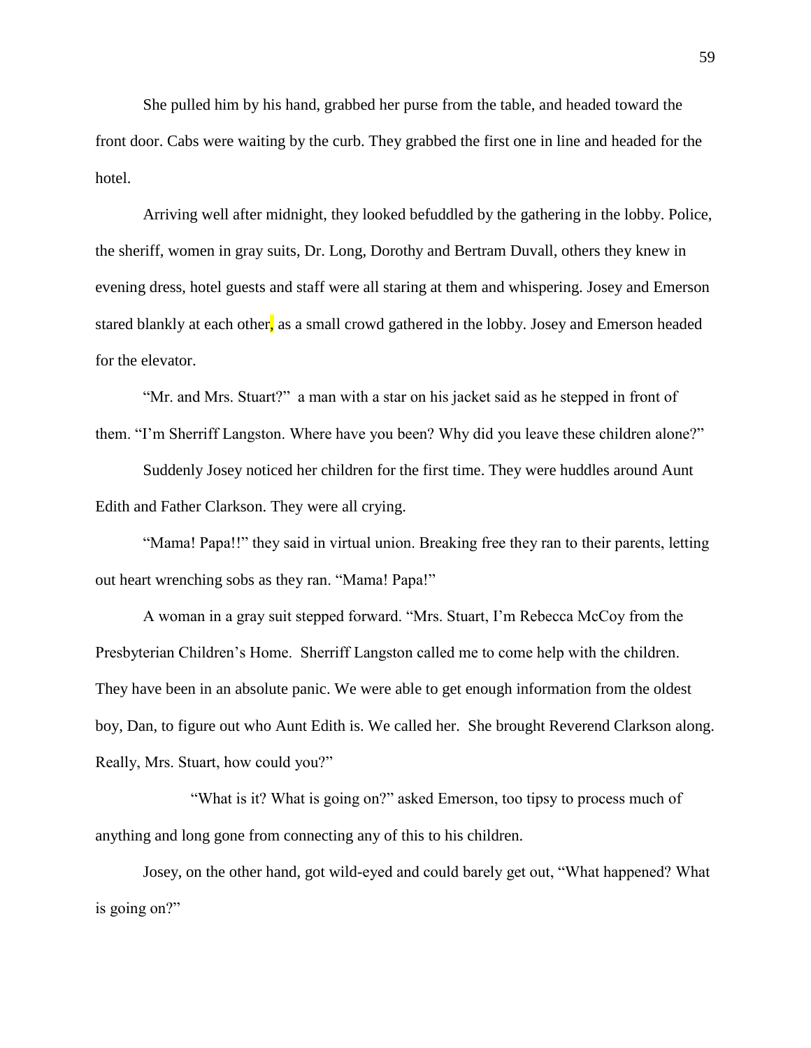She pulled him by his hand, grabbed her purse from the table, and headed toward the front door. Cabs were waiting by the curb. They grabbed the first one in line and headed for the hotel.

Arriving well after midnight, they looked befuddled by the gathering in the lobby. Police, the sheriff, women in gray suits, Dr. Long, Dorothy and Bertram Duvall, others they knew in evening dress, hotel guests and staff were all staring at them and whispering. Josey and Emerson stared blankly at each other, as a small crowd gathered in the lobby. Josey and Emerson headed for the elevator.

"Mr. and Mrs. Stuart?"  a man with a star on his jacket said as he stepped in front of them. "I'm Sherriff Langston. Where have you been? Why did you leave these children alone?"

Suddenly Josey noticed her children for the first time. They were huddles around Aunt Edith and Father Clarkson. They were all crying.

"Mama! Papa!!" they said in virtual union. Breaking free they ran to their parents, letting out heart wrenching sobs as they ran. "Mama! Papa!"

A woman in a gray suit stepped forward. "Mrs. Stuart, I'm Rebecca McCoy from the Presbyterian Children's Home.  Sherriff Langston called me to come help with the children. They have been in an absolute panic. We were able to get enough information from the oldest boy, Dan, to figure out who Aunt Edith is. We called her.  She brought Reverend Clarkson along. Really, Mrs. Stuart, how could you?"

"What is it? What is going on?" asked Emerson, too tipsy to process much of anything and long gone from connecting any of this to his children.

Josey, on the other hand, got wild-eyed and could barely get out, "What happened? What is going on?"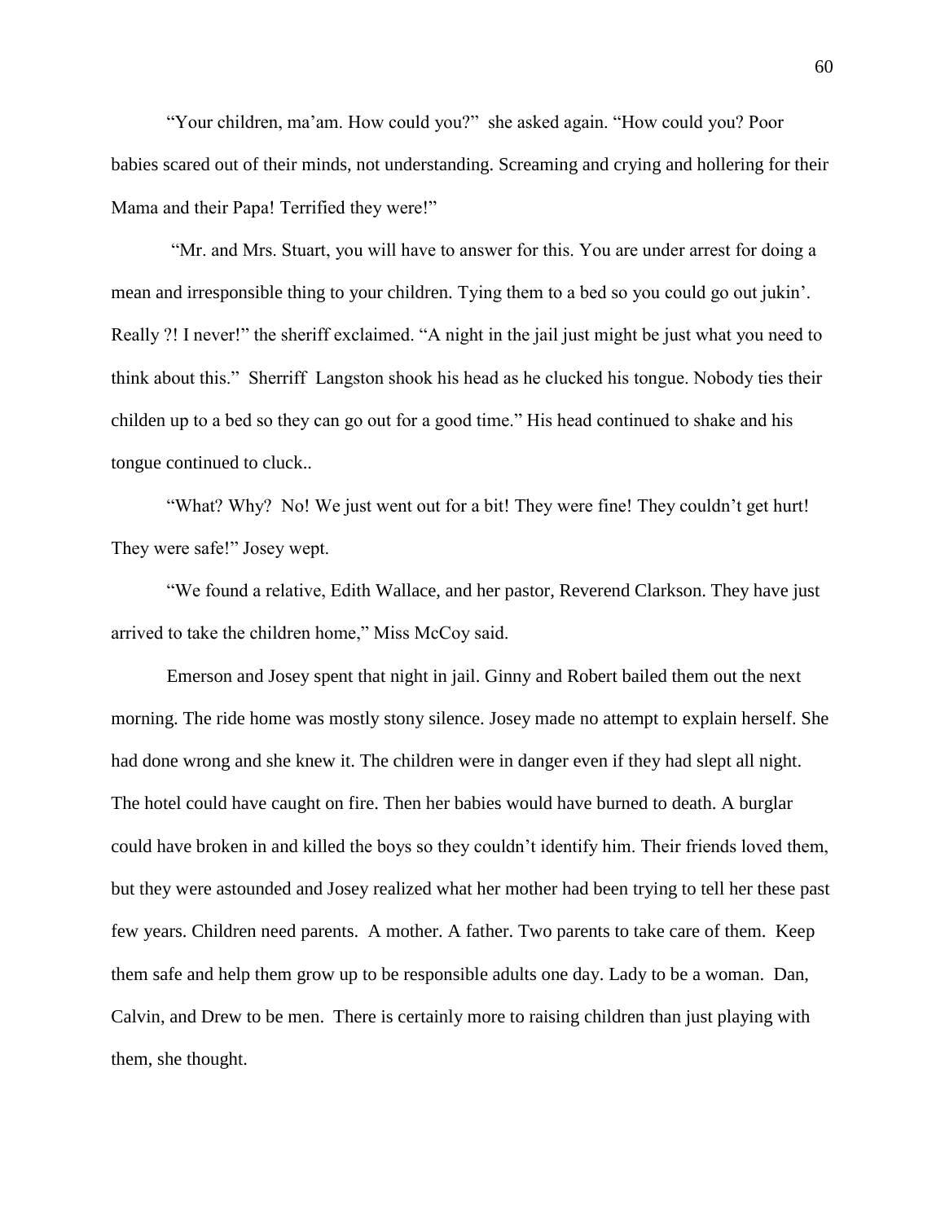"Your children, ma'am. How could you?" she asked again. "How could you? Poor babies scared out of their minds, not understanding. Screaming and crying and hollering for their Mama and their Papa! Terrified they were!"

"Mr. and Mrs. Stuart, you will have to answer for this. You are under arrest for doing a mean and irresponsible thing to your children. Tying them to a bed so you could go out jukin'. Really ?! I never!" the sheriff exclaimed. "A night in the jail just might be just what you need to think about this." Sherriff Langston shook his head as he clucked his tongue. Nobody ties their childen up to a bed so they can go out for a good time." His head continued to shake and his tongue continued to cluck..

"What? Why? No! We just went out for a bit! They were fine! They couldn't get hurt! They were safe!" Josey wept.

"We found a relative, Edith Wallace, and her pastor, Reverend Clarkson. They have just arrived to take the children home," Miss McCoy said.

Emerson and Josey spent that night in jail. Ginny and Robert bailed them out the next morning. The ride home was mostly stony silence. Josey made no attempt to explain herself. She had done wrong and she knew it. The children were in danger even if they had slept all night. The hotel could have caught on fire. Then her babies would have burned to death. A burglar could have broken in and killed the boys so they couldn't identify him. Their friends loved them, but they were astounded and Josey realized what her mother had been trying to tell her these past few years. Children need parents. A mother. A father. Two parents to take care of them. Keep them safe and help them grow up to be responsible adults one day. Lady to be a woman. Dan, Calvin, and Drew to be men. There is certainly more to raising children than just playing with them, she thought.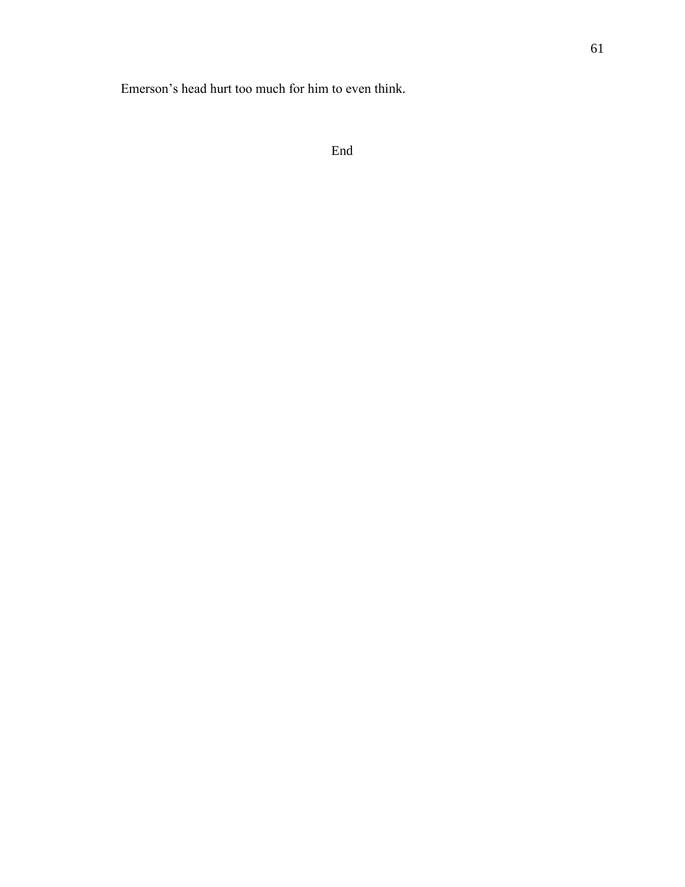Emerson's head hurt too much for him to even think.

End